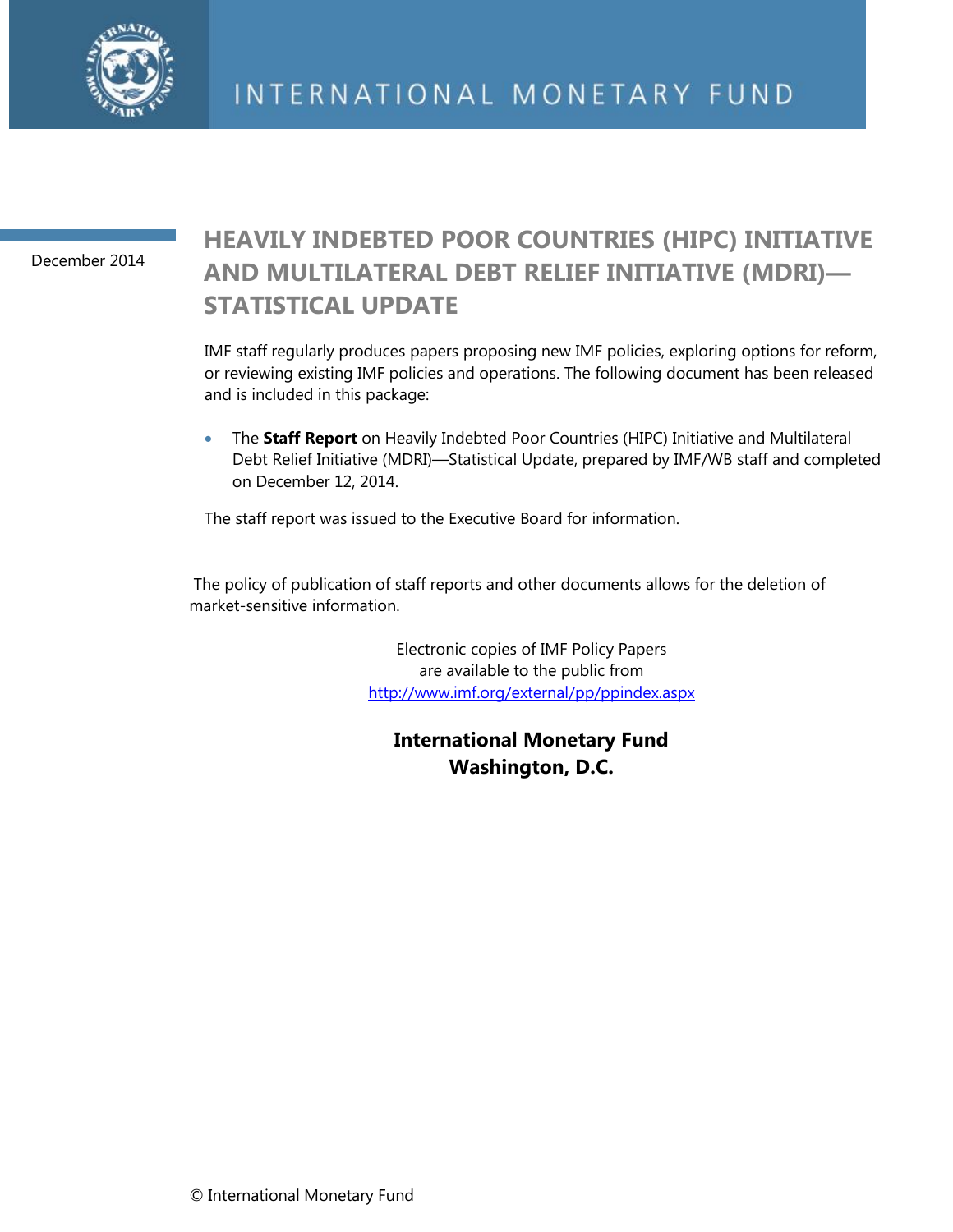INTERNATIONAL MONETARY FUND

December 2014

# HEAVILY INDEBTED POOR COUNTRIES (HIPC) INITIATIVE AND MULTILATERAL DEBT RELIEF INITIATIVE (MDRI)—STATISTICAL UPDATE

IMF staff regularly produces papers proposing new IMF policies, exploring options for reform, or reviewing existing IMF policies and operations. The following document has been released and is included in this package:

- The **Staff Report** on Heavily Indebted Poor Countries (HIPC) Initiative and Multilateral Debt Relief Initiative (MDRI)—Statistical Update, prepared by IMF/WB staff and completed on December 12, 2014.

The staff report was issued to the Executive Board for information.

The policy of publication of staff reports and other documents allows for the deletion of market-sensitive information.

Electronic copies of IMF Policy Papers are available to the public from http://www.imf.org/external/pp/ppindex.aspx

**International Monetary Fund**
**Washington, D.C.**

© International Monetary Fund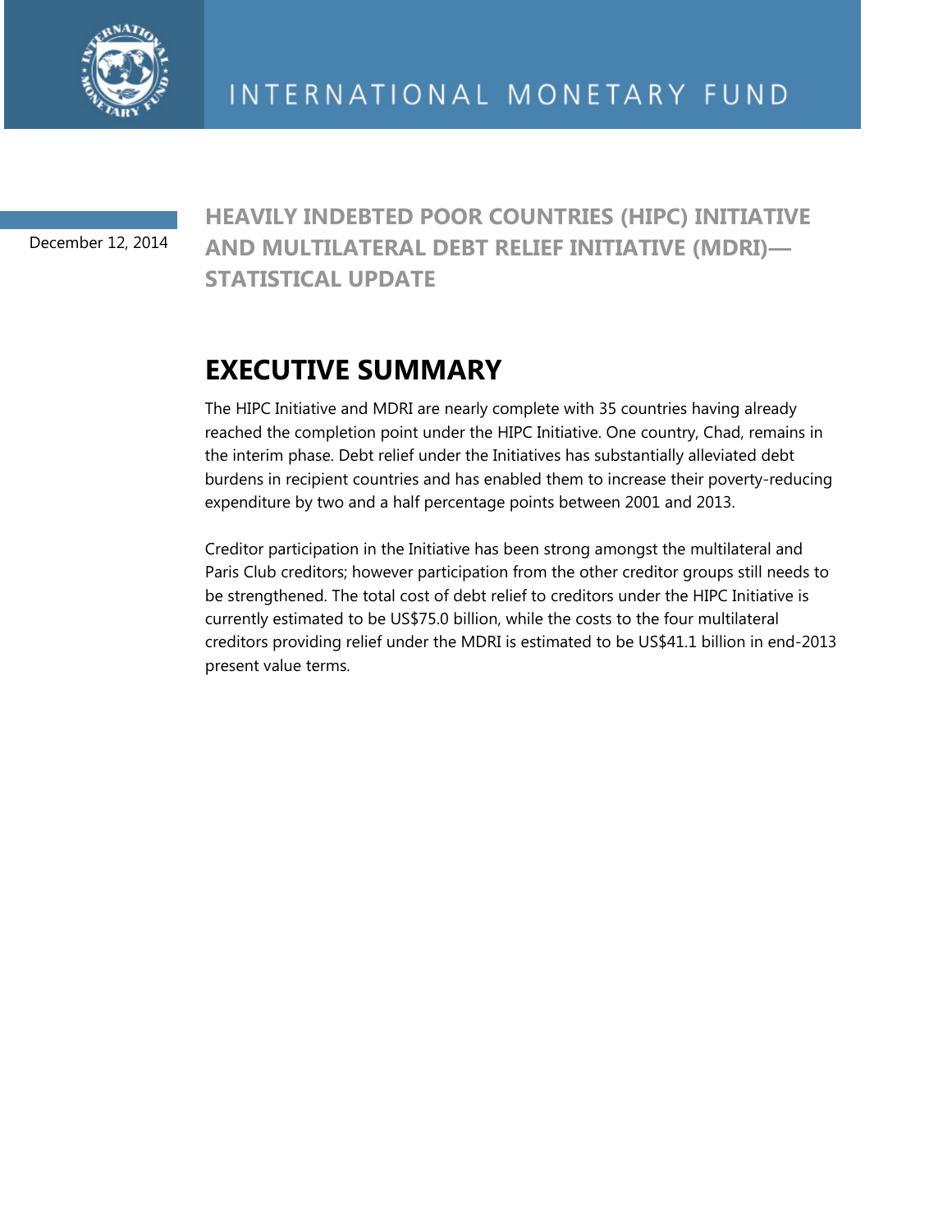# INTERNATIONAL MONETARY FUND

December 12, 2014

## HEAVILY INDEBTED POOR COUNTRIES (HIPC) INITIATIVE AND MULTILATERAL DEBT RELIEF INITIATIVE (MDRI)—STATISTICAL UPDATE

## EXECUTIVE SUMMARY

The HIPC Initiative and MDRI are nearly complete with 35 countries having already reached the completion point under the HIPC Initiative. One country, Chad, remains in the interim phase. Debt relief under the Initiatives has substantially alleviated debt burdens in recipient countries and has enabled them to increase their poverty-reducing expenditure by two and a half percentage points between 2001 and 2013.

Creditor participation in the Initiative has been strong amongst the multilateral and Paris Club creditors; however participation from the other creditor groups still needs to be strengthened. The total cost of debt relief to creditors under the HIPC Initiative is currently estimated to be US$75.0 billion, while the costs to the four multilateral creditors providing relief under the MDRI is estimated to be US$41.1 billion in end-2013 present value terms.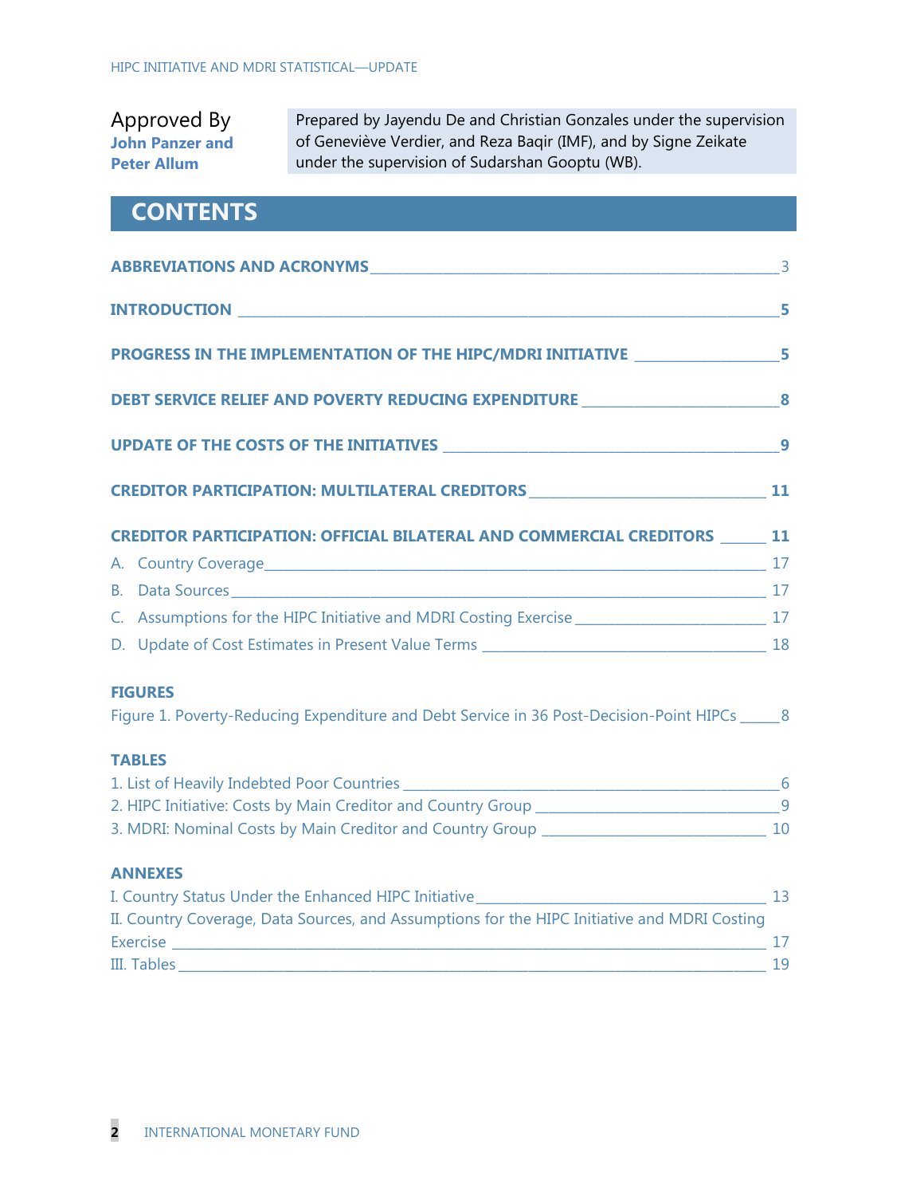Approved By
**John Panzer and Peter Allum**

Prepared by Jayendu De and Christian Gonzales under the supervision of Geneviève Verdier, and Reza Baqir (IMF), and by Signe Zeikate under the supervision of Sudarshan Gooptu (WB).

## CONTENTS

**ABBREVIATIONS AND ACRONYMS** ____ 3

**INTRODUCTION** ____ 5

**PROGRESS IN THE IMPLEMENTATION OF THE HIPC/MDRI INITIATIVE** ____ 5

**DEBT SERVICE RELIEF AND POVERTY REDUCING EXPENDITURE** ____ 8

**UPDATE OF THE COSTS OF THE INITIATIVES** ____ 9

**CREDITOR PARTICIPATION: MULTILATERAL CREDITORS** ____ 11

**CREDITOR PARTICIPATION: OFFICIAL BILATERAL AND COMMERCIAL CREDITORS** ____ 11

A. Country Coverage ____ 17

B. Data Sources ____ 17

C. Assumptions for the HIPC Initiative and MDRI Costing Exercise ____ 17

D. Update of Cost Estimates in Present Value Terms ____ 18

**FIGURES**

Figure 1. Poverty-Reducing Expenditure and Debt Service in 36 Post-Decision-Point HIPCs ____ 8

**TABLES**

1. List of Heavily Indebted Poor Countries ____ 6
2. HIPC Initiative: Costs by Main Creditor and Country Group ____ 9
3. MDRI: Nominal Costs by Main Creditor and Country Group ____ 10

**ANNEXES**

I. Country Status Under the Enhanced HIPC Initiative ____ 13

II. Country Coverage, Data Sources, and Assumptions for the HIPC Initiative and MDRI Costing Exercise ____ 17

III. Tables ____ 19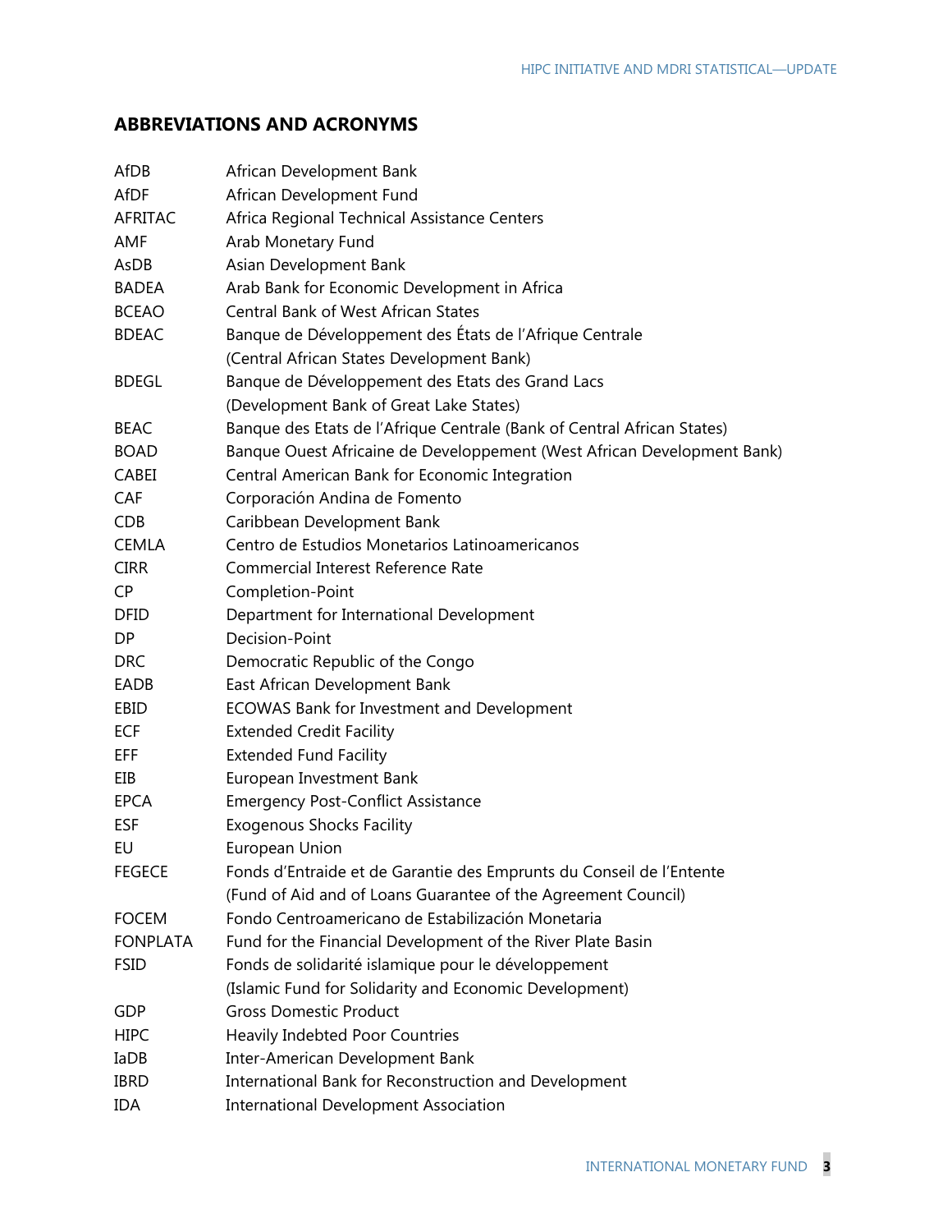## ABBREVIATIONS AND ACRONYMS

| | |
|---|---|
| AfDB | African Development Bank |
| AfDF | African Development Fund |
| AFRITAC | Africa Regional Technical Assistance Centers |
| AMF | Arab Monetary Fund |
| AsDB | Asian Development Bank |
| BADEA | Arab Bank for Economic Development in Africa |
| BCEAO | Central Bank of West African States |
| BDEAC | Banque de Développement des États de l'Afrique Centrale (Central African States Development Bank) |
| BDEGL | Banque de Développement des Etats des Grand Lacs (Development Bank of Great Lake States) |
| BEAC | Banque des Etats de l'Afrique Centrale (Bank of Central African States) |
| BOAD | Banque Ouest Africaine de Developpement (West African Development Bank) |
| CABEI | Central American Bank for Economic Integration |
| CAF | Corporación Andina de Fomento |
| CDB | Caribbean Development Bank |
| CEMLA | Centro de Estudios Monetarios Latinoamericanos |
| CIRR | Commercial Interest Reference Rate |
| CP | Completion-Point |
| DFID | Department for International Development |
| DP | Decision-Point |
| DRC | Democratic Republic of the Congo |
| EADB | East African Development Bank |
| EBID | ECOWAS Bank for Investment and Development |
| ECF | Extended Credit Facility |
| EFF | Extended Fund Facility |
| EIB | European Investment Bank |
| EPCA | Emergency Post-Conflict Assistance |
| ESF | Exogenous Shocks Facility |
| EU | European Union |
| FEGECE | Fonds d'Entraide et de Garantie des Emprunts du Conseil de l'Entente (Fund of Aid and of Loans Guarantee of the Agreement Council) |
| FOCEM | Fondo Centroamericano de Estabilización Monetaria |
| FONPLATA | Fund for the Financial Development of the River Plate Basin |
| FSID | Fonds de solidarité islamique pour le développement (Islamic Fund for Solidarity and Economic Development) |
| GDP | Gross Domestic Product |
| HIPC | Heavily Indebted Poor Countries |
| IaDB | Inter-American Development Bank |
| IBRD | International Bank for Reconstruction and Development |
| IDA | International Development Association |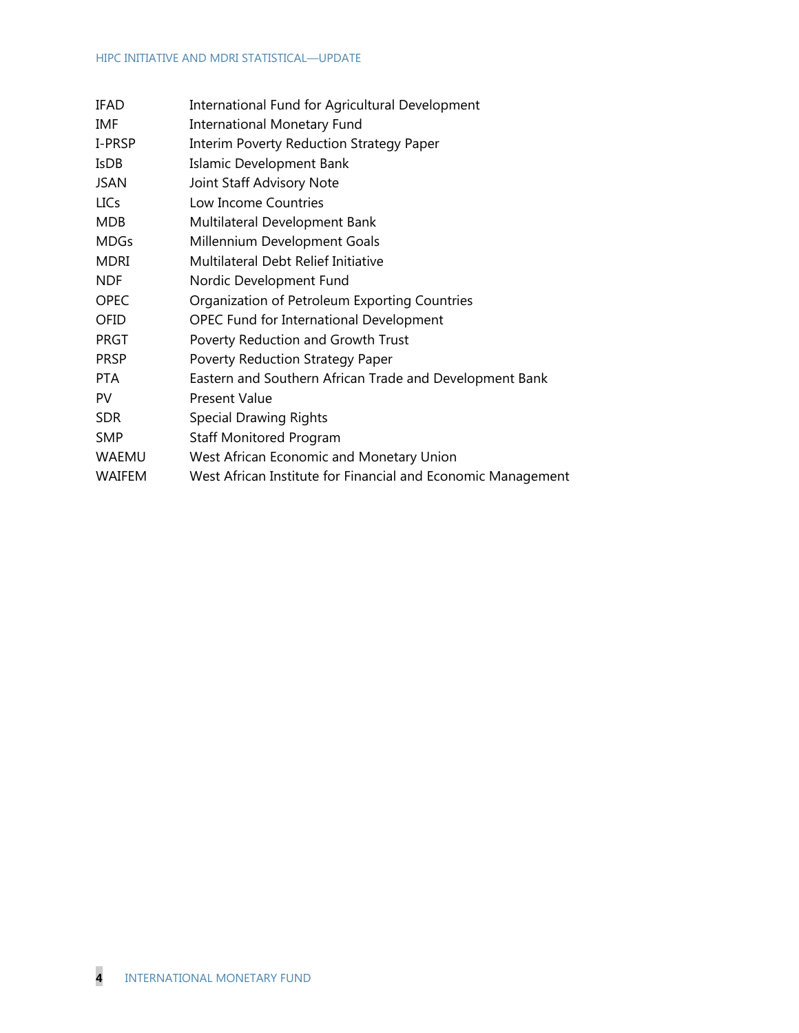| | |
|---|---|
| IFAD | International Fund for Agricultural Development |
| IMF | International Monetary Fund |
| I-PRSP | Interim Poverty Reduction Strategy Paper |
| IsDB | Islamic Development Bank |
| JSAN | Joint Staff Advisory Note |
| LICs | Low Income Countries |
| MDB | Multilateral Development Bank |
| MDGs | Millennium Development Goals |
| MDRI | Multilateral Debt Relief Initiative |
| NDF | Nordic Development Fund |
| OPEC | Organization of Petroleum Exporting Countries |
| OFID | OPEC Fund for International Development |
| PRGT | Poverty Reduction and Growth Trust |
| PRSP | Poverty Reduction Strategy Paper |
| PTA | Eastern and Southern African Trade and Development Bank |
| PV | Present Value |
| SDR | Special Drawing Rights |
| SMP | Staff Monitored Program |
| WAEMU | West African Economic and Monetary Union |
| WAIFEM | West African Institute for Financial and Economic Management |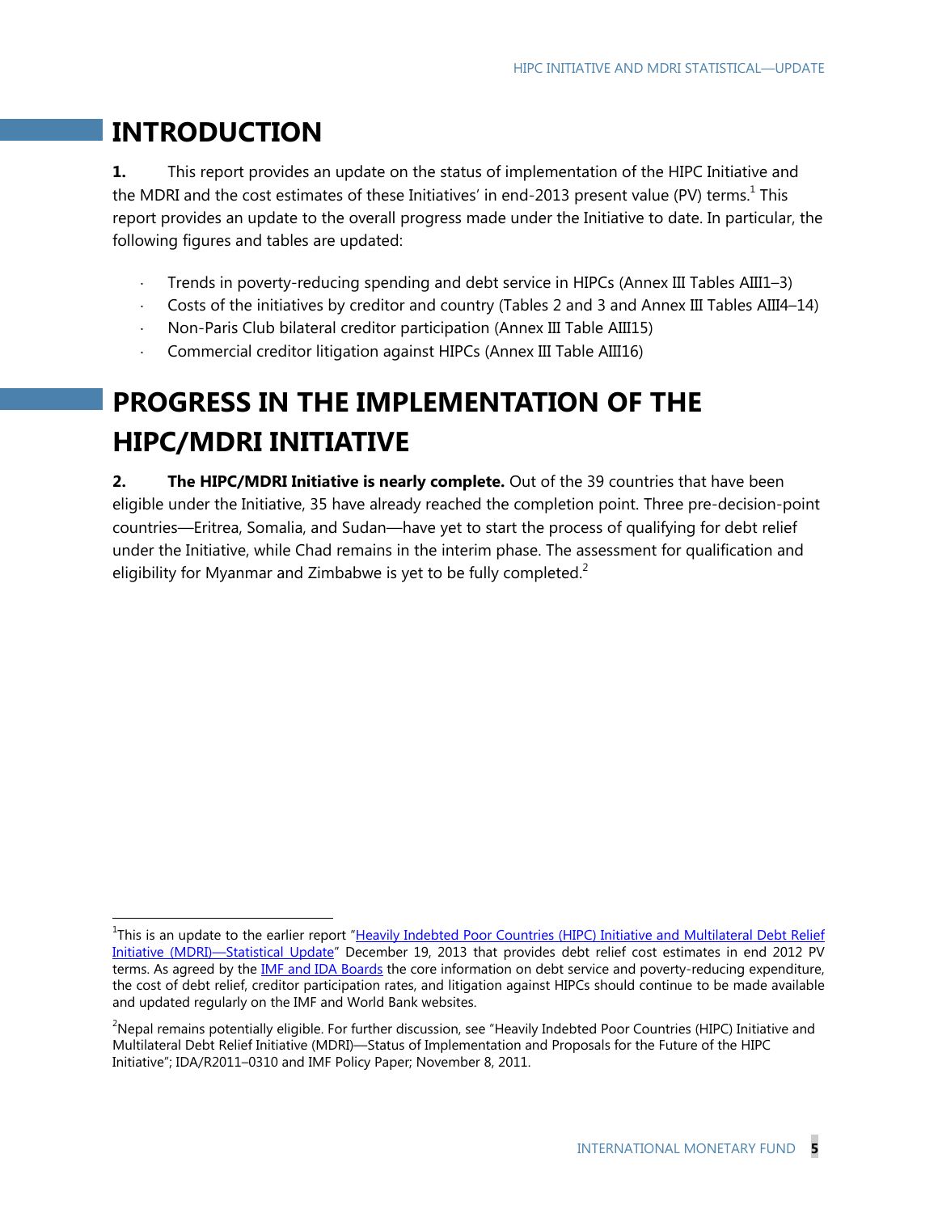# INTRODUCTION

**1.** This report provides an update on the status of implementation of the HIPC Initiative and the MDRI and the cost estimates of these Initiatives' in end-2013 present value (PV) terms.[1] This report provides an update to the overall progress made under the Initiative to date. In particular, the following figures and tables are updated:

- Trends in poverty-reducing spending and debt service in HIPCs (Annex III Tables AIII1–3)
- Costs of the initiatives by creditor and country (Tables 2 and 3 and Annex III Tables AIII4–14)
- Non-Paris Club bilateral creditor participation (Annex III Table AIII15)
- Commercial creditor litigation against HIPCs (Annex III Table AIII16)

# PROGRESS IN THE IMPLEMENTATION OF THE HIPC/MDRI INITIATIVE

**2.** **The HIPC/MDRI Initiative is nearly complete.** Out of the 39 countries that have been eligible under the Initiative, 35 have already reached the completion point. Three pre-decision-point countries—Eritrea, Somalia, and Sudan—have yet to start the process of qualifying for debt relief under the Initiative, while Chad remains in the interim phase. The assessment for qualification and eligibility for Myanmar and Zimbabwe is yet to be fully completed.[2]

---

[1] This is an update to the earlier report "Heavily Indebted Poor Countries (HIPC) Initiative and Multilateral Debt Relief Initiative (MDRI)—Statistical Update" December 19, 2013 that provides debt relief cost estimates in end 2012 PV terms. As agreed by the IMF and IDA Boards the core information on debt service and poverty-reducing expenditure, the cost of debt relief, creditor participation rates, and litigation against HIPCs should continue to be made available and updated regularly on the IMF and World Bank websites.

[2] Nepal remains potentially eligible. For further discussion, see "Heavily Indebted Poor Countries (HIPC) Initiative and Multilateral Debt Relief Initiative (MDRI)—Status of Implementation and Proposals for the Future of the HIPC Initiative"; IDA/R2011–0310 and IMF Policy Paper; November 8, 2011.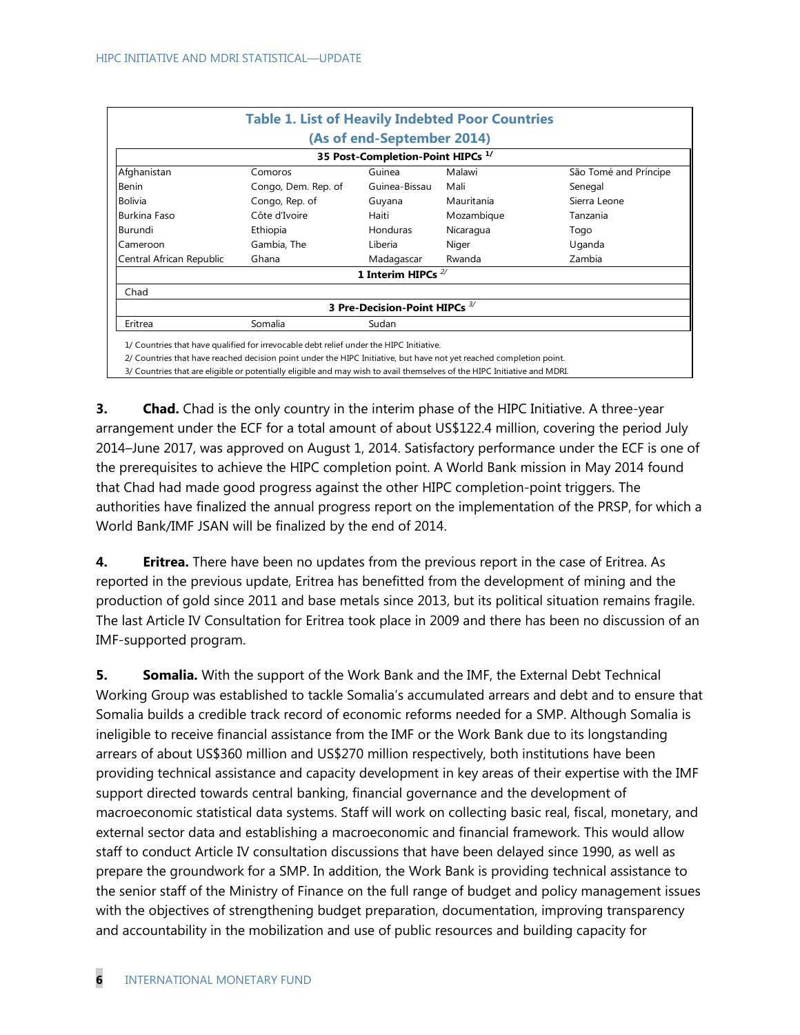**Table 1. List of Heavily Indebted Poor Countries**
**(As of end-September 2014)**

| 35 Post-Completion-Point HIPCs 1/ | | | | |
|---|---|---|---|---|
| Afghanistan | Comoros | Guinea | Malawi | São Tomé and Príncipe |
| Benin | Congo, Dem. Rep. of | Guinea-Bissau | Mali | Senegal |
| Bolivia | Congo, Rep. of | Guyana | Mauritania | Sierra Leone |
| Burkina Faso | Côte d'Ivoire | Haiti | Mozambique | Tanzania |
| Burundi | Ethiopia | Honduras | Nicaragua | Togo |
| Cameroon | Gambia, The | Liberia | Niger | Uganda |
| Central African Republic | Ghana | Madagascar | Rwanda | Zambia |
| **1 Interim HIPCs 2/** | | | | |
| Chad | | | | |
| **3 Pre-Decision-Point HIPCs 3/** | | | | |
| Eritrea | Somalia | Sudan | | |

1/ Countries that have qualified for irrevocable debt relief under the HIPC Initiative.
2/ Countries that have reached decision point under the HIPC Initiative, but have not yet reached completion point.
3/ Countries that are eligible or potentially eligible and may wish to avail themselves of the HIPC Initiative and MDRI.

**3. Chad.** Chad is the only country in the interim phase of the HIPC Initiative. A three-year arrangement under the ECF for a total amount of about US$122.4 million, covering the period July 2014–June 2017, was approved on August 1, 2014. Satisfactory performance under the ECF is one of the prerequisites to achieve the HIPC completion point. A World Bank mission in May 2014 found that Chad had made good progress against the other HIPC completion-point triggers. The authorities have finalized the annual progress report on the implementation of the PRSP, for which a World Bank/IMF JSAN will be finalized by the end of 2014.

**4. Eritrea.** There have been no updates from the previous report in the case of Eritrea. As reported in the previous update, Eritrea has benefitted from the development of mining and the production of gold since 2011 and base metals since 2013, but its political situation remains fragile. The last Article IV Consultation for Eritrea took place in 2009 and there has been no discussion of an IMF-supported program.

**5. Somalia.** With the support of the Work Bank and the IMF, the External Debt Technical Working Group was established to tackle Somalia's accumulated arrears and debt and to ensure that Somalia builds a credible track record of economic reforms needed for a SMP. Although Somalia is ineligible to receive financial assistance from the IMF or the Work Bank due to its longstanding arrears of about US$360 million and US$270 million respectively, both institutions have been providing technical assistance and capacity development in key areas of their expertise with the IMF support directed towards central banking, financial governance and the development of macroeconomic statistical data systems. Staff will work on collecting basic real, fiscal, monetary, and external sector data and establishing a macroeconomic and financial framework. This would allow staff to conduct Article IV consultation discussions that have been delayed since 1990, as well as prepare the groundwork for a SMP. In addition, the Work Bank is providing technical assistance to the senior staff of the Ministry of Finance on the full range of budget and policy management issues with the objectives of strengthening budget preparation, documentation, improving transparency and accountability in the mobilization and use of public resources and building capacity for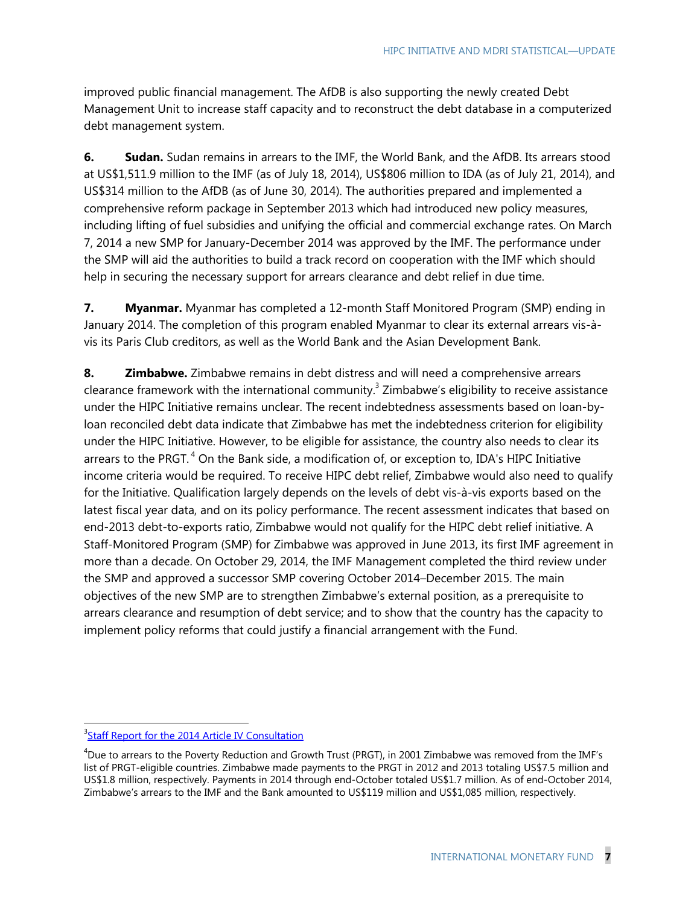improved public financial management. The AfDB is also supporting the newly created Debt Management Unit to increase staff capacity and to reconstruct the debt database in a computerized debt management system.

**6. Sudan.** Sudan remains in arrears to the IMF, the World Bank, and the AfDB. Its arrears stood at US$1,511.9 million to the IMF (as of July 18, 2014), US$806 million to IDA (as of July 21, 2014), and US$314 million to the AfDB (as of June 30, 2014). The authorities prepared and implemented a comprehensive reform package in September 2013 which had introduced new policy measures, including lifting of fuel subsidies and unifying the official and commercial exchange rates. On March 7, 2014 a new SMP for January-December 2014 was approved by the IMF. The performance under the SMP will aid the authorities to build a track record on cooperation with the IMF which should help in securing the necessary support for arrears clearance and debt relief in due time.

**7. Myanmar.** Myanmar has completed a 12-month Staff Monitored Program (SMP) ending in January 2014. The completion of this program enabled Myanmar to clear its external arrears vis-à-vis its Paris Club creditors, as well as the World Bank and the Asian Development Bank.

**8. Zimbabwe.** Zimbabwe remains in debt distress and will need a comprehensive arrears clearance framework with the international community.[3] Zimbabwe's eligibility to receive assistance under the HIPC Initiative remains unclear. The recent indebtedness assessments based on loan-by-loan reconciled debt data indicate that Zimbabwe has met the indebtedness criterion for eligibility under the HIPC Initiative. However, to be eligible for assistance, the country also needs to clear its arrears to the PRGT.[4] On the Bank side, a modification of, or exception to, IDA's HIPC Initiative income criteria would be required. To receive HIPC debt relief, Zimbabwe would also need to qualify for the Initiative. Qualification largely depends on the levels of debt vis-à-vis exports based on the latest fiscal year data, and on its policy performance. The recent assessment indicates that based on end-2013 debt-to-exports ratio, Zimbabwe would not qualify for the HIPC debt relief initiative. A Staff-Monitored Program (SMP) for Zimbabwe was approved in June 2013, its first IMF agreement in more than a decade. On October 29, 2014, the IMF Management completed the third review under the SMP and approved a successor SMP covering October 2014–December 2015. The main objectives of the new SMP are to strengthen Zimbabwe's external position, as a prerequisite to arrears clearance and resumption of debt service; and to show that the country has the capacity to implement policy reforms that could justify a financial arrangement with the Fund.

---

[3] Staff Report for the 2014 Article IV Consultation

[4] Due to arrears to the Poverty Reduction and Growth Trust (PRGT), in 2001 Zimbabwe was removed from the IMF's list of PRGT-eligible countries. Zimbabwe made payments to the PRGT in 2012 and 2013 totaling US$7.5 million and US$1.8 million, respectively. Payments in 2014 through end-October totaled US$1.7 million. As of end-October 2014, Zimbabwe's arrears to the IMF and the Bank amounted to US$119 million and US$1,085 million, respectively.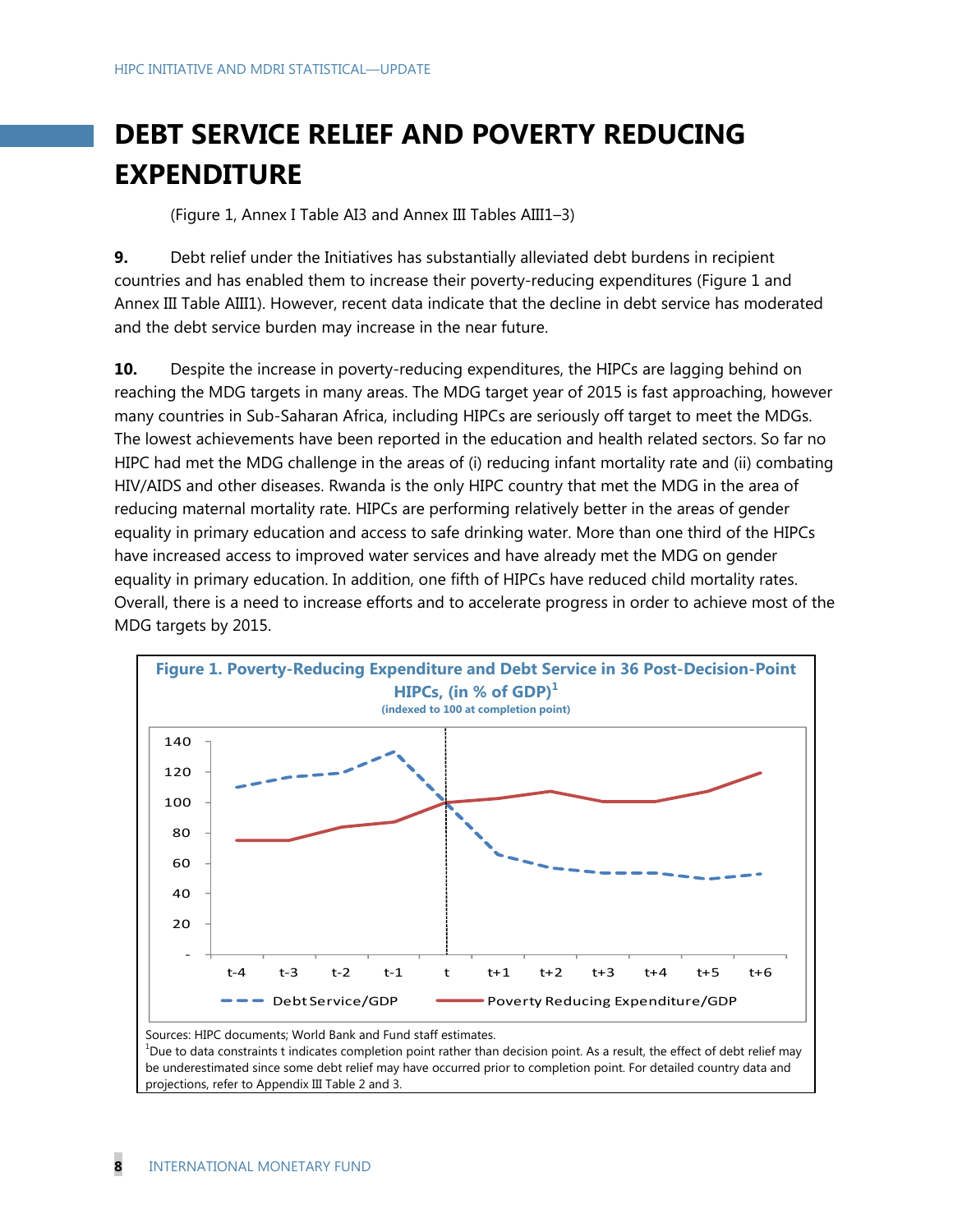# DEBT SERVICE RELIEF AND POVERTY REDUCING EXPENDITURE

(Figure 1, Annex I Table AI3 and Annex III Tables AIII1–3)

**9.** Debt relief under the Initiatives has substantially alleviated debt burdens in recipient countries and has enabled them to increase their poverty-reducing expenditures (Figure 1 and Annex III Table AIII1). However, recent data indicate that the decline in debt service has moderated and the debt service burden may increase in the near future.

**10.** Despite the increase in poverty-reducing expenditures, the HIPCs are lagging behind on reaching the MDG targets in many areas. The MDG target year of 2015 is fast approaching, however many countries in Sub-Saharan Africa, including HIPCs are seriously off target to meet the MDGs. The lowest achievements have been reported in the education and health related sectors. So far no HIPC had met the MDG challenge in the areas of (i) reducing infant mortality rate and (ii) combating HIV/AIDS and other diseases. Rwanda is the only HIPC country that met the MDG in the area of reducing maternal mortality rate. HIPCs are performing relatively better in the areas of gender equality in primary education and access to safe drinking water. More than one third of the HIPCs have increased access to improved water services and have already met the MDG on gender equality in primary education. In addition, one fifth of HIPCs have reduced child mortality rates. Overall, there is a need to increase efforts and to accelerate progress in order to achieve most of the MDG targets by 2015.

**Figure 1. Poverty-Reducing Expenditure and Debt Service in 36 Post-Decision-Point HIPCs, (in % of GDP)[1]**

(indexed to 100 at completion point)

Legend: Debt Service/GDP; Poverty Reducing Expenditure/GDP

Sources: HIPC documents; World Bank and Fund staff estimates.

[1]Due to data constraints t indicates completion point rather than decision point. As a result, the effect of debt relief may be underestimated since some debt relief may have occurred prior to completion point. For detailed country data and projections, refer to Appendix III Table 2 and 3.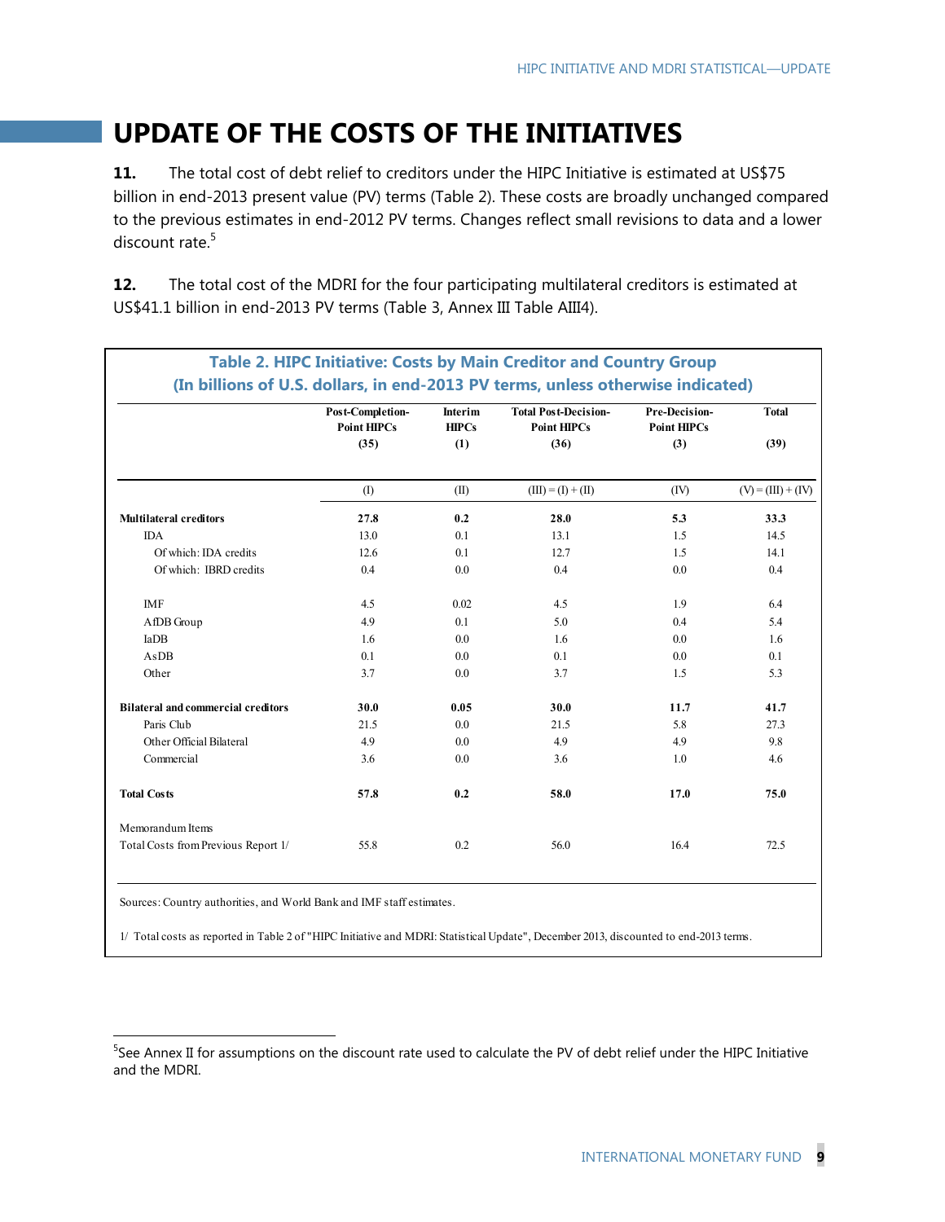# UPDATE OF THE COSTS OF THE INITIATIVES

**11.** The total cost of debt relief to creditors under the HIPC Initiative is estimated at US$75 billion in end-2013 present value (PV) terms (Table 2). These costs are broadly unchanged compared to the previous estimates in end-2012 PV terms. Changes reflect small revisions to data and a lower discount rate.[5]

**12.** The total cost of the MDRI for the four participating multilateral creditors is estimated at US$41.1 billion in end-2013 PV terms (Table 3, Annex III Table AIII4).

**Table 2. HIPC Initiative: Costs by Main Creditor and Country Group**
**(In billions of U.S. dollars, in end-2013 PV terms, unless otherwise indicated)**

| | Post-Completion-Point HIPCs (35) | Interim HIPCs (1) | Total Post-Decision-Point HIPCs (36) | Pre-Decision-Point HIPCs (3) | Total (39) |
|---|---|---|---|---|---|
| | (I) | (II) | (III) = (I) + (II) | (IV) | (V) = (III) + (IV) |
| **Multilateral creditors** | **27.8** | **0.2** | **28.0** | **5.3** | **33.3** |
| IDA | 13.0 | 0.1 | 13.1 | 1.5 | 14.5 |
| Of which: IDA credits | 12.6 | 0.1 | 12.7 | 1.5 | 14.1 |
| Of which: IBRD credits | 0.4 | 0.0 | 0.4 | 0.0 | 0.4 |
| IMF | 4.5 | 0.02 | 4.5 | 1.9 | 6.4 |
| AfDB Group | 4.9 | 0.1 | 5.0 | 0.4 | 5.4 |
| IaDB | 1.6 | 0.0 | 1.6 | 0.0 | 1.6 |
| AsDB | 0.1 | 0.0 | 0.1 | 0.0 | 0.1 |
| Other | 3.7 | 0.0 | 3.7 | 1.5 | 5.3 |
| **Bilateral and commercial creditors** | **30.0** | **0.05** | **30.0** | **11.7** | **41.7** |
| Paris Club | 21.5 | 0.0 | 21.5 | 5.8 | 27.3 |
| Other Official Bilateral | 4.9 | 0.0 | 4.9 | 4.9 | 9.8 |
| Commercial | 3.6 | 0.0 | 3.6 | 1.0 | 4.6 |
| **Total Costs** | **57.8** | **0.2** | **58.0** | **17.0** | **75.0** |
| Memorandum Items | | | | | |
| Total Costs from Previous Report 1/ | 55.8 | 0.2 | 56.0 | 16.4 | 72.5 |

Sources: Country authorities, and World Bank and IMF staff estimates.

1/ Total costs as reported in Table 2 of "HIPC Initiative and MDRI: Statistical Update", December 2013, discounted to end-2013 terms.

[5] See Annex II for assumptions on the discount rate used to calculate the PV of debt relief under the HIPC Initiative and the MDRI.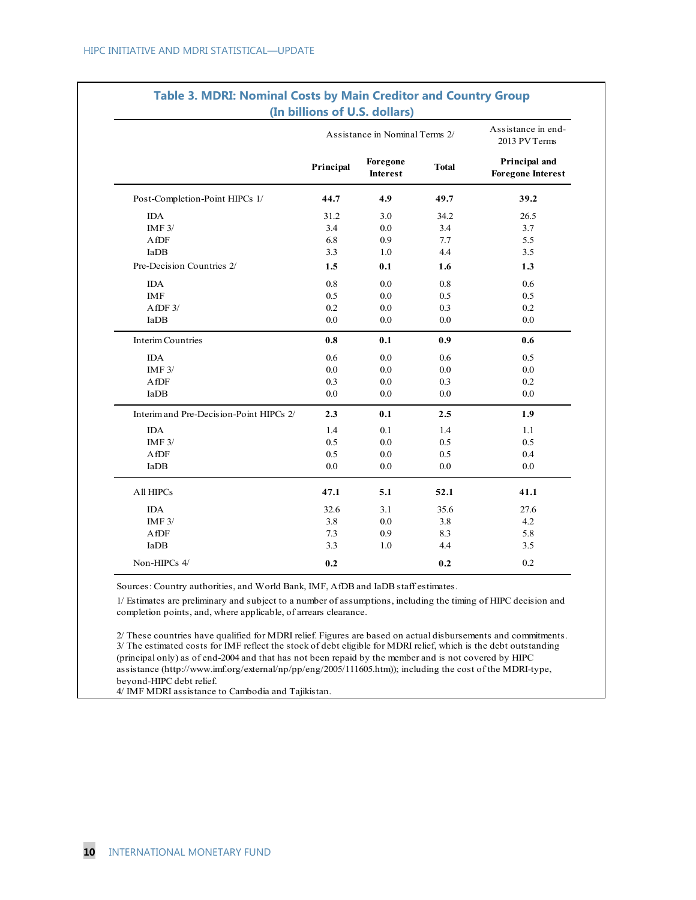## Table 3. MDRI: Nominal Costs by Main Creditor and Country Group (In billions of U.S. dollars)

| | Assistance in Nominal Terms 2/ | | | Assistance in end-2013 PV Terms |
|---|---|---|---|---|
| | **Principal** | **Foregone Interest** | **Total** | **Principal and Foregone Interest** |
| Post-Completion-Point HIPCs 1/ | **44.7** | **4.9** | **49.7** | **39.2** |
| IDA | 31.2 | 3.0 | 34.2 | 26.5 |
| IMF 3/ | 3.4 | 0.0 | 3.4 | 3.7 |
| AfDF | 6.8 | 0.9 | 7.7 | 5.5 |
| IaDB | 3.3 | 1.0 | 4.4 | 3.5 |
| Pre-Decision Countries 2/ | **1.5** | **0.1** | **1.6** | **1.3** |
| IDA | 0.8 | 0.0 | 0.8 | 0.6 |
| IMF | 0.5 | 0.0 | 0.5 | 0.5 |
| AfDF 3/ | 0.2 | 0.0 | 0.3 | 0.2 |
| IaDB | 0.0 | 0.0 | 0.0 | 0.0 |
| Interim Countries | **0.8** | **0.1** | **0.9** | **0.6** |
| IDA | 0.6 | 0.0 | 0.6 | 0.5 |
| IMF 3/ | 0.0 | 0.0 | 0.0 | 0.0 |
| AfDF | 0.3 | 0.0 | 0.3 | 0.2 |
| IaDB | 0.0 | 0.0 | 0.0 | 0.0 |
| Interim and Pre-Decision-Point HIPCs 2/ | **2.3** | **0.1** | **2.5** | **1.9** |
| IDA | 1.4 | 0.1 | 1.4 | 1.1 |
| IMF 3/ | 0.5 | 0.0 | 0.5 | 0.5 |
| AfDF | 0.5 | 0.0 | 0.5 | 0.4 |
| IaDB | 0.0 | 0.0 | 0.0 | 0.0 |
| All HIPCs | **47.1** | **5.1** | **52.1** | **41.1** |
| IDA | 32.6 | 3.1 | 35.6 | 27.6 |
| IMF 3/ | 3.8 | 0.0 | 3.8 | 4.2 |
| AfDF | 7.3 | 0.9 | 8.3 | 5.8 |
| IaDB | 3.3 | 1.0 | 4.4 | 3.5 |
| Non-HIPCs 4/ | **0.2** | | **0.2** | 0.2 |

Sources: Country authorities, and World Bank, IMF, AfDB and IaDB staff estimates.

1/ Estimates are preliminary and subject to a number of assumptions, including the timing of HIPC decision and completion points, and, where applicable, of arrears clearance.

2/ These countries have qualified for MDRI relief. Figures are based on actual disbursements and commitments.
3/ The estimated costs for IMF reflect the stock of debt eligible for MDRI relief, which is the debt outstanding (principal only) as of end-2004 and that has not been repaid by the member and is not covered by HIPC assistance (http://www.imf.org/external/np/pp/eng/2005/111605.htm)); including the cost of the MDRI-type, beyond-HIPC debt relief.
4/ IMF MDRI assistance to Cambodia and Tajikistan.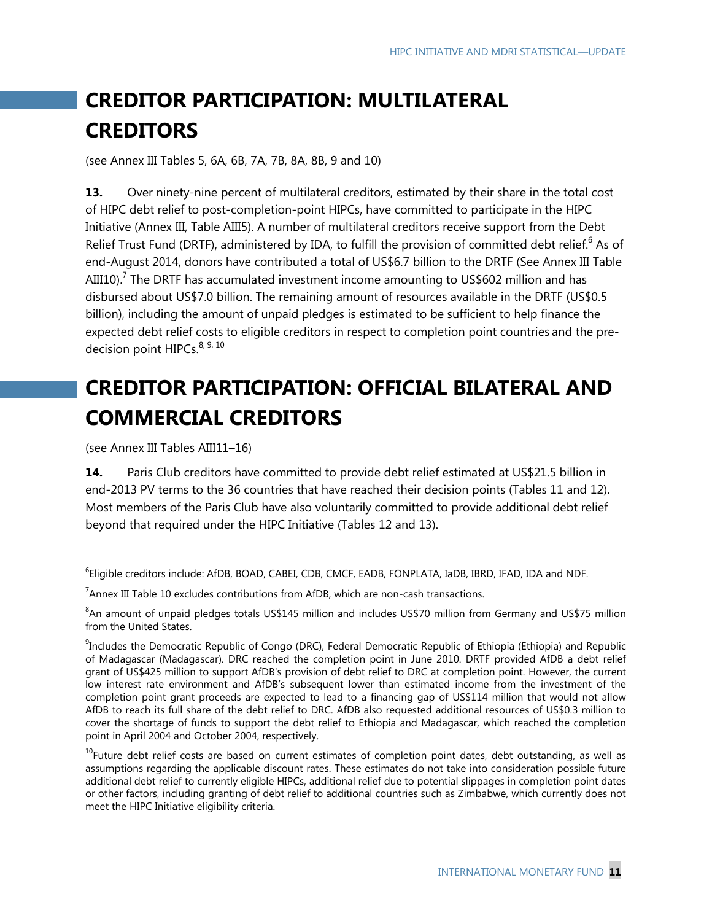## CREDITOR PARTICIPATION: MULTILATERAL CREDITORS

(see Annex III Tables 5, 6A, 6B, 7A, 7B, 8A, 8B, 9 and 10)

**13.** Over ninety-nine percent of multilateral creditors, estimated by their share in the total cost of HIPC debt relief to post-completion-point HIPCs, have committed to participate in the HIPC Initiative (Annex III, Table AIII5). A number of multilateral creditors receive support from the Debt Relief Trust Fund (DRTF), administered by IDA, to fulfill the provision of committed debt relief.[6] As of end-August 2014, donors have contributed a total of US$6.7 billion to the DRTF (See Annex III Table AIII10).[7] The DRTF has accumulated investment income amounting to US$602 million and has disbursed about US$7.0 billion. The remaining amount of resources available in the DRTF (US$0.5 billion), including the amount of unpaid pledges is estimated to be sufficient to help finance the expected debt relief costs to eligible creditors in respect to completion point countries and the pre-decision point HIPCs.[8, 9, 10]

## CREDITOR PARTICIPATION: OFFICIAL BILATERAL AND COMMERCIAL CREDITORS

(see Annex III Tables AIII11–16)

**14.** Paris Club creditors have committed to provide debt relief estimated at US$21.5 billion in end-2013 PV terms to the 36 countries that have reached their decision points (Tables 11 and 12). Most members of the Paris Club have also voluntarily committed to provide additional debt relief beyond that required under the HIPC Initiative (Tables 12 and 13).

---

[6] Eligible creditors include: AfDB, BOAD, CABEI, CDB, CMCF, EADB, FONPLATA, IaDB, IBRD, IFAD, IDA and NDF.

[7] Annex III Table 10 excludes contributions from AfDB, which are non-cash transactions.

[8] An amount of unpaid pledges totals US$145 million and includes US$70 million from Germany and US$75 million from the United States.

[9] Includes the Democratic Republic of Congo (DRC), Federal Democratic Republic of Ethiopia (Ethiopia) and Republic of Madagascar (Madagascar). DRC reached the completion point in June 2010. DRTF provided AfDB a debt relief grant of US$425 million to support AfDB's provision of debt relief to DRC at completion point. However, the current low interest rate environment and AfDB's subsequent lower than estimated income from the investment of the completion point grant proceeds are expected to lead to a financing gap of US$114 million that would not allow AfDB to reach its full share of the debt relief to DRC. AfDB also requested additional resources of US$0.3 million to cover the shortage of funds to support the debt relief to Ethiopia and Madagascar, which reached the completion point in April 2004 and October 2004, respectively.

[10] Future debt relief costs are based on current estimates of completion point dates, debt outstanding, as well as assumptions regarding the applicable discount rates. These estimates do not take into consideration possible future additional debt relief to currently eligible HIPCs, additional relief due to potential slippages in completion point dates or other factors, including granting of debt relief to additional countries such as Zimbabwe, which currently does not meet the HIPC Initiative eligibility criteria.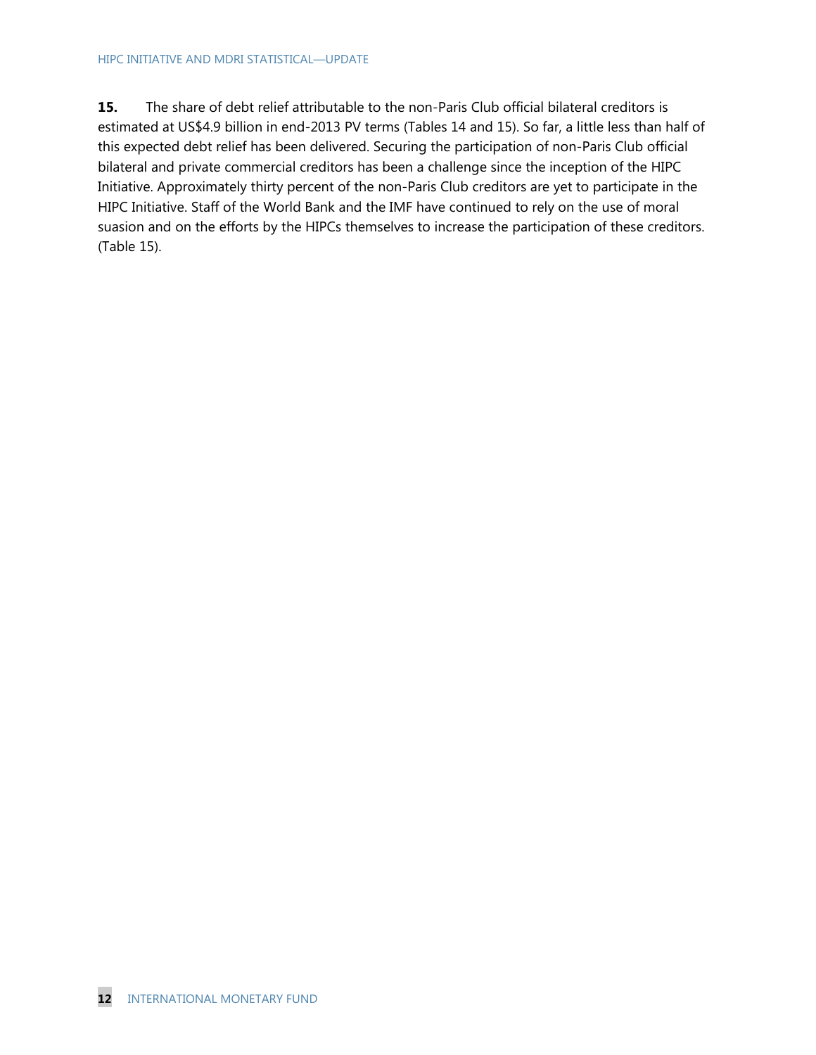**15.** The share of debt relief attributable to the non-Paris Club official bilateral creditors is estimated at US$4.9 billion in end-2013 PV terms (Tables 14 and 15). So far, a little less than half of this expected debt relief has been delivered. Securing the participation of non-Paris Club official bilateral and private commercial creditors has been a challenge since the inception of the HIPC Initiative. Approximately thirty percent of the non-Paris Club creditors are yet to participate in the HIPC Initiative. Staff of the World Bank and the IMF have continued to rely on the use of moral suasion and on the efforts by the HIPCs themselves to increase the participation of these creditors. (Table 15).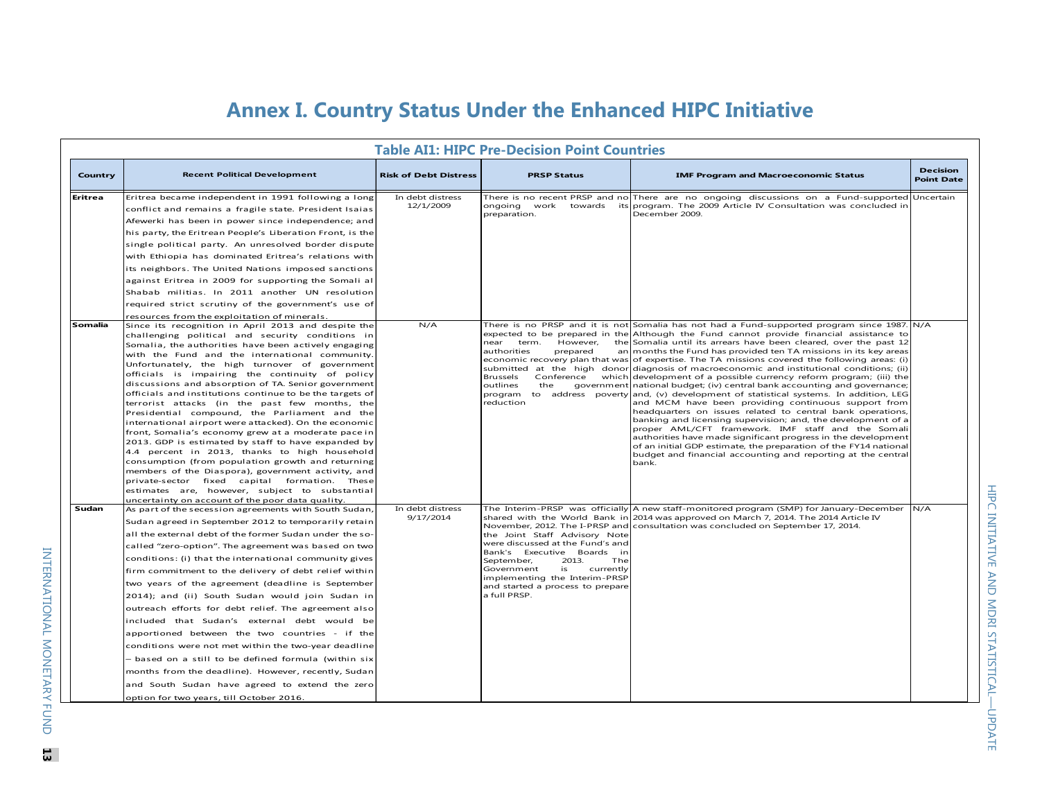# Annex I. Country Status Under the Enhanced HIPC Initiative

**Table AI1: HIPC Pre-Decision Point Countries**

| Country | Recent Political Development | Risk of Debt Distress | PRSP Status | IMF Program and Macroeconomic Status | Decision Point Date |
|---|---|---|---|---|---|
| **Eritrea** | Eritrea became independent in 1991 following a long conflict and remains a fragile state. President Isaias Afewerki has been in power since independence; and his party, the Eritrean People's Liberation Front, is the single political party. An unresolved border dispute with Ethiopia has dominated Eritrea's relations with its neighbors. The United Nations imposed sanctions against Eritrea in 2009 for supporting the Somali al Shabab militias. In 2011 another UN resolution required strict scrutiny of the government's use of resources from the exploitation of minerals. | In debt distress 12/1/2009 | There is no recent PRSP and no ongoing work towards its preparation. | There are no ongoing discussions on a Fund-supported program. The 2009 Article IV Consultation was concluded in December 2009. | Uncertain |
| **Somalia** | Since its recognition in April 2013 and despite the challenging political and security conditions in Somalia, the authorities have been actively engaging with the Fund and the international community. Unfortunately, the high turnover of government officials is impairing the continuity of policy discussions and absorption of TA. Senior government officials and institutions continue to be the targets of terrorist attacks (in the past few months, the Presidential compound, the Parliament and the international airport were attacked). On the economic front, Somalia's economy grew at a moderate pace in 2013. GDP is estimated by staff to have expanded by 4.4 percent in 2013, thanks to high household consumption (from population growth and returning members of the Diaspora), government activity, and private-sector fixed capital formation. These estimates are, however, subject to substantial uncertainty on account of the poor data quality. | N/A | There is no PRSP and it is not expected to be prepared in the near term. However, the authorities prepared an economic recovery plan that was submitted at the high donor Brussels Conference which outlines the government program to address poverty reduction | Somalia has not had a Fund-supported program since 1987. Although the Fund cannot provide financial assistance to Somalia until its arrears have been cleared, over the past 12 months the Fund has provided ten TA missions in its key areas of expertise. The TA missions covered the following areas: (i) diagnosis of macroeconomic and institutional conditions; (ii) development of a possible currency reform program; (iii) the national budget; (iv) central bank accounting and governance; and, (v) development of statistical systems. In addition, LEG and MCM have been providing continuous support from headquarters on issues related to central bank operations, banking and licensing supervision; and, the development of a proper AML/CFT framework. IMF staff and the Somali authorities have made significant progress in the development of an initial GDP estimate, the preparation of the FY14 national budget and financial accounting and reporting at the central bank. | N/A |
| **Sudan** | As part of the secession agreements with South Sudan, Sudan agreed in September 2012 to temporarily retain all the external debt of the former Sudan under the so-called "zero-option". The agreement was based on two conditions: (i) that the international community gives firm commitment to the delivery of debt relief within two years of the agreement (deadline is September 2014); and (ii) South Sudan would join Sudan in outreach efforts for debt relief. The agreement also included that Sudan's external debt would be apportioned between the two countries - if the conditions were not met within the two-year deadline – based on a still to be defined formula (within six months from the deadline). However, recently, Sudan and South Sudan have agreed to extend the zero option for two years, till October 2016. | In debt distress 9/17/2014 | The Interim-PRSP was officially shared with the World Bank in November, 2012. The I-PRSP and the Joint Staff Advisory Note were discussed at the Fund's and Bank's Executive Boards in September, 2013. The Government is currently implementing the Interim-PRSP and started a process to prepare a full PRSP. | A new staff-monitored program (SMP) for January-December 2014 was approved on March 7, 2014. The 2014 Article IV consultation was concluded on September 17, 2014. | N/A |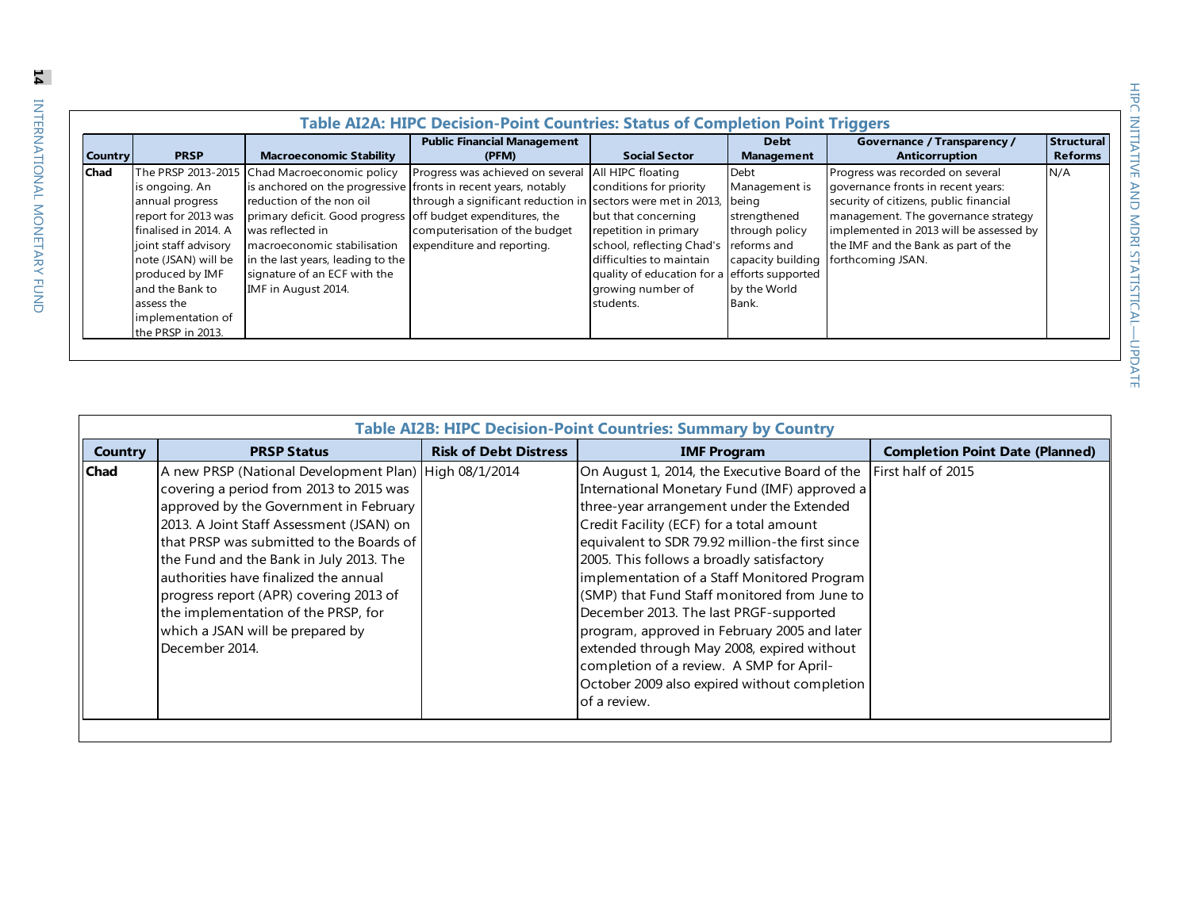## Table AI2A: HIPC Decision-Point Countries: Status of Completion Point Triggers

| Country | PRSP | Macroeconomic Stability | Public Financial Management (PFM) | Social Sector | Debt Management | Governance / Transparency / Anticorruption | Structural Reforms |
|---|---|---|---|---|---|---|---|
| **Chad** | The PRSP 2013-2015 is ongoing. An annual progress report for 2013 was finalised in 2014. A joint staff advisory note (JSAN) will be produced by IMF and the Bank to assess the implementation of the PRSP in 2013. | Chad Macroeconomic policy is anchored on the progressive reduction of the non oil primary deficit. Good progress was reflected in macroeconomic stabilisation in the last years, leading to the signature of an ECF with the IMF in August 2014. | Progress was achieved on several fronts in recent years, notably through a significant reduction in off budget expenditures, the computerisation of the budget expenditure and reporting. | All HIPC floating conditions for priority sectors were met in 2013, but that concerning repetition in primary school, reflecting Chad's difficulties to maintain quality of education for a growing number of students. | Debt Management is being strengthened through policy reforms and capacity building efforts supported by the World Bank. | Progress was recorded on several governance fronts in recent years: security of citizens, public financial management. The governance strategy implemented in 2013 will be assessed by the IMF and the Bank as part of the forthcoming JSAN. | N/A |

## Table AI2B: HIPC Decision-Point Countries: Summary by Country

| Country | PRSP Status | Risk of Debt Distress | IMF Program | Completion Point Date (Planned) |
|---|---|---|---|---|
| **Chad** | A new PRSP (National Development Plan) covering a period from 2013 to 2015 was approved by the Government in February 2013. A Joint Staff Assessment (JSAN) on that PRSP was submitted to the Boards of the Fund and the Bank in July 2013. The authorities have finalized the annual progress report (APR) covering 2013 of the implementation of the PRSP, for which a JSAN will be prepared by December 2014. | High 08/1/2014 | On August 1, 2014, the Executive Board of the International Monetary Fund (IMF) approved a three-year arrangement under the Extended Credit Facility (ECF) for a total amount equivalent to SDR 79.92 million-the first since 2005. This follows a broadly satisfactory implementation of a Staff Monitored Program (SMP) that Fund Staff monitored from June to December 2013. The last PRGF-supported program, approved in February 2005 and later extended through May 2008, expired without completion of a review. A SMP for April-October 2009 also expired without completion of a review. | First half of 2015 |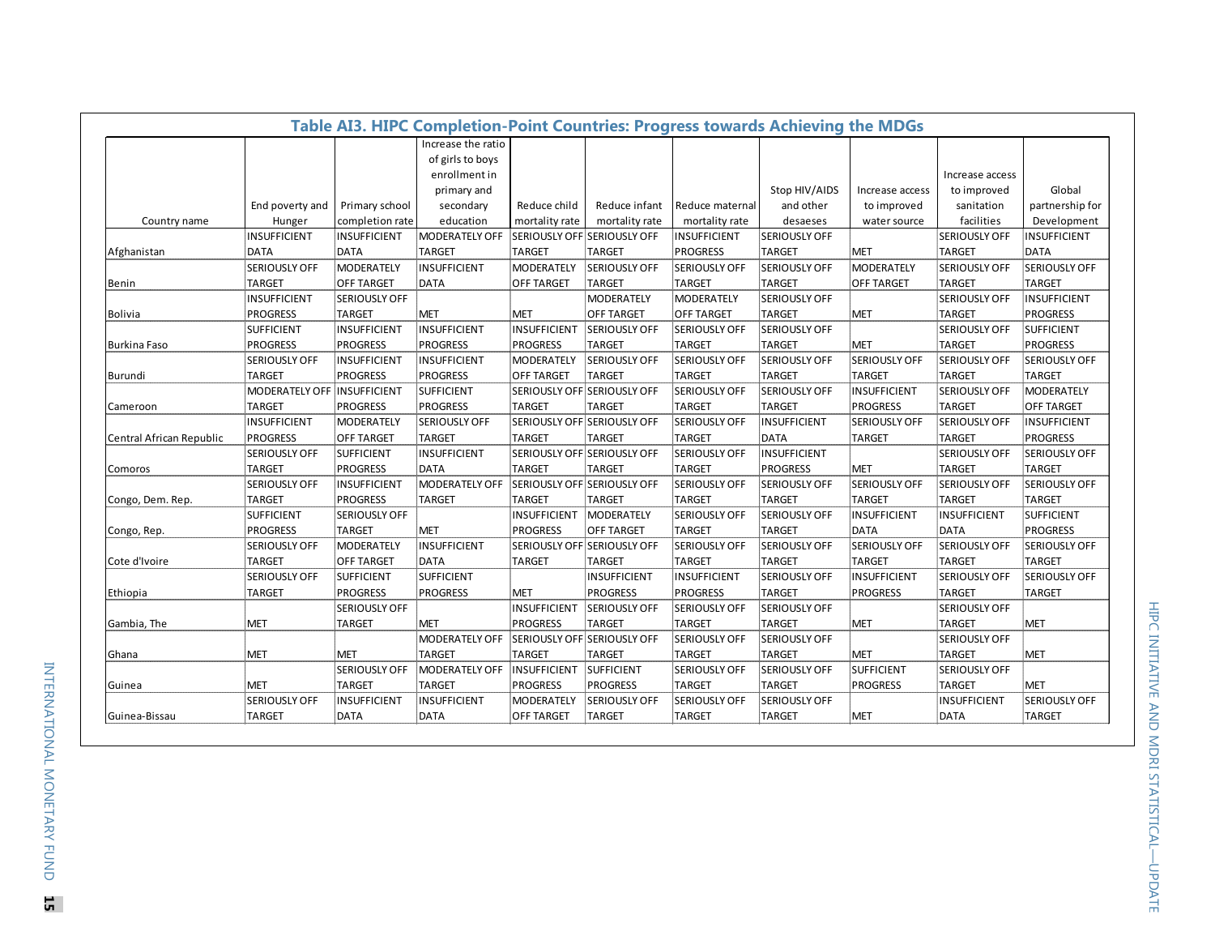## Table AI3. HIPC Completion-Point Countries: Progress towards Achieving the MDGs

| Country name | End poverty and Hunger | Primary school completion rate | Increase the ratio of girls to boys enrollment in primary and secondary education | Reduce child mortality rate | Reduce infant mortality rate | Reduce maternal mortality rate | Stop HIV/AIDS and other desaeses | Increase access to improved water source | Increase access to improved sanitation facilities | Global partnership for Development |
|---|---|---|---|---|---|---|---|---|---|---|
| Afghanistan | INSUFFICIENT DATA | INSUFFICIENT DATA | MODERATELY OFF TARGET | SERIOUSLY OFF TARGET | SERIOUSLY OFF TARGET | INSUFFICIENT PROGRESS | SERIOUSLY OFF TARGET | MET | SERIOUSLY OFF TARGET | INSUFFICIENT DATA |
| Benin | SERIOUSLY OFF TARGET | MODERATELY OFF TARGET | INSUFFICIENT DATA | MODERATELY OFF TARGET | SERIOUSLY OFF TARGET | SERIOUSLY OFF TARGET | SERIOUSLY OFF TARGET | MODERATELY OFF TARGET | SERIOUSLY OFF TARGET | SERIOUSLY OFF TARGET |
| Bolivia | INSUFFICIENT PROGRESS | SERIOUSLY OFF TARGET | MET | MET | MODERATELY OFF TARGET | MODERATELY OFF TARGET | SERIOUSLY OFF TARGET | MET | SERIOUSLY OFF TARGET | INSUFFICIENT PROGRESS |
| Burkina Faso | SUFFICIENT PROGRESS | INSUFFICIENT PROGRESS | INSUFFICIENT PROGRESS | INSUFFICIENT PROGRESS | SERIOUSLY OFF TARGET | SERIOUSLY OFF TARGET | SERIOUSLY OFF TARGET | MET | SERIOUSLY OFF TARGET | SUFFICIENT PROGRESS |
| Burundi | SERIOUSLY OFF TARGET | INSUFFICIENT PROGRESS | INSUFFICIENT PROGRESS | MODERATELY OFF TARGET | SERIOUSLY OFF TARGET | SERIOUSLY OFF TARGET | SERIOUSLY OFF TARGET | SERIOUSLY OFF TARGET | SERIOUSLY OFF TARGET | SERIOUSLY OFF TARGET |
| Cameroon | MODERATELY OFF TARGET | INSUFFICIENT PROGRESS | SUFFICIENT PROGRESS | SERIOUSLY OFF TARGET | SERIOUSLY OFF TARGET | SERIOUSLY OFF TARGET | SERIOUSLY OFF TARGET | INSUFFICIENT PROGRESS | SERIOUSLY OFF TARGET | MODERATELY OFF TARGET |
| Central African Republic | INSUFFICIENT PROGRESS | MODERATELY OFF TARGET | SERIOUSLY OFF TARGET | SERIOUSLY OFF TARGET | SERIOUSLY OFF TARGET | SERIOUSLY OFF TARGET | INSUFFICIENT DATA | SERIOUSLY OFF TARGET | SERIOUSLY OFF TARGET | INSUFFICIENT PROGRESS |
| Comoros | SERIOUSLY OFF TARGET | SUFFICIENT PROGRESS | INSUFFICIENT DATA | SERIOUSLY OFF TARGET | SERIOUSLY OFF TARGET | SERIOUSLY OFF TARGET | INSUFFICIENT PROGRESS | MET | SERIOUSLY OFF TARGET | SERIOUSLY OFF TARGET |
| Congo, Dem. Rep. | SERIOUSLY OFF TARGET | INSUFFICIENT PROGRESS | MODERATELY OFF TARGET | SERIOUSLY OFF TARGET | SERIOUSLY OFF TARGET | SERIOUSLY OFF TARGET | SERIOUSLY OFF TARGET | SERIOUSLY OFF TARGET | SERIOUSLY OFF TARGET | SERIOUSLY OFF TARGET |
| Congo, Rep. | SUFFICIENT PROGRESS | SERIOUSLY OFF TARGET | MET | INSUFFICIENT PROGRESS | MODERATELY OFF TARGET | SERIOUSLY OFF TARGET | SERIOUSLY OFF TARGET | INSUFFICIENT DATA | INSUFFICIENT DATA | SUFFICIENT PROGRESS |
| Cote d'Ivoire | SERIOUSLY OFF TARGET | MODERATELY OFF TARGET | INSUFFICIENT DATA | SERIOUSLY OFF TARGET | SERIOUSLY OFF TARGET | SERIOUSLY OFF TARGET | SERIOUSLY OFF TARGET | SERIOUSLY OFF TARGET | SERIOUSLY OFF TARGET | SERIOUSLY OFF TARGET |
| Ethiopia | SERIOUSLY OFF TARGET | SUFFICIENT PROGRESS | SUFFICIENT PROGRESS | MET | INSUFFICIENT PROGRESS | INSUFFICIENT PROGRESS | SERIOUSLY OFF TARGET | INSUFFICIENT PROGRESS | SERIOUSLY OFF TARGET | SERIOUSLY OFF TARGET |
| Gambia, The | MET | SERIOUSLY OFF TARGET | MET | INSUFFICIENT PROGRESS | SERIOUSLY OFF TARGET | SERIOUSLY OFF TARGET | SERIOUSLY OFF TARGET | MET | SERIOUSLY OFF TARGET | MET |
| Ghana | MET | MET | MODERATELY OFF TARGET | SERIOUSLY OFF TARGET | SERIOUSLY OFF TARGET | SERIOUSLY OFF TARGET | SERIOUSLY OFF TARGET | MET | SERIOUSLY OFF TARGET | MET |
| Guinea | MET | SERIOUSLY OFF TARGET | MODERATELY OFF TARGET | INSUFFICIENT PROGRESS | SUFFICIENT PROGRESS | SERIOUSLY OFF TARGET | SERIOUSLY OFF TARGET | SUFFICIENT PROGRESS | SERIOUSLY OFF TARGET | MET |
| Guinea-Bissau | SERIOUSLY OFF TARGET | INSUFFICIENT DATA | INSUFFICIENT DATA | MODERATELY OFF TARGET | SERIOUSLY OFF TARGET | SERIOUSLY OFF TARGET | SERIOUSLY OFF TARGET | MET | INSUFFICIENT DATA | SERIOUSLY OFF TARGET |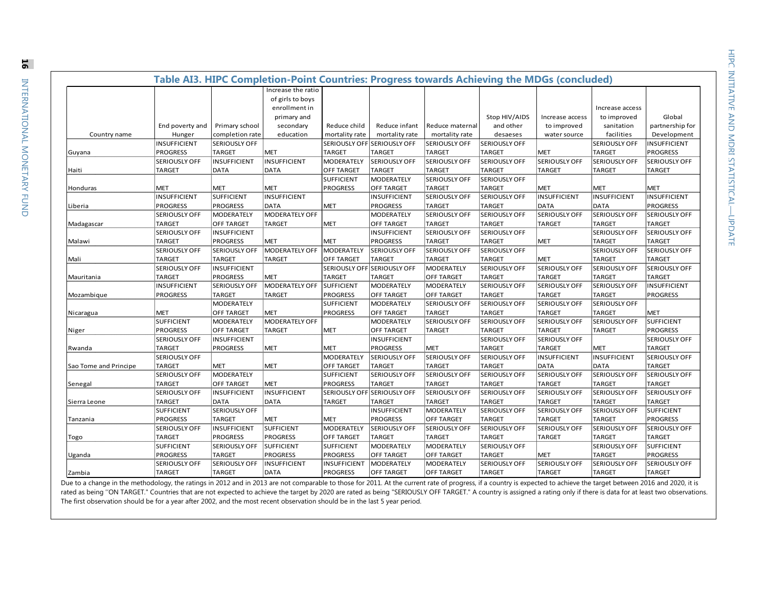## Table AI3. HIPC Completion-Point Countries: Progress towards Achieving the MDGs (concluded)

| Country name | End poverty and Hunger | Primary school completion rate | Increase the ratio of girls to boys enrollment in primary and secondary education | Reduce child mortality rate | Reduce infant mortality rate | Reduce maternal mortality rate | Stop HIV/AIDS and other desaeses | Increase access to improved water source | Increase access to improved sanitation facilities | Global partnership for Development |
|---|---|---|---|---|---|---|---|---|---|---|
| Guyana | INSUFFICIENT PROGRESS | SERIOUSLY OFF TARGET | MET | SERIOUSLY OFF TARGET | SERIOUSLY OFF TARGET | SERIOUSLY OFF TARGET | SERIOUSLY OFF TARGET | MET | SERIOUSLY OFF TARGET | INSUFFICIENT PROGRESS |
| Haiti | SERIOUSLY OFF TARGET | INSUFFICIENT DATA | INSUFFICIENT DATA | MODERATELY OFF TARGET | SERIOUSLY OFF TARGET | SERIOUSLY OFF TARGET | SERIOUSLY OFF TARGET | SERIOUSLY OFF TARGET | SERIOUSLY OFF TARGET | SERIOUSLY OFF TARGET |
| Honduras | MET | MET | MET | SUFFICIENT PROGRESS | MODERATELY OFF TARGET | SERIOUSLY OFF TARGET | SERIOUSLY OFF TARGET | MET | MET | MET |
| Liberia | INSUFFICIENT PROGRESS | SUFFICIENT PROGRESS | INSUFFICIENT DATA | MET | INSUFFICIENT PROGRESS | SERIOUSLY OFF TARGET | SERIOUSLY OFF TARGET | INSUFFICIENT DATA | INSUFFICIENT DATA | INSUFFICIENT PROGRESS |
| Madagascar | SERIOUSLY OFF TARGET | MODERATELY OFF TARGET | MODERATELY OFF TARGET | MET | MODERATELY OFF TARGET | SERIOUSLY OFF TARGET | SERIOUSLY OFF TARGET | SERIOUSLY OFF TARGET | SERIOUSLY OFF TARGET | SERIOUSLY OFF TARGET |
| Malawi | SERIOUSLY OFF TARGET | INSUFFICIENT PROGRESS | MET | MET | INSUFFICIENT PROGRESS | SERIOUSLY OFF TARGET | SERIOUSLY OFF TARGET | MET | SERIOUSLY OFF TARGET | SERIOUSLY OFF TARGET |
| Mali | SERIOUSLY OFF TARGET | SERIOUSLY OFF TARGET | MODERATELY OFF TARGET | MODERATELY OFF TARGET | SERIOUSLY OFF TARGET | SERIOUSLY OFF TARGET | SERIOUSLY OFF TARGET | MET | SERIOUSLY OFF TARGET | SERIOUSLY OFF TARGET |
| Mauritania | SERIOUSLY OFF TARGET | INSUFFICIENT PROGRESS | MET | SERIOUSLY OFF TARGET | SERIOUSLY OFF TARGET | MODERATELY OFF TARGET | SERIOUSLY OFF TARGET | SERIOUSLY OFF TARGET | SERIOUSLY OFF TARGET | SERIOUSLY OFF TARGET |
| Mozambique | INSUFFICIENT PROGRESS | SERIOUSLY OFF TARGET | MODERATELY OFF TARGET | SUFFICIENT PROGRESS | MODERATELY OFF TARGET | MODERATELY OFF TARGET | SERIOUSLY OFF TARGET | SERIOUSLY OFF TARGET | SERIOUSLY OFF TARGET | INSUFFICIENT PROGRESS |
| Nicaragua | MET | MODERATELY OFF TARGET | MET | SUFFICIENT PROGRESS | MODERATELY OFF TARGET | SERIOUSLY OFF TARGET | SERIOUSLY OFF TARGET | SERIOUSLY OFF TARGET | SERIOUSLY OFF TARGET | MET |
| Niger | SUFFICIENT PROGRESS | MODERATELY OFF TARGET | MODERATELY OFF TARGET | MET | MODERATELY OFF TARGET | SERIOUSLY OFF TARGET | SERIOUSLY OFF TARGET | SERIOUSLY OFF TARGET | SERIOUSLY OFF TARGET | SUFFICIENT PROGRESS |
| Rwanda | SERIOUSLY OFF TARGET | INSUFFICIENT PROGRESS | MET | MET | INSUFFICIENT PROGRESS | MET | SERIOUSLY OFF TARGET | SERIOUSLY OFF TARGET | MET | SERIOUSLY OFF TARGET |
| Sao Tome and Principe | SERIOUSLY OFF TARGET | MET | MET | MODERATELY OFF TARGET | SERIOUSLY OFF TARGET | SERIOUSLY OFF TARGET | SERIOUSLY OFF TARGET | INSUFFICIENT DATA | INSUFFICIENT DATA | SERIOUSLY OFF TARGET |
| Senegal | SERIOUSLY OFF TARGET | MODERATELY OFF TARGET | MET | SUFFICIENT PROGRESS | SERIOUSLY OFF TARGET | SERIOUSLY OFF TARGET | SERIOUSLY OFF TARGET | SERIOUSLY OFF TARGET | SERIOUSLY OFF TARGET | SERIOUSLY OFF TARGET |
| Sierra Leone | SERIOUSLY OFF TARGET | INSUFFICIENT DATA | INSUFFICIENT DATA | SERIOUSLY OFF TARGET | SERIOUSLY OFF TARGET | SERIOUSLY OFF TARGET | SERIOUSLY OFF TARGET | SERIOUSLY OFF TARGET | SERIOUSLY OFF TARGET | SERIOUSLY OFF TARGET |
| Tanzania | SUFFICIENT PROGRESS | SERIOUSLY OFF TARGET | MET | MET | INSUFFICIENT PROGRESS | MODERATELY OFF TARGET | SERIOUSLY OFF TARGET | SERIOUSLY OFF TARGET | SERIOUSLY OFF TARGET | SUFFICIENT PROGRESS |
| Togo | SERIOUSLY OFF TARGET | INSUFFICIENT PROGRESS | SUFFICIENT PROGRESS | MODERATELY OFF TARGET | SERIOUSLY OFF TARGET | SERIOUSLY OFF TARGET | SERIOUSLY OFF TARGET | SERIOUSLY OFF TARGET | SERIOUSLY OFF TARGET | SERIOUSLY OFF TARGET |
| Uganda | SUFFICIENT PROGRESS | SERIOUSLY OFF TARGET | SUFFICIENT PROGRESS | SUFFICIENT PROGRESS | MODERATELY OFF TARGET | MODERATELY OFF TARGET | SERIOUSLY OFF TARGET | MET | SERIOUSLY OFF TARGET | SUFFICIENT PROGRESS |
| Zambia | SERIOUSLY OFF TARGET | SERIOUSLY OFF TARGET | INSUFFICIENT DATA | INSUFFICIENT PROGRESS | MODERATELY OFF TARGET | MODERATELY OFF TARGET | SERIOUSLY OFF TARGET | SERIOUSLY OFF TARGET | SERIOUSLY OFF TARGET | SERIOUSLY OFF TARGET |

Due to a change in the methodology, the ratings in 2012 and in 2013 are not comparable to those for 2011. At the current rate of progress, if a country is expected to achieve the target between 2016 and 2020, it is rated as being "ON TARGET." Countries that are not expected to achieve the target by 2020 are rated as being "SERIOUSLY OFF TARGET." A country is assigned a rating only if there is data for at least two observations. The first observation should be for a year after 2002, and the most recent observation should be in the last 5 year period.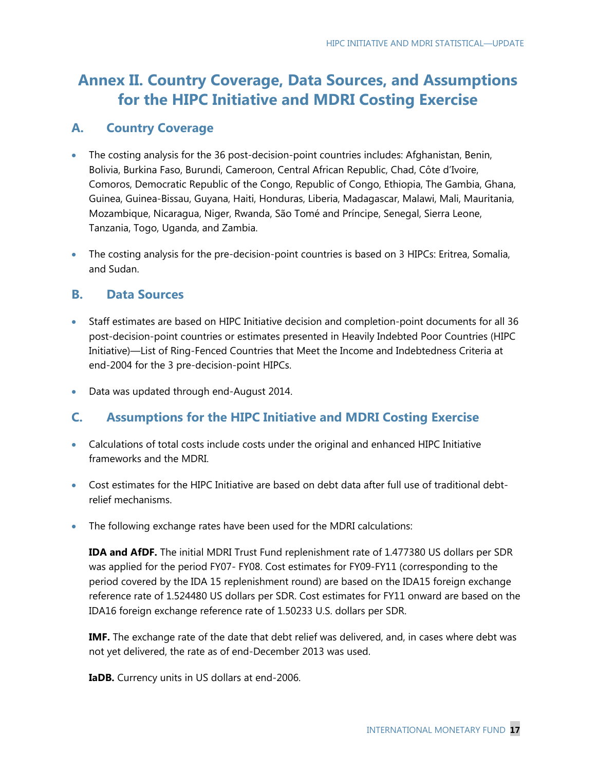# Annex II. Country Coverage, Data Sources, and Assumptions for the HIPC Initiative and MDRI Costing Exercise

## A. Country Coverage

- The costing analysis for the 36 post-decision-point countries includes: Afghanistan, Benin, Bolivia, Burkina Faso, Burundi, Cameroon, Central African Republic, Chad, Côte d'Ivoire, Comoros, Democratic Republic of the Congo, Republic of Congo, Ethiopia, The Gambia, Ghana, Guinea, Guinea-Bissau, Guyana, Haiti, Honduras, Liberia, Madagascar, Malawi, Mali, Mauritania, Mozambique, Nicaragua, Niger, Rwanda, São Tomé and Príncipe, Senegal, Sierra Leone, Tanzania, Togo, Uganda, and Zambia.

- The costing analysis for the pre-decision-point countries is based on 3 HIPCs: Eritrea, Somalia, and Sudan.

## B. Data Sources

- Staff estimates are based on HIPC Initiative decision and completion-point documents for all 36 post-decision-point countries or estimates presented in Heavily Indebted Poor Countries (HIPC Initiative)—List of Ring-Fenced Countries that Meet the Income and Indebtedness Criteria at end-2004 for the 3 pre-decision-point HIPCs.

- Data was updated through end-August 2014.

## C. Assumptions for the HIPC Initiative and MDRI Costing Exercise

- Calculations of total costs include costs under the original and enhanced HIPC Initiative frameworks and the MDRI.

- Cost estimates for the HIPC Initiative are based on debt data after full use of traditional debt-relief mechanisms.

- The following exchange rates have been used for the MDRI calculations:

  **IDA and AfDF.** The initial MDRI Trust Fund replenishment rate of 1.477380 US dollars per SDR was applied for the period FY07- FY08. Cost estimates for FY09-FY11 (corresponding to the period covered by the IDA 15 replenishment round) are based on the IDA15 foreign exchange reference rate of 1.524480 US dollars per SDR. Cost estimates for FY11 onward are based on the IDA16 foreign exchange reference rate of 1.50233 U.S. dollars per SDR.

  **IMF.** The exchange rate of the date that debt relief was delivered, and, in cases where debt was not yet delivered, the rate as of end-December 2013 was used.

  **IaDB.** Currency units in US dollars at end-2006.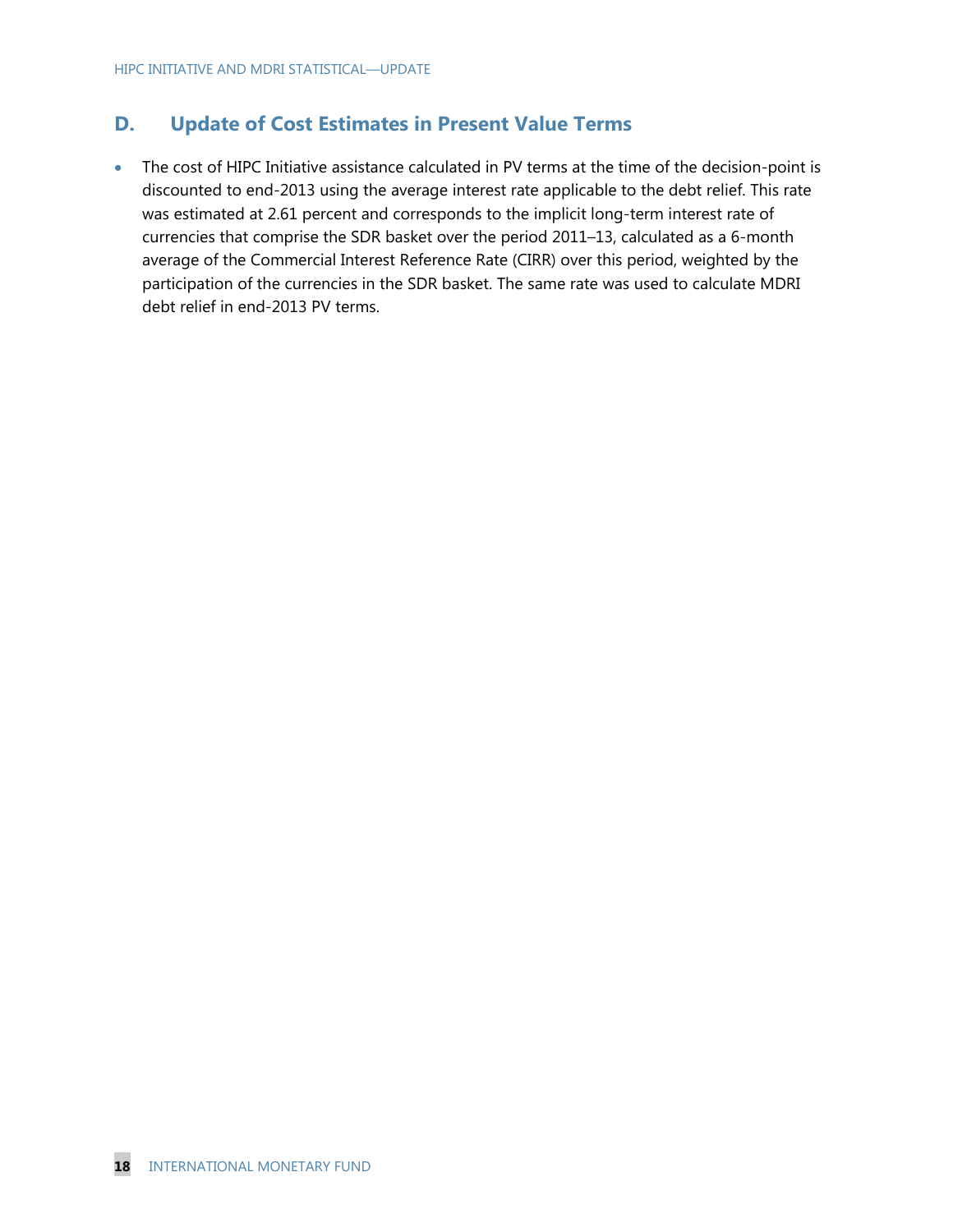## D. Update of Cost Estimates in Present Value Terms

- The cost of HIPC Initiative assistance calculated in PV terms at the time of the decision-point is discounted to end-2013 using the average interest rate applicable to the debt relief. This rate was estimated at 2.61 percent and corresponds to the implicit long-term interest rate of currencies that comprise the SDR basket over the period 2011–13, calculated as a 6-month average of the Commercial Interest Reference Rate (CIRR) over this period, weighted by the participation of the currencies in the SDR basket. The same rate was used to calculate MDRI debt relief in end-2013 PV terms.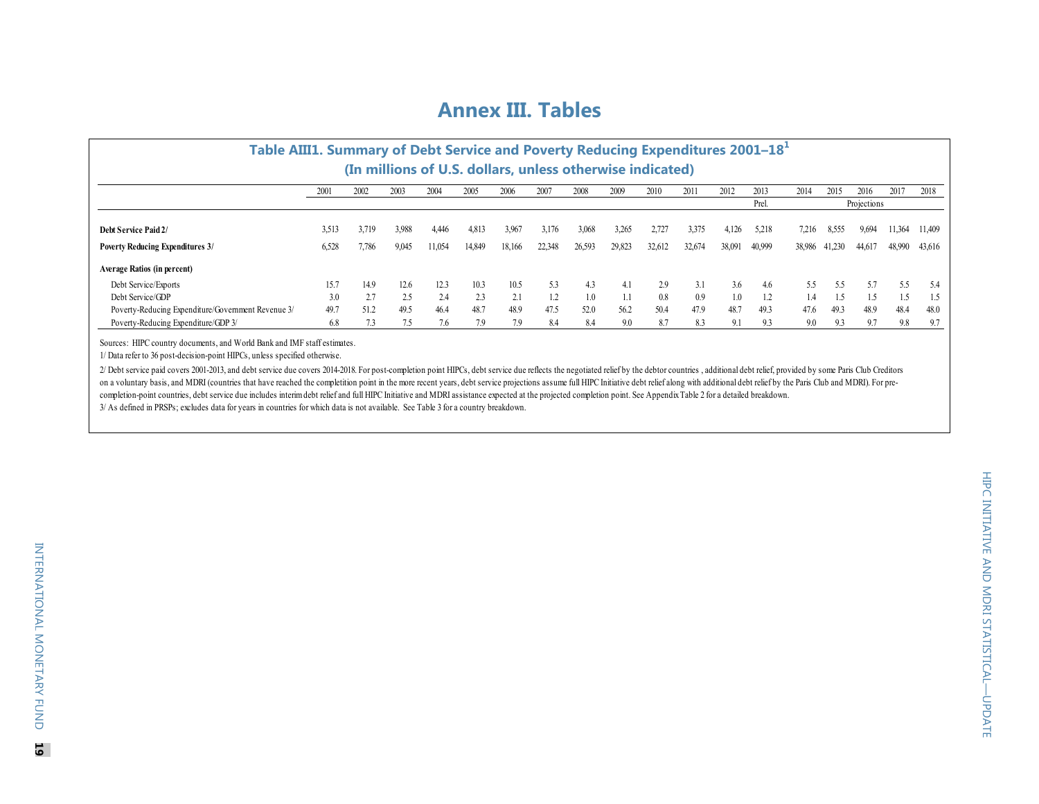# Annex III. Tables

**Table AIII1. Summary of Debt Service and Poverty Reducing Expenditures 2001–18[1]**
**(In millions of U.S. dollars, unless otherwise indicated)**

| | 2001 | 2002 | 2003 | 2004 | 2005 | 2006 | 2007 | 2008 | 2009 | 2010 | 2011 | 2012 | 2013 | 2014 | 2015 | 2016 | 2017 | 2018 |
|---|---|---|---|---|---|---|---|---|---|---|---|---|---|---|---|---|---|---|
| | | | | | | | | | | | | | Prel. | | | Projections | | |
| **Debt Service Paid 2/** | 3,513 | 3,719 | 3,988 | 4,446 | 4,813 | 3,967 | 3,176 | 3,068 | 3,265 | 2,727 | 3,375 | 4,126 | 5,218 | 7,216 | 8,555 | 9,694 | 11,364 | 11,409 |
| **Poverty Reducing Expenditures 3/** | 6,528 | 7,786 | 9,045 | 11,054 | 14,849 | 18,166 | 22,348 | 26,593 | 29,823 | 32,612 | 32,674 | 38,091 | 40,999 | 38,986 | 41,230 | 44,617 | 48,990 | 43,616 |
| **Average Ratios (in percent)** | | | | | | | | | | | | | | | | | | |
| Debt Service/Exports | 15.7 | 14.9 | 12.6 | 12.3 | 10.3 | 10.5 | 5.3 | 4.3 | 4.1 | 2.9 | 3.1 | 3.6 | 4.6 | 5.5 | 5.5 | 5.7 | 5.5 | 5.4 |
| Debt Service/GDP | 3.0 | 2.7 | 2.5 | 2.4 | 2.3 | 2.1 | 1.2 | 1.0 | 1.1 | 0.8 | 0.9 | 1.0 | 1.2 | 1.4 | 1.5 | 1.5 | 1.5 | 1.5 |
| Poverty-Reducing Expenditure/Government Revenue 3/ | 49.7 | 51.2 | 49.5 | 46.4 | 48.7 | 48.9 | 47.5 | 52.0 | 56.2 | 50.4 | 47.9 | 48.7 | 49.3 | 47.6 | 49.3 | 48.9 | 48.4 | 48.0 |
| Poverty-Reducing Expenditure/GDP 3/ | 6.8 | 7.3 | 7.5 | 7.6 | 7.9 | 7.9 | 8.4 | 8.4 | 9.0 | 8.7 | 8.3 | 9.1 | 9.3 | 9.0 | 9.3 | 9.7 | 9.8 | 9.7 |

Sources: HIPC country documents, and World Bank and IMF staff estimates.

1/ Data refer to 36 post-decision-point HIPCs, unless specified otherwise.

2/ Debt service paid covers 2001-2013, and debt service due covers 2014-2018. For post-completion point HIPCs, debt service due reflects the negotiated relief by the debtor countries , additional debt relief, provided by some Paris Club Creditors on a voluntary basis, and MDRI (countries that have reached the completition point in the more recent years, debt service projections assume full HIPC Initiative debt relief along with additional debt relief by the Paris Club and MDRI). For pre-completion-point countries, debt service due includes interim debt relief and full HIPC Initiative and MDRI assistance expected at the projected completion point. See Appendix Table 2 for a detailed breakdown.

3/ As defined in PRSPs; excludes data for years in countries for which data is not available. See Table 3 for a country breakdown.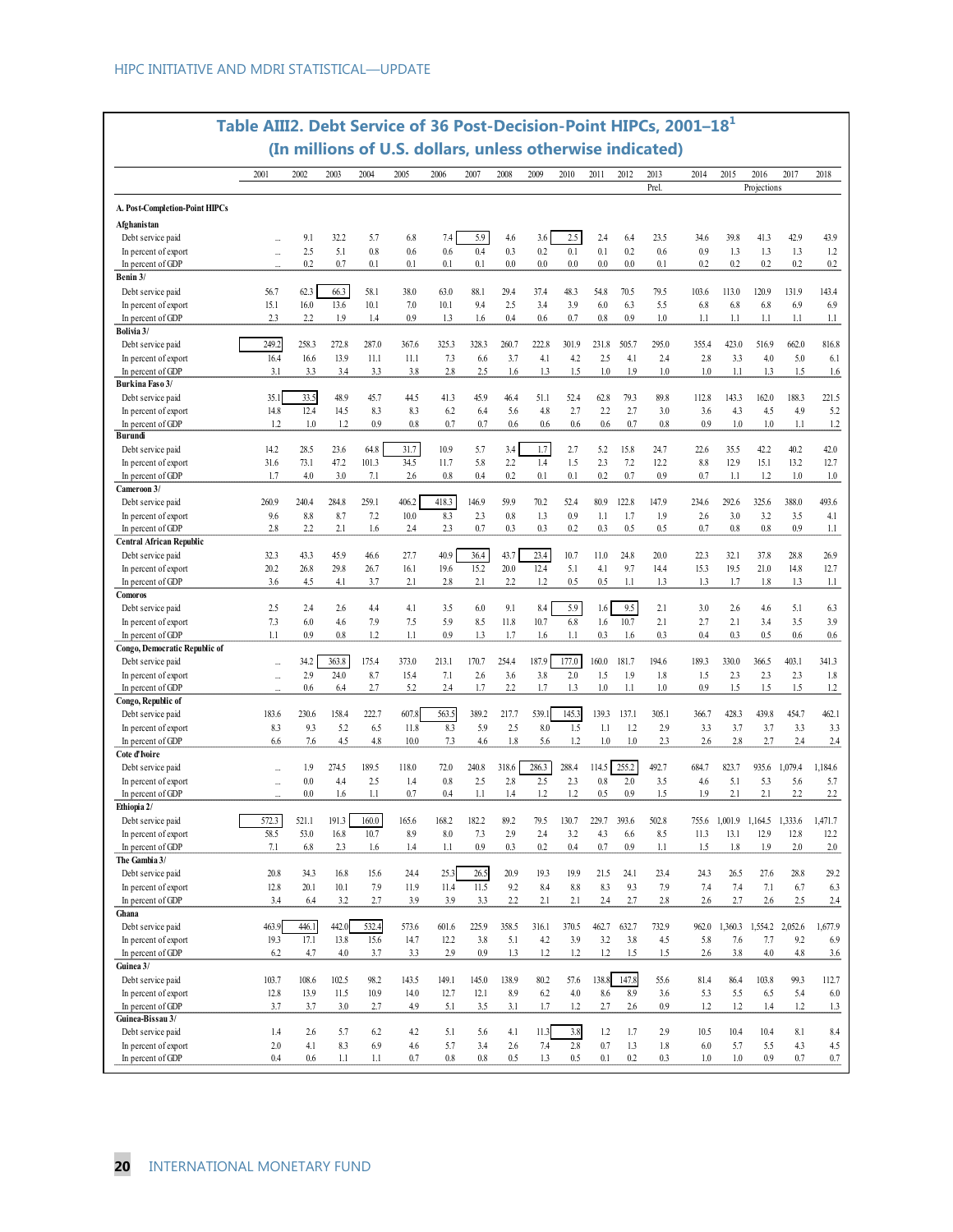## Table AIII2. Debt Service of 36 Post-Decision-Point HIPCs, 2001–18[1]

### (In millions of U.S. dollars, unless otherwise indicated)

| | 2001 | 2002 | 2003 | 2004 | 2005 | 2006 | 2007 | 2008 | 2009 | 2010 | 2011 | 2012 | 2013 | 2014 | 2015 | 2016 | 2017 | 2018 |
|---|---|---|---|---|---|---|---|---|---|---|---|---|---|---|---|---|---|---|
| | | | | | | | | | | | | | Prel. | | | Projections | | |
| **A. Post-Completion-Point HIPCs** | | | | | | | | | | | | | | | | | | |
| **Afghanistan** | | | | | | | | | | | | | | | | | | |
| Debt service paid | ... | 9.1 | 32.2 | 5.7 | 6.8 | 7.4 | 5.9 | 4.6 | 3.6 | 2.5 | 2.4 | 6.4 | 23.5 | 34.6 | 39.8 | 41.3 | 42.9 | 43.9 |
| In percent of export | ... | 2.5 | 5.1 | 0.8 | 0.6 | 0.6 | 0.4 | 0.3 | 0.2 | 0.1 | 0.1 | 0.2 | 0.6 | 0.9 | 1.3 | 1.3 | 1.3 | 1.2 |
| In percent of GDP | ... | 0.2 | 0.7 | 0.1 | 0.1 | 0.1 | 0.1 | 0.0 | 0.0 | 0.0 | 0.0 | 0.0 | 0.1 | 0.2 | 0.2 | 0.2 | 0.2 | 0.2 |
| **Benin 3/** | | | | | | | | | | | | | | | | | | |
| Debt service paid | 56.7 | 62.3 | 66.3 | 58.1 | 38.0 | 63.0 | 88.1 | 29.4 | 37.4 | 48.3 | 54.8 | 70.5 | 79.5 | 103.6 | 113.0 | 120.9 | 131.9 | 143.4 |
| In percent of export | 15.1 | 16.0 | 13.6 | 10.1 | 7.0 | 10.1 | 9.4 | 2.5 | 3.4 | 3.9 | 6.0 | 6.3 | 5.5 | 6.8 | 6.8 | 6.8 | 6.9 | 6.9 |
| In percent of GDP | 2.3 | 2.2 | 1.9 | 1.4 | 0.9 | 1.3 | 1.6 | 0.4 | 0.6 | 0.7 | 0.8 | 0.9 | 1.0 | 1.1 | 1.1 | 1.1 | 1.1 | 1.1 |
| **Bolivia 3/** | | | | | | | | | | | | | | | | | | |
| Debt service paid | 249.2 | 258.3 | 272.8 | 287.0 | 367.6 | 325.3 | 328.3 | 260.7 | 222.8 | 301.9 | 231.8 | 505.7 | 295.0 | 355.4 | 423.0 | 516.9 | 662.0 | 816.8 |
| In percent of export | 16.4 | 16.6 | 13.9 | 11.1 | 11.1 | 7.3 | 6.6 | 3.7 | 4.1 | 4.2 | 2.5 | 4.1 | 2.4 | 2.8 | 3.3 | 4.0 | 5.0 | 6.1 |
| In percent of GDP | 3.1 | 3.3 | 3.4 | 3.3 | 3.8 | 2.8 | 2.5 | 1.6 | 1.3 | 1.5 | 1.0 | 1.9 | 1.0 | 1.0 | 1.1 | 1.3 | 1.5 | 1.6 |
| **Burkina Faso 3/** | | | | | | | | | | | | | | | | | | |
| Debt service paid | 35.1 | 33.5 | 48.9 | 45.7 | 44.5 | 41.3 | 45.9 | 46.4 | 51.1 | 52.4 | 62.8 | 79.3 | 89.8 | 112.8 | 143.3 | 162.0 | 188.3 | 221.5 |
| In percent of export | 14.8 | 12.4 | 14.5 | 8.3 | 8.3 | 6.2 | 6.4 | 5.6 | 4.8 | 2.7 | 2.2 | 2.7 | 3.0 | 3.6 | 4.3 | 4.5 | 4.9 | 5.2 |
| In percent of GDP | 1.2 | 1.0 | 1.2 | 0.9 | 0.8 | 0.7 | 0.7 | 0.6 | 0.6 | 0.6 | 0.6 | 0.7 | 0.8 | 0.9 | 1.0 | 1.0 | 1.1 | 1.2 |
| **Burundi** | | | | | | | | | | | | | | | | | | |
| Debt service paid | 14.2 | 28.5 | 23.6 | 64.8 | 31.7 | 10.9 | 5.7 | 3.4 | 1.7 | 2.7 | 5.2 | 15.8 | 24.7 | 22.6 | 35.5 | 42.2 | 40.2 | 42.0 |
| In percent of export | 31.6 | 73.1 | 47.2 | 101.3 | 34.5 | 11.7 | 5.8 | 2.2 | 1.4 | 1.5 | 2.3 | 7.2 | 12.2 | 8.8 | 12.9 | 15.1 | 13.2 | 12.7 |
| In percent of GDP | 1.7 | 4.0 | 3.0 | 7.1 | 2.6 | 0.8 | 0.4 | 0.2 | 0.1 | 0.1 | 0.2 | 0.7 | 0.9 | 0.7 | 1.1 | 1.2 | 1.0 | 1.0 |
| **Cameroon 3/** | | | | | | | | | | | | | | | | | | |
| Debt service paid | 260.9 | 240.4 | 284.8 | 259.1 | 406.2 | 418.3 | 146.9 | 59.9 | 70.2 | 52.4 | 80.9 | 122.8 | 147.9 | 234.6 | 292.6 | 325.6 | 388.0 | 493.6 |
| In percent of export | 9.6 | 8.8 | 8.7 | 7.2 | 10.0 | 8.3 | 2.3 | 0.8 | 1.3 | 0.9 | 1.1 | 1.7 | 1.9 | 2.6 | 3.0 | 3.2 | 3.5 | 4.1 |
| In percent of GDP | 2.8 | 2.2 | 2.1 | 1.6 | 2.4 | 2.3 | 0.7 | 0.3 | 0.3 | 0.2 | 0.3 | 0.5 | 0.5 | 0.7 | 0.8 | 0.8 | 0.9 | 1.1 |
| **Central African Republic** | | | | | | | | | | | | | | | | | | |
| Debt service paid | 32.3 | 43.3 | 45.9 | 46.6 | 27.7 | 40.9 | 36.4 | 43.7 | 23.4 | 10.7 | 11.0 | 24.8 | 20.0 | 22.3 | 32.1 | 37.8 | 28.8 | 26.9 |
| In percent of export | 20.2 | 26.8 | 29.8 | 26.7 | 16.1 | 19.6 | 15.2 | 20.0 | 12.4 | 5.1 | 4.1 | 9.7 | 14.4 | 15.3 | 19.5 | 21.0 | 14.8 | 12.7 |
| In percent of GDP | 3.6 | 4.5 | 4.1 | 3.7 | 2.1 | 2.8 | 2.1 | 2.2 | 1.2 | 0.5 | 0.5 | 1.1 | 1.3 | 1.3 | 1.7 | 1.8 | 1.3 | 1.1 |
| **Comoros** | | | | | | | | | | | | | | | | | | |
| Debt service paid | 2.5 | 2.4 | 2.6 | 4.4 | 4.1 | 3.5 | 6.0 | 9.1 | 8.4 | 5.9 | 1.6 | 9.5 | 2.1 | 3.0 | 2.6 | 4.6 | 5.1 | 6.3 |
| In percent of export | 7.3 | 6.0 | 4.6 | 7.9 | 7.5 | 5.9 | 8.5 | 11.8 | 10.7 | 6.8 | 1.6 | 10.7 | 2.1 | 2.7 | 2.1 | 3.4 | 3.5 | 3.9 |
| In percent of GDP | 1.1 | 0.9 | 0.8 | 1.2 | 1.1 | 0.9 | 1.3 | 1.7 | 1.6 | 1.1 | 0.3 | 1.6 | 0.3 | 0.4 | 0.3 | 0.5 | 0.6 | 0.6 |
| **Congo, Democratic Republic of** | | | | | | | | | | | | | | | | | | |
| Debt service paid | ... | 34.2 | 363.8 | 175.4 | 373.0 | 213.1 | 170.7 | 254.4 | 187.9 | 177.0 | 160.0 | 181.7 | 194.6 | 189.3 | 330.0 | 366.5 | 403.1 | 341.3 |
| In percent of export | ... | 2.9 | 24.0 | 8.7 | 15.4 | 7.1 | 2.6 | 3.6 | 3.8 | 2.0 | 1.5 | 1.9 | 1.8 | 1.5 | 2.3 | 2.3 | 2.3 | 1.8 |
| In percent of GDP | ... | 0.6 | 6.4 | 2.7 | 5.2 | 2.4 | 1.7 | 2.2 | 1.7 | 1.3 | 1.0 | 1.1 | 1.0 | 0.9 | 1.5 | 1.5 | 1.5 | 1.2 |
| **Congo, Republic of** | | | | | | | | | | | | | | | | | | |
| Debt service paid | 183.6 | 230.6 | 158.4 | 222.7 | 607.8 | 563.5 | 389.2 | 217.7 | 539.1 | 145.3 | 139.3 | 137.1 | 305.1 | 366.7 | 428.3 | 439.8 | 454.7 | 462.1 |
| In percent of export | 8.3 | 9.3 | 5.2 | 6.5 | 11.8 | 8.3 | 5.9 | 2.5 | 8.0 | 1.5 | 1.1 | 1.2 | 2.9 | 3.3 | 3.7 | 3.7 | 3.3 | 3.3 |
| In percent of GDP | 6.6 | 7.6 | 4.5 | 4.8 | 10.0 | 7.3 | 4.6 | 1.8 | 5.6 | 1.2 | 1.0 | 1.0 | 2.3 | 2.6 | 2.8 | 2.7 | 2.4 | 2.4 |
| **Cote d'Ivoire** | | | | | | | | | | | | | | | | | | |
| Debt service paid | ... | 1.9 | 274.5 | 189.5 | 118.0 | 72.0 | 240.8 | 318.6 | 286.3 | 288.4 | 114.5 | 255.2 | 492.7 | 684.7 | 823.7 | 935.6 | 1,079.4 | 1,184.6 |
| In percent of export | ... | 0.0 | 4.4 | 2.5 | 1.4 | 0.8 | 2.5 | 2.8 | 2.5 | 2.3 | 0.8 | 2.0 | 3.5 | 4.6 | 5.1 | 5.3 | 5.6 | 5.7 |
| In percent of GDP | ... | 0.0 | 1.6 | 1.1 | 0.7 | 0.4 | 1.1 | 1.4 | 1.2 | 1.2 | 0.5 | 0.9 | 1.5 | 1.9 | 2.1 | 2.1 | 2.2 | 2.2 |
| **Ethiopia 2/** | | | | | | | | | | | | | | | | | | |
| Debt service paid | 572.3 | 521.1 | 191.3 | 160.0 | 165.6 | 168.2 | 182.2 | 89.2 | 79.5 | 130.7 | 229.7 | 393.6 | 502.8 | 755.6 | 1,001.9 | 1,164.5 | 1,333.6 | 1,471.7 |
| In percent of export | 58.5 | 53.0 | 16.8 | 10.7 | 8.9 | 8.0 | 7.3 | 2.9 | 2.4 | 3.2 | 4.3 | 6.6 | 8.5 | 11.3 | 13.1 | 12.9 | 12.8 | 12.2 |
| In percent of GDP | 7.1 | 6.8 | 2.3 | 1.6 | 1.4 | 1.1 | 0.9 | 0.3 | 0.2 | 0.4 | 0.7 | 0.9 | 1.1 | 1.5 | 1.8 | 1.9 | 2.0 | 2.0 |
| **The Gambia 3/** | | | | | | | | | | | | | | | | | | |
| Debt service paid | 20.8 | 34.3 | 16.8 | 15.6 | 24.4 | 25.3 | 26.5 | 20.9 | 19.3 | 19.9 | 21.5 | 24.1 | 23.4 | 24.3 | 26.5 | 27.6 | 28.8 | 29.2 |
| In percent of export | 12.8 | 20.1 | 10.1 | 7.9 | 11.9 | 11.4 | 11.5 | 9.2 | 8.4 | 8.8 | 8.3 | 9.3 | 7.9 | 7.4 | 7.4 | 7.1 | 6.7 | 6.3 |
| In percent of GDP | 3.4 | 6.4 | 3.2 | 2.7 | 3.9 | 3.9 | 3.3 | 2.2 | 2.1 | 2.1 | 2.4 | 2.7 | 2.8 | 2.6 | 2.7 | 2.6 | 2.5 | 2.4 |
| **Ghana** | | | | | | | | | | | | | | | | | | |
| Debt service paid | 463.9 | 446.1 | 442.0 | 532.4 | 573.6 | 601.6 | 225.9 | 358.5 | 316.1 | 370.5 | 462.7 | 632.7 | 732.9 | 962.0 | 1,360.3 | 1,554.2 | 2,052.6 | 1,677.9 |
| In percent of export | 19.3 | 17.1 | 13.8 | 15.6 | 14.7 | 12.2 | 3.8 | 5.1 | 4.2 | 3.9 | 3.2 | 3.8 | 4.5 | 5.8 | 7.6 | 7.7 | 9.2 | 6.9 |
| In percent of GDP | 6.2 | 4.7 | 4.0 | 3.7 | 3.3 | 2.9 | 0.9 | 1.3 | 1.2 | 1.2 | 1.2 | 1.5 | 1.5 | 2.6 | 3.8 | 4.0 | 4.8 | 3.6 |
| **Guinea 3/** | | | | | | | | | | | | | | | | | | |
| Debt service paid | 103.7 | 108.6 | 102.5 | 98.2 | 143.5 | 149.1 | 145.0 | 138.9 | 80.2 | 57.6 | 138.8 | 147.8 | 55.6 | 81.4 | 86.4 | 103.8 | 99.3 | 112.7 |
| In percent of export | 12.8 | 13.9 | 11.5 | 10.9 | 14.0 | 12.7 | 12.1 | 8.9 | 6.2 | 4.0 | 8.6 | 8.9 | 3.6 | 5.3 | 5.5 | 6.5 | 5.4 | 6.0 |
| In percent of GDP | 3.7 | 3.7 | 3.0 | 2.7 | 4.9 | 5.1 | 3.5 | 3.1 | 1.7 | 1.2 | 2.7 | 2.6 | 0.9 | 1.2 | 1.2 | 1.4 | 1.2 | 1.3 |
| **Guinea-Bissau 3/** | | | | | | | | | | | | | | | | | | |
| Debt service paid | 1.4 | 2.6 | 5.7 | 6.2 | 4.2 | 5.1 | 5.6 | 4.1 | 11.3 | 3.8 | 1.2 | 1.7 | 2.9 | 10.5 | 10.4 | 10.4 | 8.1 | 8.4 |
| In percent of export | 2.0 | 4.1 | 8.3 | 6.9 | 4.6 | 5.7 | 3.4 | 2.6 | 7.4 | 2.8 | 0.7 | 1.3 | 1.8 | 6.0 | 5.7 | 5.5 | 4.3 | 4.5 |
| In percent of GDP | 0.4 | 0.6 | 1.1 | 1.1 | 0.7 | 0.8 | 0.8 | 0.5 | 1.3 | 0.5 | 0.1 | 0.2 | 0.3 | 1.0 | 1.0 | 0.9 | 0.7 | 0.7 |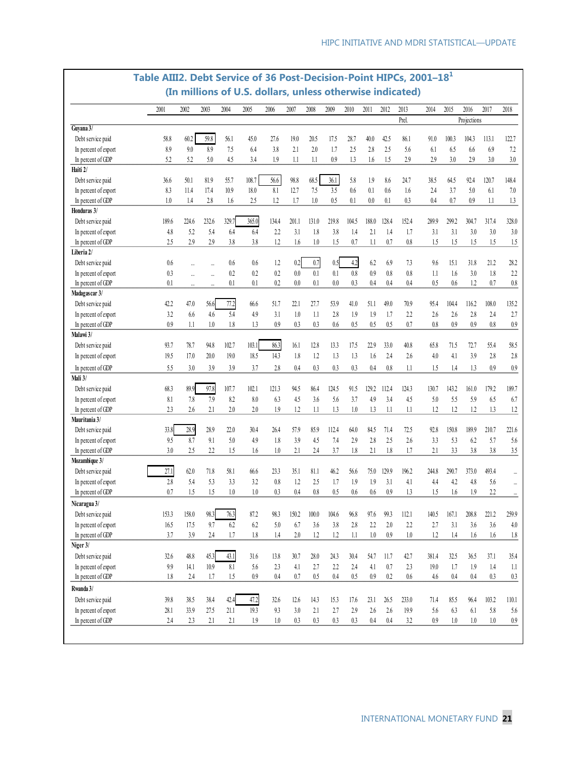## Table AIII2. Debt Service of 36 Post-Decision-Point HIPCs, 2001–18[1]
### (In millions of U.S. dollars, unless otherwise indicated)

| | 2001 | 2002 | 2003 | 2004 | 2005 | 2006 | 2007 | 2008 | 2009 | 2010 | 2011 | 2012 | 2013 | 2014 | 2015 | 2016 | 2017 | 2018 |
|---|---|---|---|---|---|---|---|---|---|---|---|---|---|---|---|---|---|---|
| | | | | | | | | | | | | | Prel. | | | Projections | | |
| **Guyana 3/** | | | | | | | | | | | | | | | | | | |
| Debt service paid | 58.8 | 60.2 | 59.8 | 56.1 | 45.0 | 27.6 | 19.0 | 20.5 | 17.5 | 28.7 | 40.0 | 42.5 | 86.1 | 91.0 | 100.3 | 104.3 | 113.1 | 122.7 |
| In percent of export | 8.9 | 9.0 | 8.9 | 7.5 | 6.4 | 3.8 | 2.1 | 2.0 | 1.7 | 2.5 | 2.8 | 2.5 | 5.6 | 6.1 | 6.5 | 6.6 | 6.9 | 7.2 |
| In percent of GDP | 5.2 | 5.2 | 5.0 | 4.5 | 3.4 | 1.9 | 1.1 | 1.1 | 0.9 | 1.3 | 1.6 | 1.5 | 2.9 | 2.9 | 3.0 | 2.9 | 3.0 | 3.0 |
| **Haiti 2/** | | | | | | | | | | | | | | | | | | |
| Debt service paid | 36.6 | 50.1 | 81.9 | 55.7 | 108.7 | 56.6 | 98.8 | 68.5 | 36.1 | 5.8 | 1.9 | 8.6 | 24.7 | 38.5 | 64.5 | 92.4 | 120.7 | 148.4 |
| In percent of export | 8.3 | 11.4 | 17.4 | 10.9 | 18.0 | 8.1 | 12.7 | 7.5 | 3.5 | 0.6 | 0.1 | 0.6 | 1.6 | 2.4 | 3.7 | 5.0 | 6.1 | 7.0 |
| In percent of GDP | 1.0 | 1.4 | 2.8 | 1.6 | 2.5 | 1.2 | 1.7 | 1.0 | 0.5 | 0.1 | 0.0 | 0.1 | 0.3 | 0.4 | 0.7 | 0.9 | 1.1 | 1.3 |
| **Honduras 3/** | | | | | | | | | | | | | | | | | | |
| Debt service paid | 189.6 | 224.6 | 232.6 | 329.7 | 365.0 | 134.4 | 201.1 | 131.0 | 219.8 | 104.5 | 188.0 | 128.4 | 152.4 | 289.9 | 299.2 | 304.7 | 317.4 | 328.0 |
| In percent of export | 4.8 | 5.2 | 5.4 | 6.4 | 6.4 | 2.2 | 3.1 | 1.8 | 3.8 | 1.4 | 2.1 | 1.4 | 1.7 | 3.1 | 3.1 | 3.0 | 3.0 | 3.0 |
| In percent of GDP | 2.5 | 2.9 | 2.9 | 3.8 | 3.8 | 1.2 | 1.6 | 1.0 | 1.5 | 0.7 | 1.1 | 0.7 | 0.8 | 1.5 | 1.5 | 1.5 | 1.5 | 1.5 |
| **Liberia 2/** | | | | | | | | | | | | | | | | | | |
| Debt service paid | 0.6 | ... | ... | 0.6 | 0.6 | 1.2 | 0.2 | 0.7 | 0.5 | 4.2 | 6.2 | 6.9 | 7.3 | 9.6 | 15.1 | 31.8 | 21.2 | 28.2 |
| In percent of export | 0.3 | ... | ... | 0.2 | 0.2 | 0.2 | 0.0 | 0.1 | 0.1 | 0.8 | 0.9 | 0.8 | 0.8 | 1.1 | 1.6 | 3.0 | 1.8 | 2.2 |
| In percent of GDP | 0.1 | ... | ... | 0.1 | 0.1 | 0.2 | 0.0 | 0.1 | 0.0 | 0.3 | 0.4 | 0.4 | 0.4 | 0.5 | 0.6 | 1.2 | 0.7 | 0.8 |
| **Madagascar 3/** | | | | | | | | | | | | | | | | | | |
| Debt service paid | 42.2 | 47.0 | 56.6 | 77.2 | 66.6 | 51.7 | 22.1 | 27.7 | 53.9 | 41.0 | 51.1 | 49.0 | 70.9 | 95.4 | 104.4 | 116.2 | 108.0 | 135.2 |
| In percent of export | 3.2 | 6.6 | 4.6 | 5.4 | 4.9 | 3.1 | 1.0 | 1.1 | 2.8 | 1.9 | 1.9 | 1.7 | 2.2 | 2.6 | 2.6 | 2.8 | 2.4 | 2.7 |
| In percent of GDP | 0.9 | 1.1 | 1.0 | 1.8 | 1.3 | 0.9 | 0.3 | 0.3 | 0.6 | 0.5 | 0.5 | 0.5 | 0.7 | 0.8 | 0.9 | 0.9 | 0.8 | 0.9 |
| **Malawi 3/** | | | | | | | | | | | | | | | | | | |
| Debt service paid | 93.7 | 78.7 | 94.8 | 102.7 | 103.1 | 86.3 | 16.1 | 12.8 | 13.3 | 17.5 | 22.9 | 33.0 | 40.8 | 65.8 | 71.5 | 72.7 | 55.4 | 58.5 |
| In percent of export | 19.5 | 17.0 | 20.0 | 19.0 | 18.5 | 14.3 | 1.8 | 1.2 | 1.3 | 1.3 | 1.6 | 2.4 | 2.6 | 4.0 | 4.1 | 3.9 | 2.8 | 2.8 |
| In percent of GDP | 5.5 | 3.0 | 3.9 | 3.9 | 3.7 | 2.8 | 0.4 | 0.3 | 0.3 | 0.3 | 0.4 | 0.8 | 1.1 | 1.5 | 1.4 | 1.3 | 0.9 | 0.9 |
| **Mali 3/** | | | | | | | | | | | | | | | | | | |
| Debt service paid | 68.3 | 89.9 | 97.8 | 107.7 | 102.1 | 121.3 | 94.5 | 86.4 | 124.5 | 91.5 | 129.2 | 112.4 | 124.3 | 130.7 | 143.2 | 161.0 | 179.2 | 189.7 |
| In percent of export | 8.1 | 7.8 | 7.9 | 8.2 | 8.0 | 6.3 | 4.5 | 3.6 | 5.6 | 3.7 | 4.9 | 3.4 | 4.5 | 5.0 | 5.5 | 5.9 | 6.5 | 6.7 |
| In percent of GDP | 2.3 | 2.6 | 2.1 | 2.0 | 2.0 | 1.9 | 1.2 | 1.1 | 1.3 | 1.0 | 1.3 | 1.1 | 1.1 | 1.2 | 1.2 | 1.2 | 1.3 | 1.2 |
| **Mauritania 3/** | | | | | | | | | | | | | | | | | | |
| Debt service paid | 33.8 | 28.9 | 28.9 | 22.0 | 30.4 | 26.4 | 57.9 | 85.9 | 112.4 | 64.0 | 84.5 | 71.4 | 72.5 | 92.8 | 150.8 | 189.9 | 210.7 | 221.6 |
| In percent of export | 9.5 | 8.7 | 9.1 | 5.0 | 4.9 | 1.8 | 3.9 | 4.5 | 7.4 | 2.9 | 2.8 | 2.5 | 2.6 | 3.3 | 5.3 | 6.2 | 5.7 | 5.6 |
| In percent of GDP | 3.0 | 2.5 | 2.2 | 1.5 | 1.6 | 1.0 | 2.1 | 2.4 | 3.7 | 1.8 | 2.1 | 1.8 | 1.7 | 2.1 | 3.3 | 3.8 | 3.8 | 3.5 |
| **Mozambique 3/** | | | | | | | | | | | | | | | | | | |
| Debt service paid | 27.1 | 62.0 | 71.8 | 58.1 | 66.6 | 23.3 | 35.1 | 81.1 | 46.2 | 56.6 | 75.0 | 129.9 | 196.2 | 244.8 | 290.7 | 373.0 | 493.4 | ... |
| In percent of export | 2.8 | 5.4 | 5.3 | 3.3 | 3.2 | 0.8 | 1.2 | 2.5 | 1.7 | 1.9 | 1.9 | 3.1 | 4.1 | 4.4 | 4.2 | 4.8 | 5.6 | ... |
| In percent of GDP | 0.7 | 1.5 | 1.5 | 1.0 | 1.0 | 0.3 | 0.4 | 0.8 | 0.5 | 0.6 | 0.6 | 0.9 | 1.3 | 1.5 | 1.6 | 1.9 | 2.2 | ... |
| **Nicaragua 3/** | | | | | | | | | | | | | | | | | | |
| Debt service paid | 153.3 | 158.0 | 98.3 | 76.3 | 87.2 | 98.3 | 150.2 | 100.0 | 104.6 | 96.8 | 97.6 | 99.3 | 112.1 | 140.5 | 167.1 | 208.8 | 221.2 | 259.9 |
| In percent of export | 16.5 | 17.5 | 9.7 | 6.2 | 6.2 | 5.0 | 6.7 | 3.6 | 3.8 | 2.8 | 2.2 | 2.0 | 2.2 | 2.7 | 3.1 | 3.6 | 3.6 | 4.0 |
| In percent of GDP | 3.7 | 3.9 | 2.4 | 1.7 | 1.8 | 1.4 | 2.0 | 1.2 | 1.2 | 1.1 | 1.0 | 0.9 | 1.0 | 1.2 | 1.4 | 1.6 | 1.6 | 1.8 |
| **Niger 3/** | | | | | | | | | | | | | | | | | | |
| Debt service paid | 32.6 | 48.8 | 45.3 | 43.1 | 31.6 | 13.8 | 30.7 | 28.0 | 24.3 | 30.4 | 54.7 | 11.7 | 42.7 | 381.4 | 32.5 | 36.5 | 37.1 | 35.4 |
| In percent of export | 9.9 | 14.1 | 10.9 | 8.1 | 5.6 | 2.3 | 4.1 | 2.7 | 2.2 | 2.4 | 4.1 | 0.7 | 2.3 | 19.0 | 1.7 | 1.9 | 1.4 | 1.1 |
| In percent of GDP | 1.8 | 2.4 | 1.7 | 1.5 | 0.9 | 0.4 | 0.7 | 0.5 | 0.4 | 0.5 | 0.9 | 0.2 | 0.6 | 4.6 | 0.4 | 0.4 | 0.3 | 0.3 |
| **Rwanda 3/** | | | | | | | | | | | | | | | | | | |
| Debt service paid | 39.8 | 38.5 | 38.4 | 42.4 | 47.2 | 32.6 | 12.6 | 14.3 | 15.3 | 17.6 | 23.1 | 26.5 | 233.0 | 71.4 | 85.5 | 96.4 | 103.2 | 110.1 |
| In percent of export | 28.1 | 33.9 | 27.5 | 21.1 | 19.3 | 9.3 | 3.0 | 2.1 | 2.7 | 2.9 | 2.6 | 2.6 | 19.9 | 5.6 | 6.3 | 6.1 | 5.8 | 5.6 |
| In percent of GDP | 2.4 | 2.3 | 2.1 | 2.1 | 1.9 | 1.0 | 0.3 | 0.3 | 0.3 | 0.3 | 0.4 | 0.4 | 3.2 | 0.9 | 1.0 | 1.0 | 1.0 | 0.9 |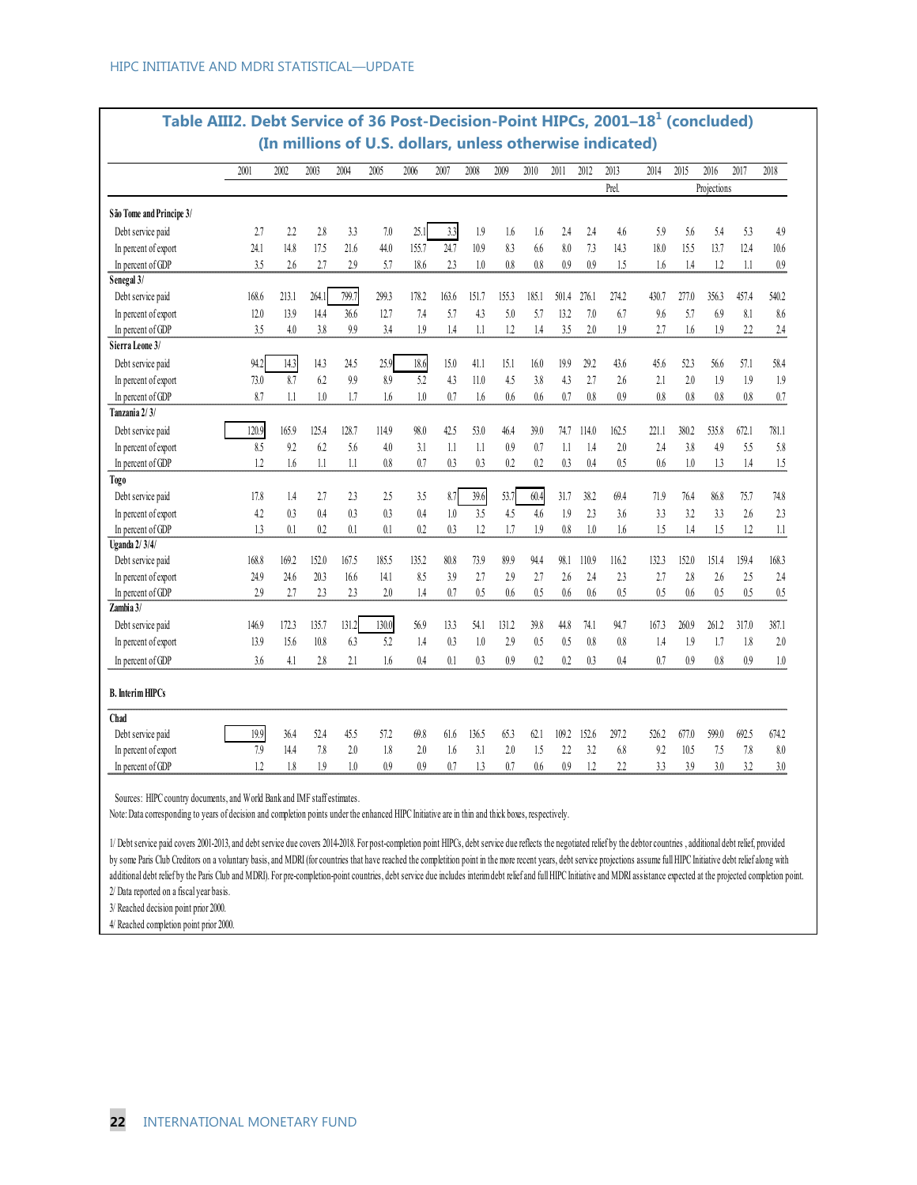## Table AIII2. Debt Service of 36 Post-Decision-Point HIPCs, 2001–18[1] (concluded)

**(In millions of U.S. dollars, unless otherwise indicated)**

| | 2001 | 2002 | 2003 | 2004 | 2005 | 2006 | 2007 | 2008 | 2009 | 2010 | 2011 | 2012 | 2013 | 2014 | 2015 | 2016 | 2017 | 2018 |
|---|---|---|---|---|---|---|---|---|---|---|---|---|---|---|---|---|---|---|
| | | | | | | | | | | | | | Prel. | | | Projections | | |
| **São Tome and Principe 3/** | | | | | | | | | | | | | | | | | | |
| Debt service paid | 2.7 | 2.2 | 2.8 | 3.3 | 7.0 | 25.1 | 3.3 | 1.9 | 1.6 | 1.6 | 2.4 | 2.4 | 4.6 | 5.9 | 5.6 | 5.4 | 5.3 | 4.9 |
| In percent of export | 24.1 | 14.8 | 17.5 | 21.6 | 44.0 | 155.7 | 24.7 | 10.9 | 8.3 | 6.6 | 8.0 | 7.3 | 14.3 | 18.0 | 15.5 | 13.7 | 12.4 | 10.6 |
| In percent of GDP | 3.5 | 2.6 | 2.7 | 2.9 | 5.7 | 18.6 | 2.3 | 1.0 | 0.8 | 0.8 | 0.9 | 0.9 | 1.5 | 1.6 | 1.4 | 1.2 | 1.1 | 0.9 |
| **Senegal 3/** | | | | | | | | | | | | | | | | | | |
| Debt service paid | 168.6 | 213.1 | 264.1 | 799.7 | 299.3 | 178.2 | 163.6 | 151.7 | 155.3 | 185.1 | 501.4 | 276.1 | 274.2 | 430.7 | 277.0 | 356.3 | 457.4 | 540.2 |
| In percent of export | 12.0 | 13.9 | 14.4 | 36.6 | 12.7 | 7.4 | 5.7 | 4.3 | 5.0 | 5.7 | 13.2 | 7.0 | 6.7 | 9.6 | 5.7 | 6.9 | 8.1 | 8.6 |
| In percent of GDP | 3.5 | 4.0 | 3.8 | 9.9 | 3.4 | 1.9 | 1.4 | 1.1 | 1.2 | 1.4 | 3.5 | 2.0 | 1.9 | 2.7 | 1.6 | 1.9 | 2.2 | 2.4 |
| **Sierra Leone 3/** | | | | | | | | | | | | | | | | | | |
| Debt service paid | 94.2 | 14.3 | 14.3 | 24.5 | 25.9 | 18.6 | 15.0 | 41.1 | 15.1 | 16.0 | 19.9 | 29.2 | 43.6 | 45.6 | 52.3 | 56.6 | 57.1 | 58.4 |
| In percent of export | 73.0 | 8.7 | 6.2 | 9.9 | 8.9 | 5.2 | 4.3 | 11.0 | 4.5 | 3.8 | 4.3 | 2.7 | 2.6 | 2.1 | 2.0 | 1.9 | 1.9 | 1.9 |
| In percent of GDP | 8.7 | 1.1 | 1.0 | 1.7 | 1.6 | 1.0 | 0.7 | 1.6 | 0.6 | 0.6 | 0.7 | 0.8 | 0.9 | 0.8 | 0.8 | 0.8 | 0.8 | 0.7 |
| **Tanzania 2/ 3/** | | | | | | | | | | | | | | | | | | |
| Debt service paid | 120.9 | 165.9 | 125.4 | 128.7 | 114.9 | 98.0 | 42.5 | 53.0 | 46.4 | 39.0 | 74.7 | 114.0 | 162.5 | 221.1 | 380.2 | 535.8 | 672.1 | 781.1 |
| In percent of export | 8.5 | 9.2 | 6.2 | 5.6 | 4.0 | 3.1 | 1.1 | 1.1 | 0.9 | 0.7 | 1.1 | 1.4 | 2.0 | 2.4 | 3.8 | 4.9 | 5.5 | 5.8 |
| In percent of GDP | 1.2 | 1.6 | 1.1 | 1.1 | 0.8 | 0.7 | 0.3 | 0.3 | 0.2 | 0.2 | 0.3 | 0.4 | 0.5 | 0.6 | 1.0 | 1.3 | 1.4 | 1.5 |
| **Togo** | | | | | | | | | | | | | | | | | | |
| Debt service paid | 17.8 | 1.4 | 2.7 | 2.3 | 2.5 | 3.5 | 8.7 | 39.6 | 53.7 | 60.4 | 31.7 | 38.2 | 69.4 | 71.9 | 76.4 | 86.8 | 75.7 | 74.8 |
| In percent of export | 4.2 | 0.3 | 0.4 | 0.3 | 0.3 | 0.4 | 1.0 | 3.5 | 4.5 | 4.6 | 1.9 | 2.3 | 3.6 | 3.3 | 3.2 | 3.3 | 2.6 | 2.3 |
| In percent of GDP | 1.3 | 0.1 | 0.2 | 0.1 | 0.1 | 0.2 | 0.3 | 1.2 | 1.7 | 1.9 | 0.8 | 1.0 | 1.6 | 1.5 | 1.4 | 1.5 | 1.2 | 1.1 |
| **Uganda 2/ 3/4/** | | | | | | | | | | | | | | | | | | |
| Debt service paid | 168.8 | 169.2 | 152.0 | 167.5 | 185.5 | 135.2 | 80.8 | 73.9 | 89.9 | 94.4 | 98.1 | 110.9 | 116.2 | 132.3 | 152.0 | 151.4 | 159.4 | 168.3 |
| In percent of export | 24.9 | 24.6 | 20.3 | 16.6 | 14.1 | 8.5 | 3.9 | 2.7 | 2.9 | 2.7 | 2.6 | 2.4 | 2.3 | 2.7 | 2.8 | 2.6 | 2.5 | 2.4 |
| In percent of GDP | 2.9 | 2.7 | 2.3 | 2.3 | 2.0 | 1.4 | 0.7 | 0.5 | 0.6 | 0.5 | 0.6 | 0.6 | 0.5 | 0.5 | 0.6 | 0.5 | 0.5 | 0.5 |
| **Zambia 3/** | | | | | | | | | | | | | | | | | | |
| Debt service paid | 146.9 | 172.3 | 135.7 | 131.2 | 130.0 | 56.9 | 13.3 | 54.1 | 131.2 | 39.8 | 44.8 | 74.1 | 94.7 | 167.3 | 260.9 | 261.2 | 317.0 | 387.1 |
| In percent of export | 13.9 | 15.6 | 10.8 | 6.3 | 5.2 | 1.4 | 0.3 | 1.0 | 2.9 | 0.5 | 0.5 | 0.8 | 0.8 | 1.4 | 1.9 | 1.7 | 1.8 | 2.0 |
| In percent of GDP | 3.6 | 4.1 | 2.8 | 2.1 | 1.6 | 0.4 | 0.1 | 0.3 | 0.9 | 0.2 | 0.2 | 0.3 | 0.4 | 0.7 | 0.9 | 0.8 | 0.9 | 1.0 |
| **B. Interim HIPCs** | | | | | | | | | | | | | | | | | | |
| **Chad** | | | | | | | | | | | | | | | | | | |
| Debt service paid | 19.9 | 36.4 | 52.4 | 45.5 | 57.2 | 69.8 | 61.6 | 136.5 | 65.3 | 62.1 | 109.2 | 152.6 | 297.2 | 526.2 | 677.0 | 599.0 | 692.5 | 674.2 |
| In percent of export | 7.9 | 14.4 | 7.8 | 2.0 | 1.8 | 2.0 | 1.6 | 3.1 | 2.0 | 1.5 | 2.2 | 3.2 | 6.8 | 9.2 | 10.5 | 7.5 | 7.8 | 8.0 |
| In percent of GDP | 1.2 | 1.8 | 1.9 | 1.0 | 0.9 | 0.9 | 0.7 | 1.3 | 0.7 | 0.6 | 0.9 | 1.2 | 2.2 | 3.3 | 3.9 | 3.0 | 3.2 | 3.0 |

Sources: HIPC country documents, and World Bank and IMF staff estimates.

Note: Data corresponding to years of decision and completion points under the enhanced HIPC Initiative are in thin and thick boxes, respectively.

1/ Debt service paid covers 2001-2013, and debt service due covers 2014-2018. For post-completion point HIPCs, debt service due reflects the negotiated relief by the debtor countries , additional debt relief, provided by some Paris Club Creditors on a voluntary basis, and MDRI (for countries that have reached the completition point in the more recent years, debt service projections assume full HIPC Initiative debt relief along with additional debt relief by the Paris Club and MDRI). For pre-completion-point countries, debt service due includes interim debt relief and full HIPC Initiative and MDRI assistance expected at the projected completion point.

2/ Data reported on a fiscal year basis.

3/ Reached decision point prior 2000.

4/ Reached completion point prior 2000.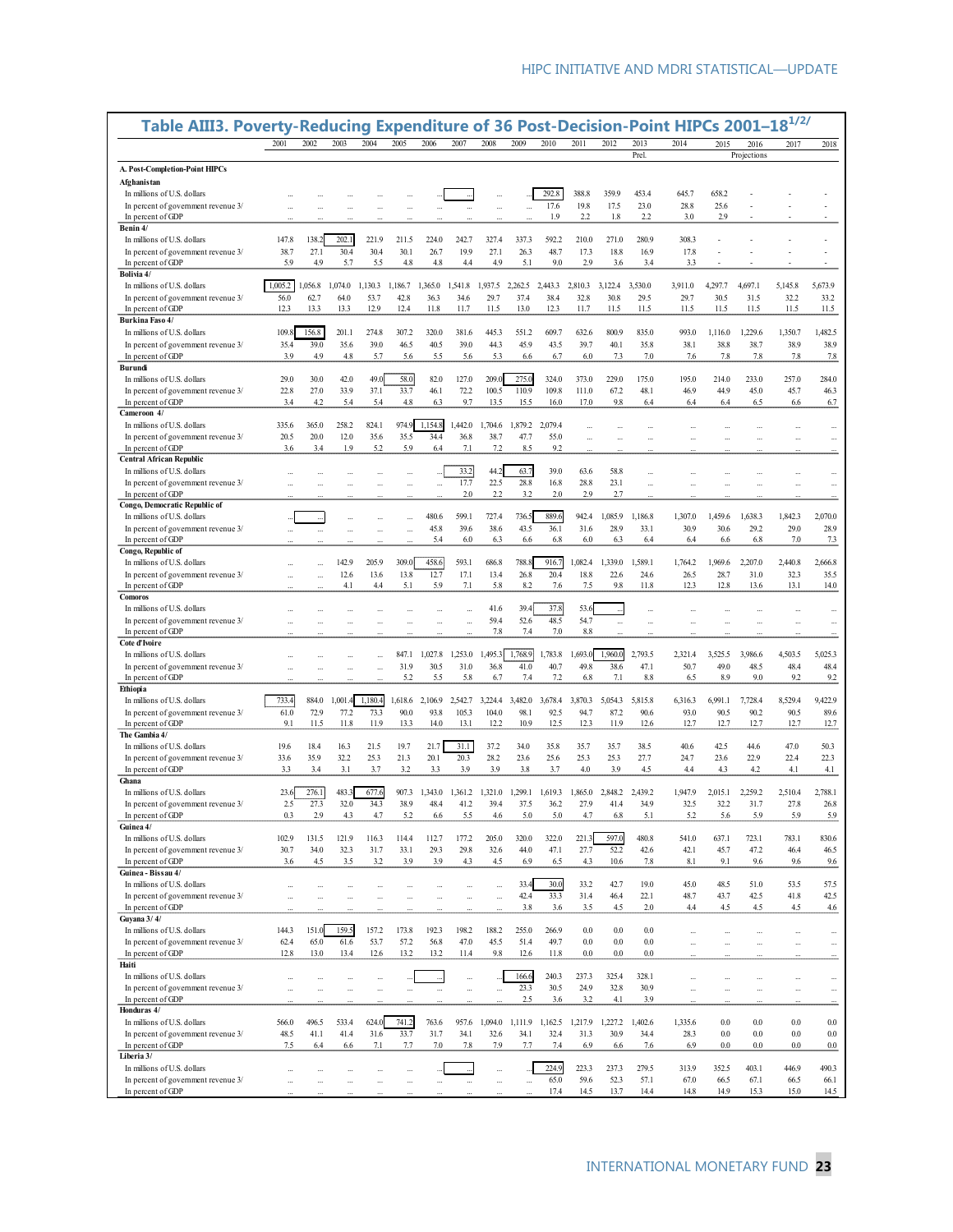## Table AIII3. Poverty-Reducing Expenditure of 36 Post-Decision-Point HIPCs 2001–18[1/2/]

| | 2001 | 2002 | 2003 | 2004 | 2005 | 2006 | 2007 | 2008 | 2009 | 2010 | 2011 | 2012 | 2013 Prel. | 2014 | 2015 | 2016 | 2017 | 2018 |
|---|---|---|---|---|---|---|---|---|---|---|---|---|---|---|---|---|---|---|
| | | | | | | | | | | | | | | | Projections | | | |
| **A. Post-Completion-Point HIPCs** | | | | | | | | | | | | | | | | | | |
| **Afghanistan** | | | | | | | | | | | | | | | | | | |
| In millions of U.S. dollars | ... | ... | ... | ... | ... | ... | ... | ... | ... | 292.8 | 388.8 | 359.9 | 453.4 | 645.7 | 658.2 | - | - | - |
| In percent of government revenue 3/ | ... | ... | ... | ... | ... | ... | ... | ... | ... | 17.6 | 19.8 | 17.5 | 23.0 | 28.8 | 25.6 | - | - | - |
| In percent of GDP | ... | ... | ... | ... | ... | ... | ... | ... | ... | 1.9 | 2.2 | 1.8 | 2.2 | 3.0 | 2.9 | - | - | - |
| **Benin 4/** | | | | | | | | | | | | | | | | | | |
| In millions of U.S. dollars | 147.8 | 138.2 | 202.1 | 221.9 | 211.5 | 224.0 | 242.7 | 327.4 | 337.3 | 592.2 | 210.0 | 271.0 | 280.9 | 308.3 | - | - | - | - |
| In percent of government revenue 3/ | 38.7 | 27.1 | 30.4 | 30.4 | 30.1 | 26.7 | 19.9 | 27.1 | 26.3 | 48.7 | 17.3 | 18.8 | 16.9 | 17.8 | - | - | - | - |
| In percent of GDP | 5.9 | 4.9 | 5.7 | 5.5 | 4.8 | 4.8 | 4.4 | 4.9 | 5.1 | 9.0 | 2.9 | 3.6 | 3.4 | 3.3 | - | - | - | - |
| **Bolivia 4/** | | | | | | | | | | | | | | | | | | |
| In millions of U.S. dollars | 1,005.2 | 1,056.8 | 1,074.0 | 1,130.3 | 1,186.7 | 1,365.0 | 1,541.8 | 1,937.5 | 2,262.5 | 2,443.3 | 2,810.3 | 3,122.4 | 3,530.0 | 3,911.0 | 4,297.7 | 4,697.1 | 5,145.8 | 5,673.9 |
| In percent of government revenue 3/ | 56.0 | 62.7 | 64.0 | 53.7 | 42.8 | 36.3 | 34.6 | 29.7 | 37.4 | 38.4 | 32.8 | 30.8 | 29.5 | 29.7 | 30.5 | 31.5 | 32.2 | 33.2 |
| In percent of GDP | 12.3 | 13.3 | 13.3 | 12.9 | 12.4 | 11.8 | 11.7 | 11.5 | 13.0 | 12.3 | 11.7 | 11.5 | 11.5 | 11.5 | 11.5 | 11.5 | 11.5 | 11.5 |
| **Burkina Faso 4/** | | | | | | | | | | | | | | | | | | |
| In millions of U.S. dollars | 109.8 | 156.8 | 201.1 | 274.8 | 307.2 | 320.0 | 381.6 | 445.3 | 551.2 | 609.7 | 632.6 | 800.9 | 835.0 | 993.0 | 1,116.0 | 1,229.6 | 1,350.7 | 1,482.5 |
| In percent of government revenue 3/ | 35.4 | 39.0 | 35.6 | 39.0 | 46.5 | 40.5 | 39.0 | 44.3 | 45.9 | 43.5 | 39.7 | 40.1 | 35.8 | 38.1 | 38.8 | 38.7 | 38.9 | 38.9 |
| In percent of GDP | 3.9 | 4.9 | 4.8 | 5.7 | 5.6 | 5.5 | 5.6 | 5.3 | 6.6 | 6.7 | 6.0 | 7.3 | 7.0 | 7.6 | 7.8 | 7.8 | 7.8 | 7.8 |
| **Burundi** | | | | | | | | | | | | | | | | | | |
| In millions of U.S. dollars | 29.0 | 30.0 | 42.0 | 49.0 | 58.0 | 82.0 | 127.0 | 209.0 | 275.0 | 324.0 | 373.0 | 229.0 | 175.0 | 195.0 | 214.0 | 233.0 | 257.0 | 284.0 |
| In percent of government revenue 3/ | 22.8 | 27.0 | 33.9 | 37.1 | 33.7 | 46.1 | 72.2 | 100.5 | 110.9 | 109.8 | 111.0 | 67.2 | 48.1 | 46.9 | 44.9 | 45.0 | 45.7 | 46.3 |
| In percent of GDP | 3.4 | 4.2 | 5.4 | 5.4 | 4.8 | 6.3 | 9.7 | 13.5 | 15.5 | 16.0 | 17.0 | 9.8 | 6.4 | 6.4 | 6.4 | 6.5 | 6.6 | 6.7 |
| **Cameroon 4/** | | | | | | | | | | | | | | | | | | |
| In millions of U.S. dollars | 335.6 | 365.0 | 258.2 | 824.1 | 974.9 | 1,154.8 | 1,442.0 | 1,704.6 | 1,879.2 | 2,079.4 | ... | ... | ... | ... | ... | ... | ... | ... |
| In percent of government revenue 3/ | 20.5 | 20.0 | 12.0 | 35.6 | 35.5 | 34.4 | 36.8 | 38.7 | 47.7 | 55.0 | ... | ... | ... | ... | ... | ... | ... | ... |
| In percent of GDP | 3.6 | 3.4 | 1.9 | 5.2 | 5.9 | 6.4 | 7.1 | 7.2 | 8.5 | 9.2 | ... | ... | ... | ... | ... | ... | ... | ... |
| **Central African Republic** | | | | | | | | | | | | | | | | | | |
| In millions of U.S. dollars | ... | ... | ... | ... | ... | ... | 33.2 | 44.2 | 63.7 | 39.0 | 63.6 | 58.8 | ... | ... | ... | ... | ... | ... |
| In percent of government revenue 3/ | ... | ... | ... | ... | ... | ... | 17.7 | 22.5 | 28.8 | 16.8 | 28.8 | 23.1 | ... | ... | ... | ... | ... | ... |
| In percent of GDP | ... | ... | ... | ... | ... | ... | 2.0 | 2.2 | 3.2 | 2.0 | 2.9 | 2.7 | ... | ... | ... | ... | ... | ... |
| **Congo, Democratic Republic of** | | | | | | | | | | | | | | | | | | |
| In millions of U.S. dollars | ... | ... | ... | ... | ... | 480.6 | 599.1 | 727.4 | 736.5 | 889.6 | 942.4 | 1,085.9 | 1,186.8 | 1,307.0 | 1,459.6 | 1,638.3 | 1,842.3 | 2,070.0 |
| In percent of government revenue 3/ | ... | ... | ... | ... | ... | 45.8 | 39.6 | 38.6 | 43.5 | 36.1 | 31.6 | 28.9 | 33.1 | 30.9 | 30.6 | 29.2 | 29.0 | 28.9 |
| In percent of GDP | ... | ... | ... | ... | ... | 5.4 | 6.0 | 6.3 | 6.6 | 6.8 | 6.0 | 6.3 | 6.4 | 6.4 | 6.6 | 6.8 | 7.0 | 7.3 |
| **Congo, Republic of** | | | | | | | | | | | | | | | | | | |
| In millions of U.S. dollars | ... | ... | 142.9 | 205.9 | 309.0 | 458.6 | 593.1 | 686.8 | 788.8 | 916.7 | 1,082.4 | 1,339.0 | 1,589.1 | 1,764.2 | 1,969.6 | 2,207.0 | 2,440.8 | 2,666.8 |
| In percent of government revenue 3/ | ... | ... | 12.6 | 13.6 | 13.8 | 12.7 | 17.1 | 13.4 | 26.8 | 20.4 | 18.8 | 22.6 | 24.6 | 26.5 | 28.7 | 31.0 | 32.3 | 35.5 |
| In percent of GDP | ... | ... | 4.1 | 4.4 | 5.1 | 5.9 | 7.1 | 5.8 | 8.2 | 7.6 | 7.5 | 9.8 | 11.8 | 12.3 | 12.8 | 13.6 | 13.1 | 14.0 |
| **Comoros** | | | | | | | | | | | | | | | | | | |
| In millions of U.S. dollars | ... | ... | ... | ... | ... | ... | ... | 41.6 | 39.4 | 37.8 | 53.6 | ... | ... | ... | ... | ... | ... | ... |
| In percent of government revenue 3/ | ... | ... | ... | ... | ... | ... | ... | 59.4 | 52.6 | 48.5 | 54.7 | ... | ... | ... | ... | ... | ... | ... |
| In percent of GDP | ... | ... | ... | ... | ... | ... | ... | 7.8 | 7.4 | 7.0 | 8.8 | ... | ... | ... | ... | ... | ... | ... |
| **Cote d'Ivoire** | | | | | | | | | | | | | | | | | | |
| In millions of U.S. dollars | ... | ... | ... | ... | 847.1 | 1,027.8 | 1,253.0 | 1,495.3 | 1,768.9 | 1,783.8 | 1,693.0 | 1,960.0 | 2,793.5 | 2,321.4 | 3,525.5 | 3,986.6 | 4,503.5 | 5,025.3 |
| In percent of government revenue 3/ | ... | ... | ... | ... | 31.9 | 30.5 | 31.0 | 36.8 | 41.0 | 40.7 | 49.8 | 38.6 | 47.1 | 50.7 | 49.0 | 48.5 | 48.4 | 48.4 |
| In percent of GDP | ... | ... | ... | ... | 5.2 | 5.5 | 5.8 | 6.7 | 7.4 | 7.2 | 6.8 | 7.1 | 8.8 | 6.5 | 8.9 | 9.0 | 9.2 | 9.2 |
| **Ethiopia** | | | | | | | | | | | | | | | | | | |
| In millions of U.S. dollars | 733.4 | 884.0 | 1,001.4 | 1,180.4 | 1,618.6 | 2,106.9 | 2,542.7 | 3,224.4 | 3,482.0 | 3,678.4 | 3,870.3 | 5,054.3 | 5,815.8 | 6,316.3 | 6,991.1 | 7,728.4 | 8,529.4 | 9,422.9 |
| In percent of government revenue 3/ | 61.0 | 72.9 | 77.2 | 73.3 | 90.0 | 93.8 | 105.3 | 104.0 | 98.1 | 92.5 | 94.7 | 87.2 | 90.6 | 93.0 | 90.5 | 90.2 | 90.5 | 89.6 |
| In percent of GDP | 9.1 | 11.5 | 11.8 | 11.9 | 13.3 | 14.0 | 13.1 | 12.2 | 10.9 | 12.5 | 12.3 | 11.9 | 12.6 | 12.7 | 12.7 | 12.7 | 12.7 | 12.7 |
| **The Gambia 4/** | | | | | | | | | | | | | | | | | | |
| In millions of U.S. dollars | 19.6 | 18.4 | 16.3 | 21.5 | 19.7 | 21.7 | 31.1 | 37.2 | 34.0 | 35.8 | 35.7 | 35.7 | 38.5 | 40.6 | 42.5 | 44.6 | 47.0 | 50.3 |
| In percent of government revenue 3/ | 33.6 | 35.9 | 32.2 | 25.3 | 21.3 | 20.1 | 20.3 | 28.2 | 23.6 | 25.6 | 25.3 | 25.3 | 27.7 | 24.7 | 23.6 | 22.9 | 22.4 | 22.3 |
| In percent of GDP | 3.3 | 3.4 | 3.1 | 3.7 | 3.2 | 3.3 | 3.9 | 3.9 | 3.8 | 3.7 | 4.0 | 3.9 | 4.5 | 4.4 | 4.3 | 4.2 | 4.1 | 4.1 |
| **Ghana** | | | | | | | | | | | | | | | | | | |
| In millions of U.S. dollars | 23.6 | 276.1 | 483.3 | 677.6 | 907.3 | 1,343.0 | 1,361.2 | 1,321.0 | 1,299.1 | 1,619.3 | 1,865.0 | 2,848.2 | 2,439.2 | 1,947.9 | 2,015.1 | 2,259.2 | 2,510.4 | 2,788.1 |
| In percent of government revenue 3/ | 2.5 | 27.3 | 32.0 | 34.3 | 38.9 | 48.4 | 41.2 | 39.4 | 37.5 | 36.2 | 27.9 | 41.4 | 34.9 | 32.5 | 32.2 | 31.7 | 27.8 | 26.8 |
| In percent of GDP | 0.3 | 2.9 | 4.3 | 4.7 | 5.2 | 6.6 | 5.5 | 4.6 | 5.0 | 5.0 | 4.7 | 6.8 | 5.1 | 5.2 | 5.6 | 5.9 | 5.9 | 5.9 |
| **Guinea 4/** | | | | | | | | | | | | | | | | | | |
| In millions of U.S. dollars | 102.9 | 131.5 | 121.9 | 116.3 | 114.4 | 112.7 | 177.2 | 205.0 | 320.0 | 322.0 | 221.3 | 597.0 | 480.8 | 541.0 | 637.1 | 723.1 | 783.1 | 830.6 |
| In percent of government revenue 3/ | 30.7 | 34.0 | 32.3 | 31.7 | 33.1 | 29.3 | 29.8 | 32.6 | 44.0 | 47.1 | 27.7 | 52.2 | 42.6 | 42.1 | 45.7 | 47.2 | 46.4 | 46.5 |
| In percent of GDP | 3.6 | 4.5 | 3.5 | 3.2 | 3.9 | 3.9 | 4.3 | 4.5 | 6.9 | 6.5 | 4.3 | 10.6 | 7.8 | 8.1 | 9.1 | 9.6 | 9.6 | 9.6 |
| **Guinea - Bissau 4/** | | | | | | | | | | | | | | | | | | |
| In millions of U.S. dollars | ... | ... | ... | ... | ... | ... | ... | ... | 33.4 | 30.0 | 33.2 | 42.7 | 19.0 | 45.0 | 48.5 | 51.0 | 53.5 | 57.5 |
| In percent of government revenue 3/ | ... | ... | ... | ... | ... | ... | ... | ... | 42.4 | 33.3 | 31.4 | 46.4 | 22.1 | 48.7 | 43.7 | 42.5 | 41.8 | 42.5 |
| In percent of GDP | ... | ... | ... | ... | ... | ... | ... | ... | 3.8 | 3.6 | 3.5 | 4.5 | 2.0 | 4.4 | 4.5 | 4.5 | 4.5 | 4.6 |
| **Guyana 3/ 4/** | | | | | | | | | | | | | | | | | | |
| In millions of U.S. dollars | 144.3 | 151.0 | 159.5 | 157.2 | 173.8 | 192.3 | 198.2 | 188.2 | 255.0 | 266.9 | 0.0 | 0.0 | 0.0 | ... | ... | ... | ... | ... |
| In percent of government revenue 3/ | 62.4 | 65.0 | 61.6 | 53.7 | 57.2 | 56.8 | 47.0 | 45.5 | 51.4 | 49.7 | 0.0 | 0.0 | 0.0 | ... | ... | ... | ... | ... |
| In percent of GDP | 12.8 | 13.0 | 13.4 | 12.6 | 13.2 | 13.2 | 11.4 | 9.8 | 12.6 | 11.8 | 0.0 | 0.0 | 0.0 | ... | ... | ... | ... | ... |
| **Haiti** | | | | | | | | | | | | | | | | | | |
| In millions of U.S. dollars | ... | ... | ... | ... | ... | ... | ... | ... | 166.6 | 240.3 | 237.3 | 325.4 | 328.1 | ... | ... | ... | ... | ... |
| In percent of government revenue 3/ | ... | ... | ... | ... | ... | ... | ... | ... | 23.3 | 30.5 | 24.9 | 32.8 | 30.9 | ... | ... | ... | ... | ... |
| In percent of GDP | ... | ... | ... | ... | ... | ... | ... | ... | 2.5 | 3.6 | 3.2 | 4.1 | 3.9 | ... | ... | ... | ... | ... |
| **Honduras 4/** | | | | | | | | | | | | | | | | | | |
| In millions of U.S. dollars | 566.0 | 496.5 | 533.4 | 624.0 | 741.2 | 763.6 | 957.6 | 1,094.0 | 1,111.9 | 1,162.5 | 1,217.9 | 1,227.2 | 1,402.6 | 1,335.6 | 0.0 | 0.0 | 0.0 | 0.0 |
| In percent of government revenue 3/ | 48.5 | 41.1 | 41.4 | 31.6 | 33.7 | 31.7 | 34.1 | 32.6 | 34.1 | 32.4 | 31.3 | 30.9 | 34.4 | 28.3 | 0.0 | 0.0 | 0.0 | 0.0 |
| In percent of GDP | 7.5 | 6.4 | 6.6 | 7.1 | 7.7 | 7.0 | 7.8 | 7.9 | 7.7 | 7.4 | 6.9 | 6.6 | 7.6 | 6.9 | 0.0 | 0.0 | 0.0 | 0.0 |
| **Liberia 3/** | | | | | | | | | | | | | | | | | | |
| In millions of U.S. dollars | ... | ... | ... | ... | ... | ... | ... | ... | ... | 224.9 | 223.3 | 237.3 | 279.5 | 313.9 | 352.5 | 403.1 | 446.9 | 490.3 |
| In percent of government revenue 3/ | ... | ... | ... | ... | ... | ... | ... | ... | ... | 65.0 | 59.6 | 52.3 | 57.1 | 67.0 | 66.5 | 67.1 | 66.5 | 66.1 |
| In percent of GDP | ... | ... | ... | ... | ... | ... | ... | ... | ... | 17.4 | 14.5 | 13.7 | 14.4 | 14.8 | 14.9 | 15.3 | 15.0 | 14.5 |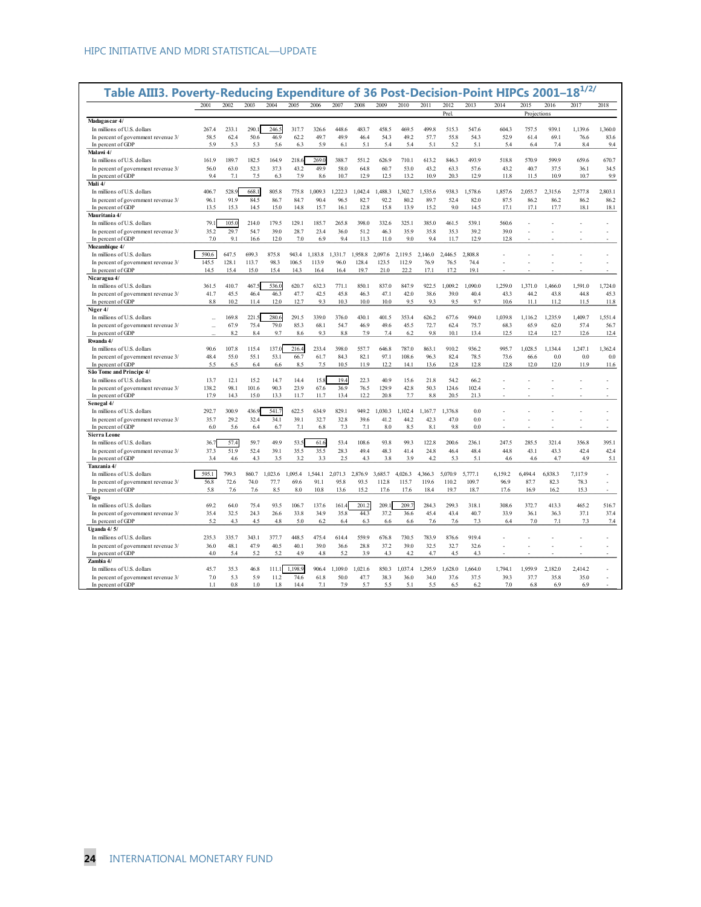## Table AIII3. Poverty-Reducing Expenditure of 36 Post-Decision-Point HIPCs 2001–18[1/2/]

| | 2001 | 2002 | 2003 | 2004 | 2005 | 2006 | 2007 | 2008 | 2009 | 2010 | 2011 | 2012 | 2013 | 2014 | 2015 | 2016 | 2017 | 2018 |
|---|---|---|---|---|---|---|---|---|---|---|---|---|---|---|---|---|---|---|
| | | | | | | | | | | | | Prel. | | | Projections | | | |
| **Madagascar 4/** | | | | | | | | | | | | | | | | | | |
| In millions of U.S. dollars | 267.4 | 233.1 | 290.1 | 246.5 | 317.7 | 326.6 | 448.6 | 483.7 | 458.5 | 469.5 | 499.8 | 515.3 | 547.6 | 604.3 | 757.5 | 939.1 | 1,139.6 | 1,360.0 |
| In percent of government revenue 3/ | 58.5 | 62.4 | 50.6 | 46.9 | 62.2 | 49.7 | 49.9 | 46.4 | 54.3 | 49.2 | 57.7 | 55.8 | 54.3 | 52.9 | 61.4 | 69.1 | 76.6 | 83.6 |
| In percent of GDP | 5.9 | 5.3 | 5.3 | 5.6 | 6.3 | 5.9 | 6.1 | 5.1 | 5.4 | 5.4 | 5.1 | 5.2 | 5.1 | 5.4 | 6.4 | 7.4 | 8.4 | 9.4 |
| **Malawi 4/** | | | | | | | | | | | | | | | | | | |
| In millions of U.S. dollars | 161.9 | 189.7 | 182.5 | 164.9 | 218.6 | 269.0 | 388.7 | 551.2 | 626.9 | 710.1 | 613.2 | 846.3 | 493.9 | 518.8 | 570.9 | 599.9 | 659.6 | 670.7 |
| In percent of government revenue 3/ | 56.0 | 63.0 | 52.3 | 37.3 | 43.2 | 49.9 | 58.0 | 64.8 | 60.7 | 53.0 | 43.2 | 63.3 | 57.6 | 43.2 | 40.7 | 37.5 | 36.1 | 34.5 |
| In percent of GDP | 9.4 | 7.1 | 7.5 | 6.3 | 7.9 | 8.6 | 10.7 | 12.9 | 12.5 | 13.2 | 10.9 | 20.3 | 12.9 | 11.8 | 11.5 | 10.9 | 10.7 | 9.9 |
| **Mali 4/** | | | | | | | | | | | | | | | | | | |
| In millions of U.S. dollars | 406.7 | 528.9 | 668.1 | 805.8 | 775.8 | 1,009.3 | 1,222.3 | 1,042.4 | 1,488.3 | 1,302.7 | 1,535.6 | 938.3 | 1,578.6 | 1,857.6 | 2,055.7 | 2,315.6 | 2,577.8 | 2,803.1 |
| In percent of government revenue 3/ | 96.1 | 91.9 | 84.5 | 86.7 | 84.7 | 90.4 | 96.5 | 82.7 | 92.2 | 80.2 | 89.7 | 52.4 | 82.0 | 87.5 | 86.2 | 86.2 | 86.2 | 86.2 |
| In percent of GDP | 13.5 | 15.3 | 14.5 | 15.0 | 14.8 | 15.7 | 16.1 | 12.8 | 15.8 | 13.9 | 15.2 | 9.0 | 14.5 | 17.1 | 17.1 | 17.7 | 18.1 | 18.1 |
| **Mauritania 4/** | | | | | | | | | | | | | | | | | | |
| In millions of U.S. dollars | 79.1 | 105.0 | 214.0 | 179.5 | 129.1 | 185.7 | 265.8 | 398.0 | 332.6 | 325.1 | 385.0 | 461.5 | 539.1 | 560.6 | - | - | - | - |
| In percent of government revenue 3/ | 35.2 | 29.7 | 54.7 | 39.0 | 28.7 | 23.4 | 36.0 | 51.2 | 46.3 | 35.9 | 35.8 | 35.3 | 39.2 | 39.0 | - | - | - | - |
| In percent of GDP | 7.0 | 9.1 | 16.6 | 12.0 | 7.0 | 6.9 | 9.4 | 11.3 | 11.0 | 9.0 | 9.4 | 11.7 | 12.9 | 12.8 | - | - | - | - |
| **Mozambique 4/** | | | | | | | | | | | | | | | | | | |
| In millions of U.S. dollars | 590.6 | 647.5 | 699.3 | 875.8 | 943.4 | 1,183.8 | 1,331.7 | 1,958.8 | 2,097.6 | 2,119.5 | 2,146.0 | 2,446.5 | 2,808.8 | - | - | - | - | - |
| In percent of government revenue 3/ | 145.5 | 128.1 | 113.7 | 98.3 | 106.5 | 113.9 | 96.0 | 128.4 | 123.5 | 112.9 | 76.9 | 76.5 | 74.4 | - | - | - | - | - |
| In percent of GDP | 14.5 | 15.4 | 15.0 | 15.4 | 14.3 | 16.4 | 16.4 | 19.7 | 21.0 | 22.2 | 17.1 | 17.2 | 19.1 | - | - | - | - | - |
| **Nicaragua 4/** | | | | | | | | | | | | | | | | | | |
| In millions of U.S. dollars | 361.5 | 410.7 | 467.5 | 536.0 | 620.7 | 632.3 | 771.1 | 850.1 | 837.0 | 847.9 | 922.5 | 1,009.2 | 1,090.0 | 1,259.0 | 1,371.0 | 1,466.0 | 1,591.0 | 1,724.0 |
| In percent of government revenue 3/ | 41.7 | 45.5 | 46.4 | 46.3 | 47.7 | 42.5 | 45.8 | 46.3 | 47.1 | 42.0 | 38.6 | 39.0 | 40.4 | 43.3 | 44.2 | 43.8 | 44.8 | 45.3 |
| In percent of GDP | 8.8 | 10.2 | 11.4 | 12.0 | 12.7 | 9.3 | 10.3 | 10.0 | 10.0 | 9.5 | 9.3 | 9.5 | 9.7 | 10.6 | 11.1 | 11.2 | 11.5 | 11.8 |
| **Niger 4/** | | | | | | | | | | | | | | | | | | |
| In millions of U.S. dollars | ... | 169.8 | 221.5 | 280.6 | 291.5 | 339.0 | 376.0 | 430.1 | 401.5 | 353.4 | 626.2 | 677.6 | 994.0 | 1,039.8 | 1,116.2 | 1,235.9 | 1,409.7 | 1,551.4 |
| In percent of government revenue 3/ | ... | 67.9 | 75.4 | 79.0 | 85.3 | 68.1 | 54.7 | 46.9 | 49.6 | 45.5 | 72.7 | 62.4 | 75.7 | 68.3 | 65.9 | 62.0 | 57.4 | 56.7 |
| In percent of GDP | ... | 8.2 | 8.4 | 9.7 | 8.6 | 9.3 | 8.8 | 7.9 | 7.4 | 6.2 | 9.8 | 10.1 | 13.4 | 12.5 | 12.4 | 12.7 | 12.6 | 12.4 |
| **Rwanda 4/** | | | | | | | | | | | | | | | | | | |
| In millions of U.S. dollars | 90.6 | 107.8 | 115.4 | 137.0 | 216.4 | 233.4 | 398.0 | 557.7 | 646.8 | 787.0 | 863.1 | 910.2 | 936.2 | 995.7 | 1,028.5 | 1,134.4 | 1,247.1 | 1,362.4 |
| In percent of government revenue 3/ | 48.4 | 55.0 | 55.1 | 53.1 | 66.7 | 61.7 | 84.3 | 82.1 | 97.1 | 108.6 | 96.3 | 82.4 | 78.5 | 73.6 | 66.6 | 0.0 | 0.0 | 0.0 |
| In percent of GDP | 5.5 | 6.5 | 6.4 | 6.6 | 8.5 | 7.5 | 10.5 | 11.9 | 12.2 | 14.1 | 13.6 | 12.8 | 12.8 | 12.8 | 12.0 | 12.0 | 11.9 | 11.6 |
| **São Tome and Principe 4/** | | | | | | | | | | | | | | | | | | |
| In millions of U.S. dollars | 13.7 | 12.1 | 15.2 | 14.7 | 14.4 | 15.8 | 19.4 | 22.3 | 40.9 | 15.6 | 21.8 | 54.2 | 66.2 | - | - | - | - | - |
| In percent of government revenue 3/ | 138.2 | 98.1 | 101.6 | 90.3 | 23.9 | 67.6 | 36.9 | 76.5 | 129.9 | 42.8 | 50.3 | 124.6 | 102.4 | - | - | - | - | - |
| In percent of GDP | 17.9 | 14.3 | 15.0 | 13.3 | 11.7 | 11.7 | 13.4 | 12.2 | 20.8 | 7.7 | 8.8 | 20.5 | 21.3 | - | - | - | - | - |
| **Senegal 4/** | | | | | | | | | | | | | | | | | | |
| In millions of U.S. dollars | 292.7 | 300.9 | 436.9 | 541.7 | 622.5 | 634.9 | 829.1 | 949.2 | 1,030.3 | 1,102.4 | 1,167.7 | 1,376.8 | 0.0 | - | - | - | - | - |
| In percent of government revenue 3/ | 35.7 | 29.2 | 32.4 | 34.1 | 39.1 | 32.7 | 32.8 | 39.6 | 41.2 | 44.2 | 42.3 | 47.0 | 0.0 | - | - | - | - | - |
| In percent of GDP | 6.0 | 5.6 | 6.4 | 6.7 | 7.1 | 6.8 | 7.3 | 7.1 | 8.0 | 8.5 | 8.1 | 9.8 | 0.0 | - | - | - | - | - |
| **Sierra Leone** | | | | | | | | | | | | | | | | | | |
| In millions of U.S. dollars | 36.7 | 57.4 | 59.7 | 49.9 | 53.5 | 61.6 | 53.4 | 108.6 | 93.8 | 99.3 | 122.8 | 200.6 | 236.1 | 247.5 | 285.5 | 321.4 | 356.8 | 395.1 |
| In percent of government revenue 3/ | 37.3 | 51.9 | 52.4 | 39.1 | 35.5 | 35.5 | 28.3 | 49.4 | 48.3 | 41.4 | 24.8 | 46.4 | 48.4 | 44.8 | 43.1 | 43.3 | 42.4 | 42.4 |
| In percent of GDP | 3.4 | 4.6 | 4.3 | 3.5 | 3.2 | 3.3 | 2.5 | 4.3 | 3.8 | 3.9 | 4.2 | 5.3 | 5.1 | 4.6 | 4.6 | 4.7 | 4.9 | 5.1 |
| **Tanzania 4/** | | | | | | | | | | | | | | | | | | |
| In millions of U.S. dollars | 595.1 | 799.3 | 860.7 | 1,023.6 | 1,095.4 | 1,544.1 | 2,071.3 | 2,876.9 | 3,685.7 | 4,026.3 | 4,366.3 | 5,070.9 | 5,777.1 | 6,159.2 | 6,494.4 | 6,838.3 | 7,117.9 | - |
| In percent of government revenue 3/ | 56.8 | 72.6 | 74.0 | 77.7 | 69.6 | 91.1 | 95.8 | 93.5 | 112.8 | 115.7 | 119.6 | 110.2 | 109.7 | 96.9 | 87.7 | 82.3 | 78.3 | - |
| In percent of GDP | 5.8 | 7.6 | 7.6 | 8.5 | 8.0 | 10.8 | 13.6 | 15.2 | 17.6 | 17.6 | 18.4 | 19.7 | 18.7 | 17.6 | 16.9 | 16.2 | 15.3 | - |
| **Togo** | | | | | | | | | | | | | | | | | | |
| In millions of U.S. dollars | 69.2 | 64.0 | 75.4 | 93.5 | 106.7 | 137.6 | 161.4 | 201.2 | 209.1 | 209.7 | 284.3 | 299.3 | 318.1 | 308.6 | 372.7 | 413.3 | 465.2 | 516.7 |
| In percent of government revenue 3/ | 35.4 | 32.5 | 24.3 | 26.6 | 33.8 | 34.9 | 35.8 | 44.3 | 37.2 | 36.6 | 45.4 | 43.4 | 40.7 | 33.9 | 36.1 | 36.3 | 37.1 | 37.4 |
| In percent of GDP | 5.2 | 4.3 | 4.5 | 4.8 | 5.0 | 6.2 | 6.4 | 6.3 | 6.6 | 6.6 | 7.6 | 7.6 | 7.3 | 6.4 | 7.0 | 7.1 | 7.3 | 7.4 |
| **Uganda 4/ 5/** | | | | | | | | | | | | | | | | | | |
| In millions of U.S. dollars | 235.3 | 335.7 | 343.1 | 377.7 | 448.5 | 475.4 | 614.4 | 559.9 | 676.8 | 730.5 | 783.9 | 876.6 | 919.4 | - | - | - | - | - |
| In percent of government revenue 3/ | 36.0 | 48.1 | 47.9 | 40.5 | 40.1 | 39.0 | 36.6 | 28.8 | 37.2 | 39.0 | 32.5 | 32.7 | 32.6 | - | - | - | - | - |
| In percent of GDP | 4.0 | 5.4 | 5.2 | 5.2 | 4.9 | 4.8 | 5.2 | 3.9 | 4.3 | 4.2 | 4.7 | 4.5 | 4.3 | - | - | - | - | - |
| **Zambia 4/** | | | | | | | | | | | | | | | | | | |
| In millions of U.S. dollars | 45.7 | 35.3 | 46.8 | 111.1 | 1,198.9 | 906.4 | 1,109.0 | 1,021.6 | 850.3 | 1,037.4 | 1,295.9 | 1,628.0 | 1,664.0 | 1,794.1 | 1,959.9 | 2,182.0 | 2,414.2 | - |
| In percent of government revenue 3/ | 7.0 | 5.3 | 5.9 | 11.2 | 74.6 | 61.8 | 50.0 | 47.7 | 38.3 | 36.0 | 34.0 | 37.6 | 37.5 | 39.3 | 37.7 | 35.8 | 35.0 | - |
| In percent of GDP | 1.1 | 0.8 | 1.0 | 1.8 | 14.4 | 7.1 | 7.9 | 5.7 | 5.5 | 5.1 | 5.5 | 6.5 | 6.2 | 7.0 | 6.8 | 6.9 | 6.9 | - |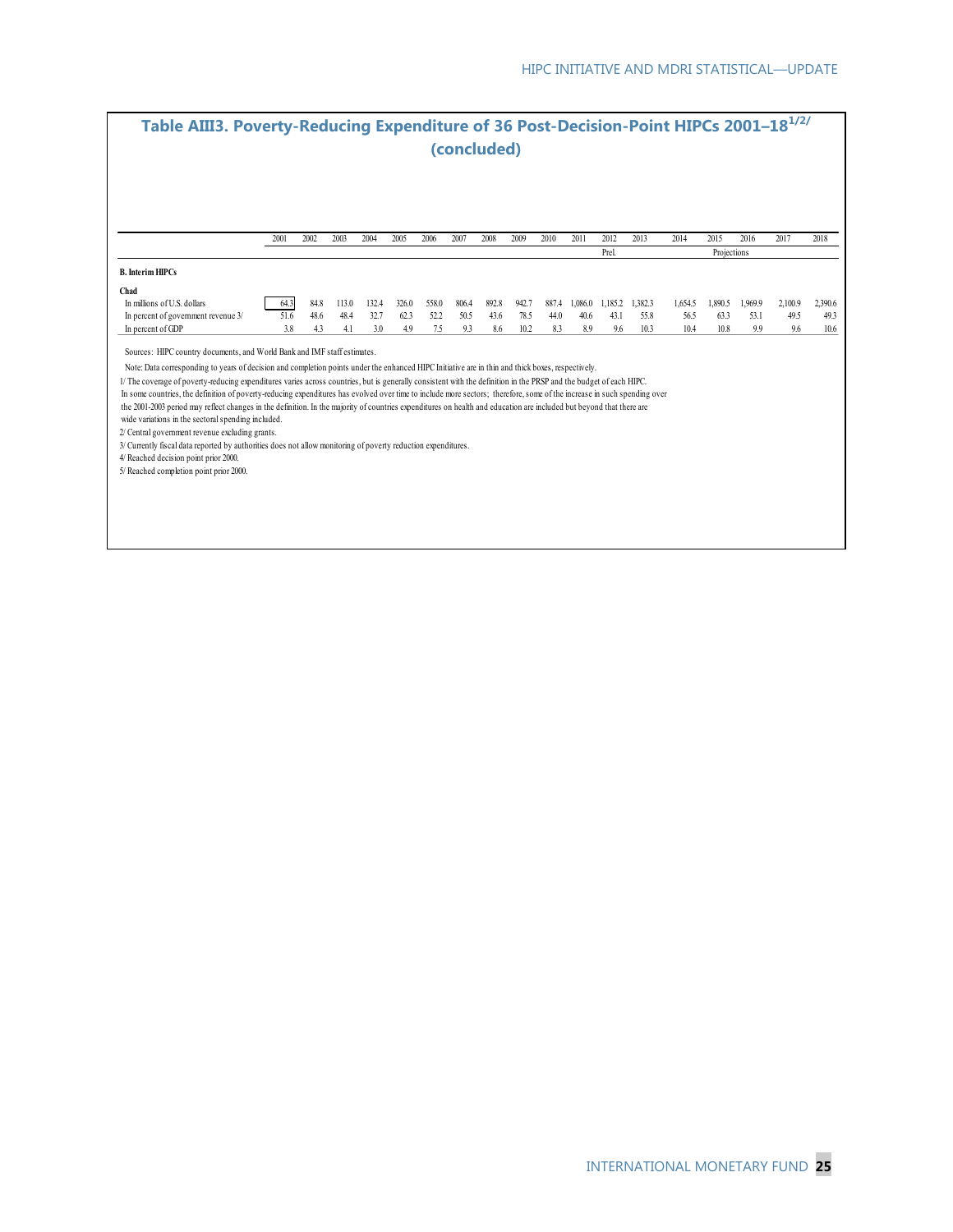## Table AIII3. Poverty-Reducing Expenditure of 36 Post-Decision-Point HIPCs 2001–18[1/2/] (concluded)

| | 2001 | 2002 | 2003 | 2004 | 2005 | 2006 | 2007 | 2008 | 2009 | 2010 | 2011 | 2012 | 2013 | 2014 | 2015 | 2016 | 2017 | 2018 |
|---|---|---|---|---|---|---|---|---|---|---|---|---|---|---|---|---|---|---|
| | | | | | | | | | | | | Prel. | | | Projections | | | |
| **B. Interim HIPCs** | | | | | | | | | | | | | | | | | | |
| **Chad** | | | | | | | | | | | | | | | | | | |
| In millions of U.S. dollars | 64.3 | 84.8 | 113.0 | 132.4 | 326.0 | 558.0 | 806.4 | 892.8 | 942.7 | 887.4 | 1,086.0 | 1,185.2 | 1,382.3 | 1,654.5 | 1,890.5 | 1,969.9 | 2,100.9 | 2,390.6 |
| In percent of government revenue 3/ | 51.6 | 48.6 | 48.4 | 32.7 | 62.3 | 52.2 | 50.5 | 43.6 | 78.5 | 44.0 | 40.6 | 43.1 | 55.8 | 56.5 | 63.3 | 53.1 | 49.5 | 49.3 |
| In percent of GDP | 3.8 | 4.3 | 4.1 | 3.0 | 4.9 | 7.5 | 9.3 | 8.6 | 10.2 | 8.3 | 8.9 | 9.6 | 10.3 | 10.4 | 10.8 | 9.9 | 9.6 | 10.6 |

Sources: HIPC country documents, and World Bank and IMF staff estimates.

Note: Data corresponding to years of decision and completion points under the enhanced HIPC Initiative are in thin and thick boxes, respectively.

1/ The coverage of poverty-reducing expenditures varies across countries, but is generally consistent with the definition in the PRSP and the budget of each HIPC. In some countries, the definition of poverty-reducing expenditures has evolved over time to include more sectors; therefore, some of the increase in such spending over the 2001-2003 period may reflect changes in the definition. In the majority of countries expenditures on health and education are included but beyond that there are wide variations in the sectoral spending included.

2/ Central government revenue excluding grants.

3/ Currently fiscal data reported by authorities does not allow monitoring of poverty reduction expenditures.

4/ Reached decision point prior 2000.

5/ Reached completion point prior 2000.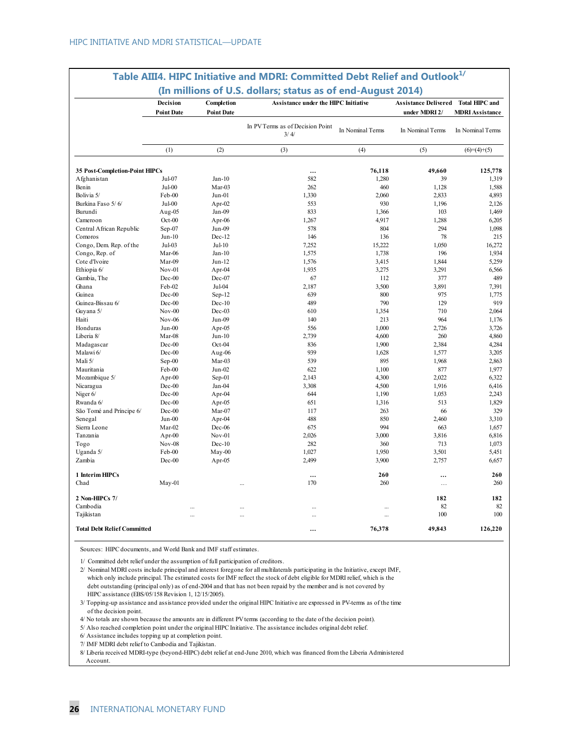## Table AIII4. HIPC Initiative and MDRI: Committed Debt Relief and Outlook[1/]

**(In millions of U.S. dollars; status as of end-August 2014)**

| | Decision Point Date | Completion Point Date | Assistance under the HIPC Initiative | | Assistance Delivered under MDRI 2/ | Total HIPC and MDRI Assistance |
|---|---|---|---|---|---|---|
| | | | In PV Terms as of Decision Point 3/ 4/ | In Nominal Terms | In Nominal Terms | In Nominal Terms |
| | (1) | (2) | (3) | (4) | (5) | (6)=(4)+(5) |
| **35 Post-Completion-Point HIPCs** | | | **…** | **76,118** | **49,660** | **125,778** |
| Afghanistan | Jul-07 | Jan-10 | 582 | 1,280 | 39 | 1,319 |
| Benin | Jul-00 | Mar-03 | 262 | 460 | 1,128 | 1,588 |
| Bolivia 5/ | Feb-00 | Jun-01 | 1,330 | 2,060 | 2,833 | 4,893 |
| Burkina Faso 5/ 6/ | Jul-00 | Apr-02 | 553 | 930 | 1,196 | 2,126 |
| Burundi | Aug-05 | Jan-09 | 833 | 1,366 | 103 | 1,469 |
| Cameroon | Oct-00 | Apr-06 | 1,267 | 4,917 | 1,288 | 6,205 |
| Central African Republic | Sep-07 | Jun-09 | 578 | 804 | 294 | 1,098 |
| Comoros | Jun-10 | Dec-12 | 146 | 136 | 78 | 215 |
| Congo, Dem. Rep. of the | Jul-03 | Jul-10 | 7,252 | 15,222 | 1,050 | 16,272 |
| Congo, Rep. of | Mar-06 | Jan-10 | 1,575 | 1,738 | 196 | 1,934 |
| Cote d'Ivoire | Mar-09 | Jun-12 | 1,576 | 3,415 | 1,844 | 5,259 |
| Ethiopia 6/ | Nov-01 | Apr-04 | 1,935 | 3,275 | 3,291 | 6,566 |
| Gambia, The | Dec-00 | Dec-07 | 67 | 112 | 377 | 489 |
| Ghana | Feb-02 | Jul-04 | 2,187 | 3,500 | 3,891 | 7,391 |
| Guinea | Dec-00 | Sep-12 | 639 | 800 | 975 | 1,775 |
| Guinea-Bissau 6/ | Dec-00 | Dec-10 | 489 | 790 | 129 | 919 |
| Guyana 5/ | Nov-00 | Dec-03 | 610 | 1,354 | 710 | 2,064 |
| Haiti | Nov-06 | Jun-09 | 140 | 213 | 964 | 1,176 |
| Honduras | Jun-00 | Apr-05 | 556 | 1,000 | 2,726 | 3,726 |
| Liberia 8/ | Mar-08 | Jun-10 | 2,739 | 4,600 | 260 | 4,860 |
| Madagascar | Dec-00 | Oct-04 | 836 | 1,900 | 2,384 | 4,284 |
| Malawi 6/ | Dec-00 | Aug-06 | 939 | 1,628 | 1,577 | 3,205 |
| Mali 5/ | Sep-00 | Mar-03 | 539 | 895 | 1,968 | 2,863 |
| Mauritania | Feb-00 | Jun-02 | 622 | 1,100 | 877 | 1,977 |
| Mozambique 5/ | Apr-00 | Sep-01 | 2,143 | 4,300 | 2,022 | 6,322 |
| Nicaragua | Dec-00 | Jan-04 | 3,308 | 4,500 | 1,916 | 6,416 |
| Niger 6/ | Dec-00 | Apr-04 | 644 | 1,190 | 1,053 | 2,243 |
| Rwanda 6/ | Dec-00 | Apr-05 | 651 | 1,316 | 513 | 1,829 |
| São Tomé and Príncipe 6/ | Dec-00 | Mar-07 | 117 | 263 | 66 | 329 |
| Senegal | Jun-00 | Apr-04 | 488 | 850 | 2,460 | 3,310 |
| Sierra Leone | Mar-02 | Dec-06 | 675 | 994 | 663 | 1,657 |
| Tanzania | Apr-00 | Nov-01 | 2,026 | 3,000 | 3,816 | 6,816 |
| Togo | Nov-08 | Dec-10 | 282 | 360 | 713 | 1,073 |
| Uganda 5/ | Feb-00 | May-00 | 1,027 | 1,950 | 3,501 | 5,451 |
| Zambia | Dec-00 | Apr-05 | 2,499 | 3,900 | 2,757 | 6,657 |
| **1 Interim HIPCs** | | | **…** | **260** | **…** | **260** |
| Chad | May-01 | … | 170 | 260 | … | 260 |
| **2 Non-HIPCs 7/** | | | | | **182** | **182** |
| Cambodia | … | … | … | … | 82 | 82 |
| Tajikistan | … | … | … | … | 100 | 100 |
| **Total Debt Relief Committed** | | | **…** | **76,378** | **49,843** | **126,220** |

Sources: HIPC documents, and World Bank and IMF staff estimates.

1/ Committed debt relief under the assumption of full participation of creditors.

2/ Nominal MDRI costs include principal and interest foregone for all multilaterals participating in the Initiative, except IMF, which only include principal. The estimated costs for IMF reflect the stock of debt eligible for MDRI relief, which is the debt outstanding (principal only) as of end-2004 and that has not been repaid by the member and is not covered by HIPC assistance (EBS/05/158 Revision 1, 12/15/2005).

3/ Topping-up assistance and assistance provided under the original HIPC Initiative are expressed in PV-terms as of the time of the decision point.

4/ No totals are shown because the amounts are in different PV terms (according to the date of the decision point).

5/ Also reached completion point under the original HIPC Initiative. The assistance includes original debt relief.

6/ Assistance includes topping up at completion point.

7/ IMF MDRI debt relief to Cambodia and Tajikistan.

8/ Liberia received MDRI-type (beyond-HIPC) debt relief at end-June 2010, which was financed from the Liberia Administered Account.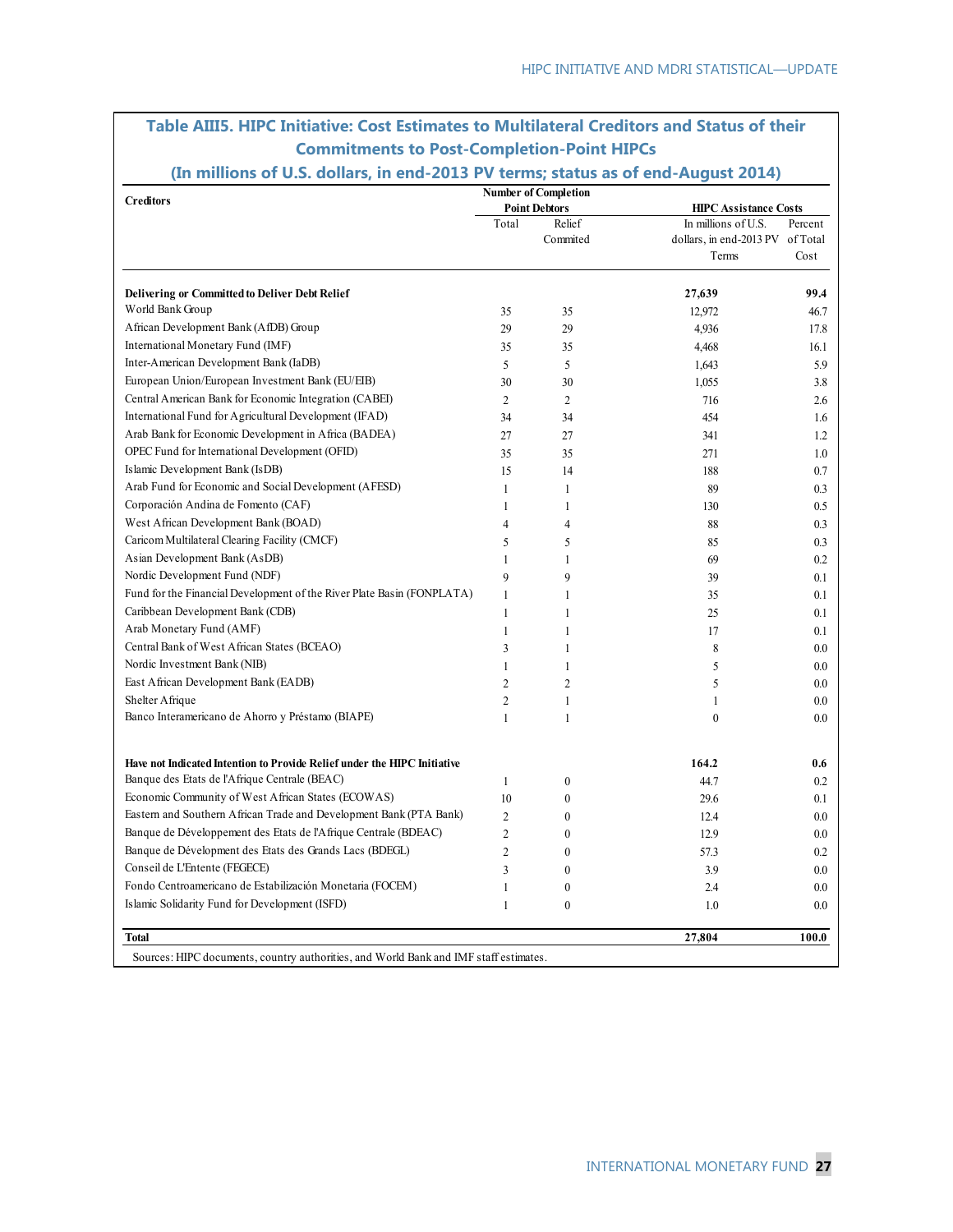## Table AIII5. HIPC Initiative: Cost Estimates to Multilateral Creditors and Status of their Commitments to Post-Completion-Point HIPCs

### (In millions of U.S. dollars, in end-2013 PV terms; status as of end-August 2014)

| Creditors | Number of Completion Point Debtors | | HIPC Assistance Costs | |
|---|---|---|---|---|
| | Total | Relief Commited | In millions of U.S. dollars, in end-2013 PV Terms | Percent of Total Cost |
| **Delivering or Committed to Deliver Debt Relief** | | | **27,639** | **99.4** |
| World Bank Group | 35 | 35 | 12,972 | 46.7 |
| African Development Bank (AfDB) Group | 29 | 29 | 4,936 | 17.8 |
| International Monetary Fund (IMF) | 35 | 35 | 4,468 | 16.1 |
| Inter-American Development Bank (IaDB) | 5 | 5 | 1,643 | 5.9 |
| European Union/European Investment Bank (EU/EIB) | 30 | 30 | 1,055 | 3.8 |
| Central American Bank for Economic Integration (CABEI) | 2 | 2 | 716 | 2.6 |
| International Fund for Agricultural Development (IFAD) | 34 | 34 | 454 | 1.6 |
| Arab Bank for Economic Development in Africa (BADEA) | 27 | 27 | 341 | 1.2 |
| OPEC Fund for International Development (OFID) | 35 | 35 | 271 | 1.0 |
| Islamic Development Bank (IsDB) | 15 | 14 | 188 | 0.7 |
| Arab Fund for Economic and Social Development (AFESD) | 1 | 1 | 89 | 0.3 |
| Corporación Andina de Fomento (CAF) | 1 | 1 | 130 | 0.5 |
| West African Development Bank (BOAD) | 4 | 4 | 88 | 0.3 |
| Caricom Multilateral Clearing Facility (CMCF) | 5 | 5 | 85 | 0.3 |
| Asian Development Bank (AsDB) | 1 | 1 | 69 | 0.2 |
| Nordic Development Fund (NDF) | 9 | 9 | 39 | 0.1 |
| Fund for the Financial Development of the River Plate Basin (FONPLATA) | 1 | 1 | 35 | 0.1 |
| Caribbean Development Bank (CDB) | 1 | 1 | 25 | 0.1 |
| Arab Monetary Fund (AMF) | 1 | 1 | 17 | 0.1 |
| Central Bank of West African States (BCEAO) | 3 | 1 | 8 | 0.0 |
| Nordic Investment Bank (NIB) | 1 | 1 | 5 | 0.0 |
| East African Development Bank (EADB) | 2 | 2 | 5 | 0.0 |
| Shelter Afrique | 2 | 1 | 1 | 0.0 |
| Banco Interamericano de Ahorro y Préstamo (BIAPE) | 1 | 1 | 0 | 0.0 |
| **Have not Indicated Intention to Provide Relief under the HIPC Initiative** | | | **164.2** | **0.6** |
| Banque des Etats de l'Afrique Centrale (BEAC) | 1 | 0 | 44.7 | 0.2 |
| Economic Community of West African States (ECOWAS) | 10 | 0 | 29.6 | 0.1 |
| Eastern and Southern African Trade and Development Bank (PTA Bank) | 2 | 0 | 12.4 | 0.0 |
| Banque de Développement des Etats de l'Afrique Centrale (BDEAC) | 2 | 0 | 12.9 | 0.0 |
| Banque de Dévelopment des Etats des Grands Lacs (BDEGL) | 2 | 0 | 57.3 | 0.2 |
| Conseil de L'Entente (FEGECE) | 3 | 0 | 3.9 | 0.0 |
| Fondo Centroamericano de Estabilización Monetaria (FOCEM) | 1 | 0 | 2.4 | 0.0 |
| Islamic Solidarity Fund for Development (ISFD) | 1 | 0 | 1.0 | 0.0 |
| **Total** | | | **27,804** | **100.0** |

Sources: HIPC documents, country authorities, and World Bank and IMF staff estimates.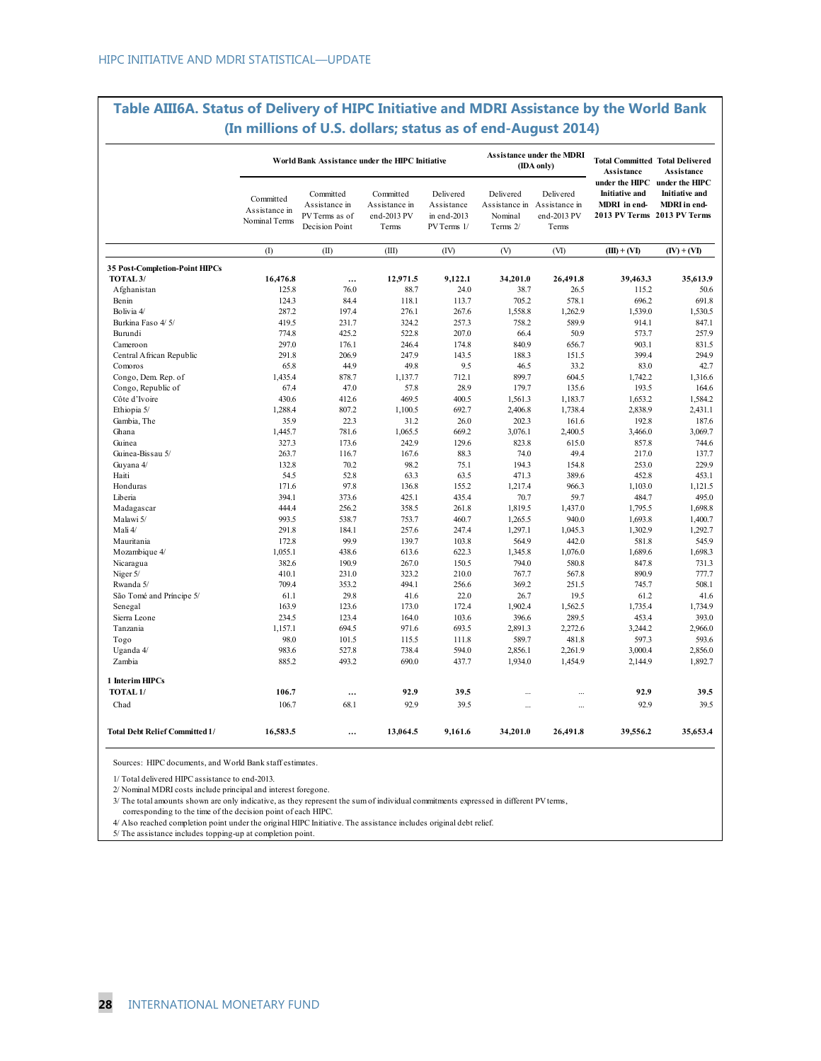## Table AIII6A. Status of Delivery of HIPC Initiative and MDRI Assistance by the World Bank
**(In millions of U.S. dollars; status as of end-August 2014)**

| | World Bank Assistance under the HIPC Initiative | | | | Assistance under the MDRI (IDA only) | | Total Committed Assistance under the HIPC Initiative and MDRI in end-2013 PV Terms | Total Delivered Assistance under the HIPC Initiative and MDRI in end-2013 PV Terms |
|---|---|---|---|---|---|---|---|---|
| | Committed Assistance in Nominal Terms | Committed Assistance in PV Terms as of Decision Point | Committed Assistance in end-2013 PV Terms | Delivered Assistance in end-2013 PV Terms 1/ | Delivered Assistance in Nominal Terms 2/ | Delivered Assistance in end-2013 PV Terms | | |
| | (I) | (II) | (III) | (IV) | (V) | (VI) | (III) + (VI) | (IV) + (VI) |
| **35 Post-Completion-Point HIPCs** | | | | | | | | |
| **TOTAL 3/** | **16,476.8** | **…** | **12,971.5** | **9,122.1** | **34,201.0** | **26,491.8** | **39,463.3** | **35,613.9** |
| Afghanistan | 125.8 | 76.0 | 88.7 | 24.0 | 38.7 | 26.5 | 115.2 | 50.6 |
| Benin | 124.3 | 84.4 | 118.1 | 113.7 | 705.2 | 578.1 | 696.2 | 691.8 |
| Bolivia 4/ | 287.2 | 197.4 | 276.1 | 267.6 | 1,558.8 | 1,262.9 | 1,539.0 | 1,530.5 |
| Burkina Faso 4/ 5/ | 419.5 | 231.7 | 324.2 | 257.3 | 758.2 | 589.9 | 914.1 | 847.1 |
| Burundi | 774.8 | 425.2 | 522.8 | 207.0 | 66.4 | 50.9 | 573.7 | 257.9 |
| Cameroon | 297.0 | 176.1 | 246.4 | 174.8 | 840.9 | 656.7 | 903.1 | 831.5 |
| Central African Republic | 291.8 | 206.9 | 247.9 | 143.5 | 188.3 | 151.5 | 399.4 | 294.9 |
| Comoros | 65.8 | 44.9 | 49.8 | 9.5 | 46.5 | 33.2 | 83.0 | 42.7 |
| Congo, Dem. Rep. of | 1,435.4 | 878.7 | 1,137.7 | 712.1 | 899.7 | 604.5 | 1,742.2 | 1,316.6 |
| Congo, Republic of | 67.4 | 47.0 | 57.8 | 28.9 | 179.7 | 135.6 | 193.5 | 164.6 |
| Côte d'Ivoire | 430.6 | 412.6 | 469.5 | 400.5 | 1,561.3 | 1,183.7 | 1,653.2 | 1,584.2 |
| Ethiopia 5/ | 1,288.4 | 807.2 | 1,100.5 | 692.7 | 2,406.8 | 1,738.4 | 2,838.9 | 2,431.1 |
| Gambia, The | 35.9 | 22.3 | 31.2 | 26.0 | 202.3 | 161.6 | 192.8 | 187.6 |
| Ghana | 1,445.7 | 781.6 | 1,065.5 | 669.2 | 3,076.1 | 2,400.5 | 3,466.0 | 3,069.7 |
| Guinea | 327.3 | 173.6 | 242.9 | 129.6 | 823.8 | 615.0 | 857.8 | 744.6 |
| Guinea-Bissau 5/ | 263.7 | 116.7 | 167.6 | 88.3 | 74.0 | 49.4 | 217.0 | 137.7 |
| Guyana 4/ | 132.8 | 70.2 | 98.2 | 75.1 | 194.3 | 154.8 | 253.0 | 229.9 |
| Haiti | 54.5 | 52.8 | 63.3 | 63.5 | 471.3 | 389.6 | 452.8 | 453.1 |
| Honduras | 171.6 | 97.8 | 136.8 | 155.2 | 1,217.4 | 966.3 | 1,103.0 | 1,121.5 |
| Liberia | 394.1 | 373.6 | 425.1 | 435.4 | 70.7 | 59.7 | 484.7 | 495.0 |
| Madagascar | 444.4 | 256.2 | 358.5 | 261.8 | 1,819.5 | 1,437.0 | 1,795.5 | 1,698.8 |
| Malawi 5/ | 993.5 | 538.7 | 753.7 | 460.7 | 1,265.5 | 940.0 | 1,693.8 | 1,400.7 |
| Mali 4/ | 291.8 | 184.1 | 257.6 | 247.4 | 1,297.1 | 1,045.3 | 1,302.9 | 1,292.7 |
| Mauritania | 172.8 | 99.9 | 139.7 | 103.8 | 564.9 | 442.0 | 581.8 | 545.9 |
| Mozambique 4/ | 1,055.1 | 438.6 | 613.6 | 622.3 | 1,345.8 | 1,076.0 | 1,689.6 | 1,698.3 |
| Nicaragua | 382.6 | 190.9 | 267.0 | 150.5 | 794.0 | 580.8 | 847.8 | 731.3 |
| Niger 5/ | 410.1 | 231.0 | 323.2 | 210.0 | 767.7 | 567.8 | 890.9 | 777.7 |
| Rwanda 5/ | 709.4 | 353.2 | 494.1 | 256.6 | 369.2 | 251.5 | 745.7 | 508.1 |
| São Tomé and Príncipe 5/ | 61.1 | 29.8 | 41.6 | 22.0 | 26.7 | 19.5 | 61.2 | 41.6 |
| Senegal | 163.9 | 123.6 | 173.0 | 172.4 | 1,902.4 | 1,562.5 | 1,735.4 | 1,734.9 |
| Sierra Leone | 234.5 | 123.4 | 164.0 | 103.6 | 396.6 | 289.5 | 453.4 | 393.0 |
| Tanzania | 1,157.1 | 694.5 | 971.6 | 693.5 | 2,891.3 | 2,272.6 | 3,244.2 | 2,966.0 |
| Togo | 98.0 | 101.5 | 115.5 | 111.8 | 589.7 | 481.8 | 597.3 | 593.6 |
| Uganda 4/ | 983.6 | 527.8 | 738.4 | 594.0 | 2,856.1 | 2,261.9 | 3,000.4 | 2,856.0 |
| Zambia | 885.2 | 493.2 | 690.0 | 437.7 | 1,934.0 | 1,454.9 | 2,144.9 | 1,892.7 |
| **1 Interim HIPCs** | | | | | | | | |
| **TOTAL 1/** | **106.7** | **…** | **92.9** | **39.5** | ... | ... | **92.9** | **39.5** |
| Chad | 106.7 | 68.1 | 92.9 | 39.5 | ... | ... | 92.9 | 39.5 |
| **Total Debt Relief Committed 1/** | **16,583.5** | **…** | **13,064.5** | **9,161.6** | **34,201.0** | **26,491.8** | **39,556.2** | **35,653.4** |

Sources: HIPC documents, and World Bank staff estimates.

1/ Total delivered HIPC assistance to end-2013.
2/ Nominal MDRI costs include principal and interest foregone.
3/ The total amounts shown are only indicative, as they represent the sum of individual commitments expressed in different PV terms, corresponding to the time of the decision point of each HIPC.
4/ Also reached completion point under the original HIPC Initiative. The assistance includes original debt relief.
5/ The assistance includes topping-up at completion point.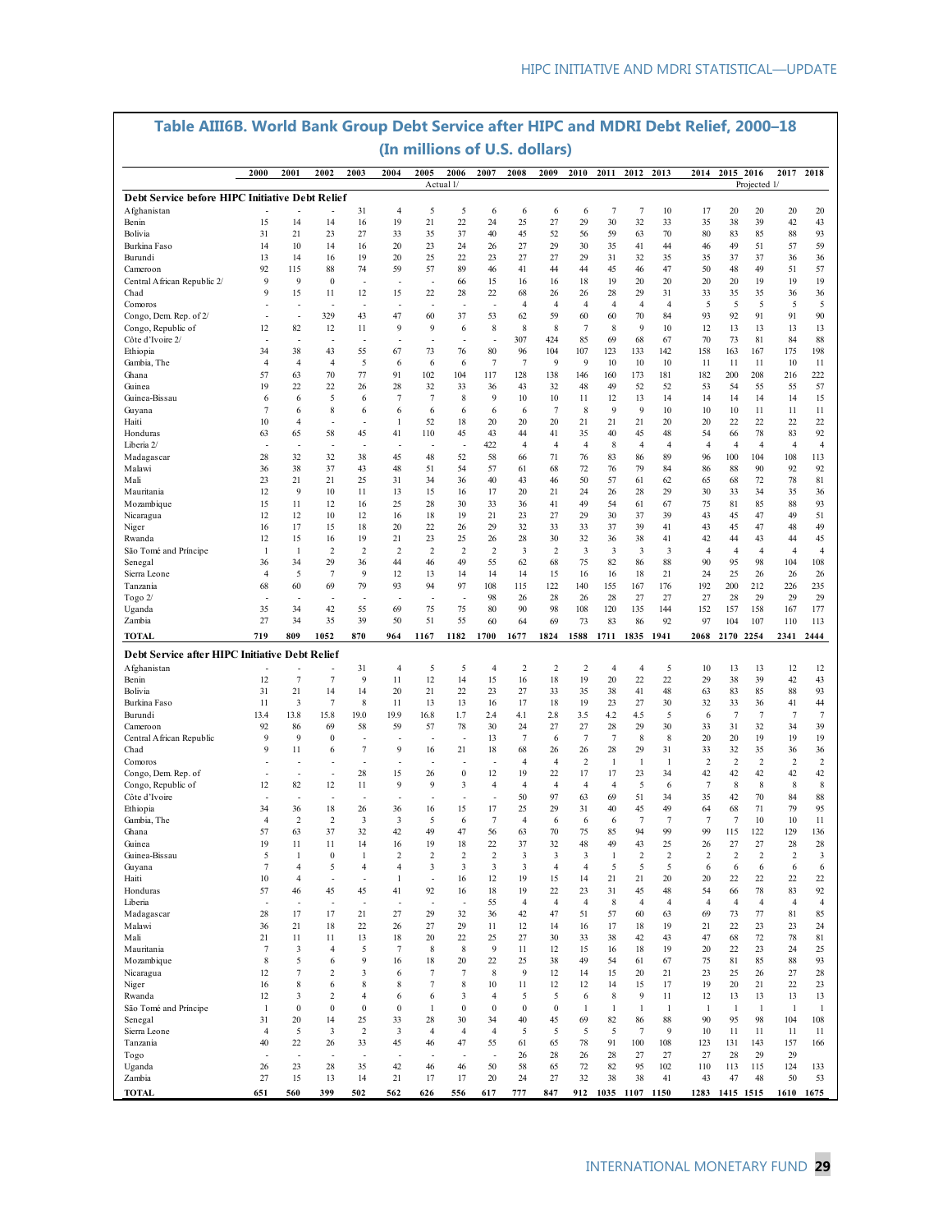# Table AIII6B. World Bank Group Debt Service after HIPC and MDRI Debt Relief, 2000–18

(In millions of U.S. dollars)

| | 2000 | 2001 | 2002 | 2003 | 2004 | 2005 | 2006 | 2007 | 2008 | 2009 | 2010 | 2011 | 2012 | 2013 | 2014 | 2015 | 2016 | 2017 | 2018 |
|---|---|---|---|---|---|---|---|---|---|---|---|---|---|---|---|---|---|---|---|
| | | | | | | Actual 1/ | | | | | | | | | | | Projected 1/ | | |
| **Debt Service before HIPC Initiative Debt Relief** | | | | | | | | | | | | | | | | | | | |
| Afghanistan | - | - | - | 31 | 4 | 5 | 5 | 6 | 6 | 6 | 6 | 7 | 7 | 10 | 17 | 20 | 20 | 20 | 20 |
| Benin | 15 | 14 | 14 | 16 | 19 | 21 | 22 | 24 | 25 | 27 | 29 | 30 | 32 | 33 | 35 | 38 | 39 | 42 | 43 |
| Bolivia | 31 | 21 | 23 | 27 | 33 | 35 | 37 | 40 | 45 | 52 | 56 | 59 | 63 | 70 | 80 | 83 | 85 | 88 | 93 |
| Burkina Faso | 14 | 10 | 14 | 16 | 20 | 23 | 24 | 26 | 27 | 29 | 30 | 35 | 41 | 44 | 46 | 49 | 51 | 57 | 59 |
| Burundi | 13 | 14 | 16 | 19 | 20 | 25 | 22 | 23 | 27 | 27 | 29 | 31 | 32 | 35 | 35 | 37 | 37 | 36 | 36 |
| Cameroon | 92 | 115 | 88 | 74 | 59 | 57 | 89 | 46 | 41 | 44 | 44 | 45 | 46 | 47 | 50 | 48 | 49 | 51 | 57 |
| Central African Republic 2/ | 9 | 9 | 0 | - | - | - | 66 | 15 | 16 | 16 | 18 | 19 | 20 | 20 | 20 | 20 | 19 | 19 | 19 |
| Chad | 9 | 15 | 11 | 12 | 15 | 22 | 28 | 22 | 68 | 26 | 26 | 28 | 29 | 31 | 33 | 35 | 35 | 36 | 36 |
| Comoros | - | - | - | - | - | - | - | - | 4 | 4 | 4 | 4 | 4 | 4 | 5 | 5 | 5 | 5 | 5 |
| Congo, Dem. Rep. of 2/ | - | - | 329 | 43 | 47 | 60 | 37 | 53 | 62 | 59 | 60 | 60 | 70 | 84 | 93 | 92 | 91 | 91 | 90 |
| Congo, Republic of | 12 | 82 | 12 | 11 | 9 | 9 | 6 | 8 | 8 | 8 | 7 | 8 | 9 | 10 | 12 | 13 | 13 | 13 | 13 |
| Côte d'Ivoire 2/ | - | - | - | - | - | - | - | - | 307 | 424 | 85 | 69 | 68 | 67 | 70 | 73 | 81 | 84 | 88 |
| Ethiopia | 34 | 38 | 43 | 55 | 67 | 73 | 76 | 80 | 96 | 104 | 107 | 123 | 133 | 142 | 158 | 163 | 167 | 175 | 198 |
| Gambia, The | 4 | 4 | 4 | 5 | 6 | 6 | 6 | 7 | 7 | 9 | 9 | 10 | 10 | 10 | 11 | 11 | 11 | 10 | 11 |
| Ghana | 57 | 63 | 70 | 77 | 91 | 102 | 104 | 117 | 128 | 138 | 146 | 160 | 173 | 181 | 182 | 200 | 208 | 216 | 222 |
| Guinea | 19 | 22 | 22 | 26 | 28 | 32 | 33 | 36 | 43 | 32 | 48 | 49 | 52 | 52 | 53 | 54 | 55 | 55 | 57 |
| Guinea-Bissau | 6 | 6 | 5 | 6 | 7 | 7 | 8 | 9 | 10 | 10 | 11 | 12 | 13 | 14 | 14 | 14 | 14 | 14 | 15 |
| Guyana | 7 | 6 | 8 | 6 | 6 | 6 | 6 | 6 | 6 | 7 | 8 | 9 | 9 | 10 | 10 | 10 | 11 | 11 | 11 |
| Haiti | 10 | 4 | - | - | 1 | 52 | 18 | 20 | 20 | 20 | 21 | 21 | 21 | 20 | 20 | 22 | 22 | 22 | 22 |
| Honduras | 63 | 65 | 58 | 45 | 41 | 110 | 45 | 43 | 44 | 41 | 35 | 40 | 45 | 48 | 54 | 66 | 78 | 83 | 92 |
| Liberia 2/ | - | - | - | - | - | - | - | 422 | 4 | 4 | 4 | 8 | 4 | 4 | 4 | 4 | 4 | 4 | 4 |
| Madagascar | 28 | 32 | 32 | 38 | 45 | 48 | 52 | 58 | 66 | 71 | 76 | 83 | 86 | 89 | 96 | 100 | 104 | 108 | 113 |
| Malawi | 36 | 38 | 37 | 43 | 48 | 51 | 54 | 57 | 61 | 68 | 72 | 76 | 79 | 84 | 86 | 88 | 90 | 92 | 92 |
| Mali | 23 | 21 | 21 | 25 | 31 | 34 | 36 | 40 | 43 | 46 | 50 | 57 | 61 | 62 | 65 | 68 | 72 | 78 | 81 |
| Mauritania | 12 | 9 | 10 | 11 | 13 | 15 | 16 | 17 | 20 | 21 | 24 | 26 | 28 | 29 | 30 | 33 | 34 | 35 | 36 |
| Mozambique | 15 | 11 | 12 | 16 | 25 | 28 | 30 | 33 | 36 | 41 | 49 | 54 | 61 | 67 | 75 | 81 | 85 | 88 | 93 |
| Nicaragua | 12 | 12 | 10 | 12 | 16 | 18 | 19 | 21 | 23 | 27 | 29 | 30 | 37 | 39 | 43 | 45 | 47 | 49 | 51 |
| Niger | 16 | 17 | 15 | 18 | 20 | 22 | 26 | 29 | 32 | 33 | 33 | 37 | 39 | 41 | 43 | 45 | 47 | 48 | 49 |
| Rwanda | 12 | 15 | 16 | 19 | 21 | 23 | 25 | 26 | 28 | 30 | 32 | 36 | 38 | 41 | 42 | 44 | 43 | 44 | 45 |
| São Tomé and Príncipe | 1 | 1 | 2 | 2 | 2 | 2 | 2 | 2 | 3 | 2 | 3 | 3 | 3 | 3 | 4 | 4 | 4 | 4 | 4 |
| Senegal | 36 | 34 | 29 | 36 | 44 | 46 | 49 | 55 | 62 | 68 | 75 | 82 | 86 | 88 | 90 | 95 | 98 | 104 | 108 |
| Sierra Leone | 4 | 5 | 7 | 9 | 12 | 13 | 14 | 14 | 14 | 15 | 16 | 16 | 18 | 21 | 24 | 25 | 26 | 26 | 26 |
| Tanzania | 68 | 60 | 69 | 79 | 93 | 94 | 97 | 108 | 115 | 122 | 140 | 155 | 167 | 176 | 192 | 200 | 212 | 226 | 235 |
| Togo 2/ | - | - | - | - | - | - | - | 98 | 26 | 28 | 26 | 28 | 27 | 27 | 27 | 28 | 29 | 29 | 29 |
| Uganda | 35 | 34 | 42 | 55 | 69 | 75 | 75 | 80 | 90 | 98 | 108 | 120 | 135 | 144 | 152 | 157 | 158 | 167 | 177 |
| Zambia | 27 | 34 | 35 | 39 | 50 | 51 | 55 | 60 | 64 | 69 | 73 | 83 | 86 | 92 | 97 | 104 | 107 | 110 | 113 |
| **TOTAL** | **719** | **809** | **1052** | **870** | **964** | **1167** | **1182** | **1700** | **1677** | **1824** | **1588** | **1711** | **1835** | **1941** | **2068** | **2170** | **2254** | **2341** | **2444** |
| **Debt Service after HIPC Initiative Debt Relief** | | | | | | | | | | | | | | | | | | | |
| Afghanistan | - | - | - | 31 | 4 | 5 | 5 | 4 | 2 | 2 | 2 | 4 | 4 | 5 | 10 | 13 | 13 | 12 | 12 |
| Benin | 12 | 7 | 7 | 9 | 11 | 12 | 14 | 15 | 16 | 18 | 19 | 20 | 22 | 22 | 29 | 38 | 39 | 42 | 43 |
| Bolivia | 31 | 21 | 14 | 14 | 20 | 21 | 22 | 23 | 27 | 33 | 35 | 38 | 41 | 48 | 63 | 83 | 85 | 88 | 93 |
| Burkina Faso | 11 | 3 | 7 | 8 | 11 | 13 | 13 | 16 | 17 | 18 | 19 | 23 | 27 | 30 | 32 | 33 | 36 | 41 | 44 |
| Burundi | 13.4 | 13.8 | 15.8 | 19.0 | 19.9 | 16.8 | 1.7 | 2.4 | 4.1 | 2.8 | 3.5 | 4.2 | 4.5 | 5 | 6 | 7 | 7 | 7 | 7 |
| Cameroon | 92 | 86 | 69 | 58 | 59 | 57 | 78 | 30 | 24 | 27 | 27 | 28 | 29 | 30 | 33 | 31 | 32 | 34 | 39 |
| Central African Republic | 9 | 9 | 0 | - | - | - | - | 13 | 7 | 6 | 7 | 7 | 8 | 8 | 20 | 20 | 19 | 19 | 19 |
| Chad | 9 | 11 | 6 | 7 | 9 | 16 | 21 | 18 | 68 | 26 | 26 | 28 | 29 | 31 | 33 | 32 | 35 | 36 | 36 |
| Comoros | - | - | - | - | - | - | - | - | 4 | 4 | 2 | 1 | 1 | 1 | 2 | 2 | 2 | 2 | 2 |
| Congo, Dem. Rep. of | - | - | - | 28 | 15 | 26 | 0 | 12 | 19 | 22 | 17 | 17 | 23 | 34 | 42 | 42 | 42 | 42 | 42 |
| Congo, Republic of | 12 | 82 | 12 | 11 | 9 | 9 | 3 | 4 | 4 | 4 | 4 | 4 | 5 | 6 | 7 | 8 | 8 | 8 | 8 |
| Côte d'Ivoire | - | - | - | - | - | - | - | - | 50 | 97 | 63 | 69 | 51 | 34 | 35 | 42 | 70 | 84 | 88 |
| Ethiopia | 34 | 36 | 18 | 26 | 36 | 16 | 15 | 17 | 25 | 29 | 31 | 40 | 45 | 49 | 64 | 68 | 71 | 79 | 95 |
| Gambia, The | 4 | 2 | 2 | 3 | 3 | 5 | 6 | 7 | 4 | 6 | 6 | 6 | 7 | 7 | 7 | 7 | 10 | 10 | 11 |
| Ghana | 57 | 63 | 37 | 32 | 42 | 49 | 47 | 56 | 63 | 70 | 75 | 85 | 94 | 99 | 99 | 115 | 122 | 129 | 136 |
| Guinea | 19 | 11 | 11 | 14 | 16 | 19 | 18 | 22 | 37 | 32 | 48 | 49 | 43 | 25 | 26 | 27 | 27 | 28 | 28 |
| Guinea-Bissau | 5 | 1 | 0 | 1 | 2 | 2 | 2 | 2 | 3 | 3 | 3 | 1 | 2 | 2 | 2 | 2 | 2 | 2 | 3 |
| Guyana | 7 | 4 | 5 | 4 | 4 | 3 | 3 | 3 | 3 | 4 | 4 | 5 | 5 | 5 | 6 | 6 | 6 | 6 | 6 |
| Haiti | 10 | 4 | - | - | 1 | - | 16 | 12 | 19 | 15 | 14 | 21 | 21 | 20 | 20 | 22 | 22 | 22 | 22 |
| Honduras | 57 | 46 | 45 | 45 | 41 | 92 | 16 | 18 | 19 | 22 | 23 | 31 | 45 | 48 | 54 | 66 | 78 | 83 | 92 |
| Liberia | - | - | - | - | - | - | - | 55 | 4 | 4 | 4 | 8 | 4 | 4 | 4 | 4 | 4 | 4 | 4 |
| Madagascar | 28 | 17 | 17 | 21 | 27 | 29 | 32 | 36 | 42 | 47 | 51 | 57 | 60 | 63 | 69 | 73 | 77 | 81 | 85 |
| Malawi | 36 | 21 | 18 | 22 | 26 | 27 | 29 | 11 | 12 | 14 | 16 | 17 | 18 | 19 | 21 | 22 | 23 | 23 | 24 |
| Mali | 21 | 11 | 11 | 13 | 18 | 20 | 22 | 25 | 27 | 30 | 33 | 38 | 42 | 43 | 47 | 68 | 72 | 78 | 81 |
| Mauritania | 7 | 3 | 4 | 5 | 7 | 8 | 8 | 9 | 11 | 12 | 15 | 16 | 18 | 19 | 20 | 22 | 23 | 24 | 25 |
| Mozambique | 8 | 5 | 6 | 9 | 16 | 18 | 20 | 22 | 25 | 38 | 49 | 54 | 61 | 67 | 75 | 81 | 85 | 88 | 93 |
| Nicaragua | 12 | 7 | 2 | 3 | 6 | 7 | 7 | 8 | 9 | 12 | 14 | 15 | 20 | 21 | 23 | 25 | 26 | 27 | 28 |
| Niger | 16 | 8 | 6 | 8 | 8 | 7 | 8 | 10 | 11 | 12 | 12 | 14 | 15 | 17 | 19 | 20 | 21 | 22 | 23 |
| Rwanda | 12 | 3 | 2 | 4 | 6 | 6 | 3 | 4 | 5 | 5 | 6 | 8 | 9 | 11 | 12 | 13 | 13 | 13 | 13 |
| São Tomé and Príncipe | 1 | 0 | 0 | 0 | 0 | 1 | 0 | 0 | 0 | 0 | 1 | 1 | 1 | 1 | 1 | 1 | 1 | 1 | 1 |
| Senegal | 31 | 20 | 14 | 25 | 33 | 28 | 30 | 34 | 40 | 45 | 69 | 82 | 86 | 88 | 90 | 95 | 98 | 104 | 108 |
| Sierra Leone | 4 | 5 | 3 | 2 | 3 | 4 | 4 | 4 | 5 | 5 | 5 | 5 | 7 | 9 | 10 | 11 | 11 | 11 | 11 |
| Tanzania | 40 | 22 | 26 | 33 | 45 | 46 | 47 | 55 | 61 | 65 | 78 | 91 | 100 | 108 | 123 | 131 | 143 | 157 | 166 |
| Togo | - | - | - | - | - | - | - | - | 26 | 28 | 26 | 28 | 27 | 27 | 27 | 28 | 29 | 29 | |
| Uganda | 26 | 23 | 28 | 35 | 42 | 46 | 46 | 50 | 58 | 65 | 72 | 82 | 95 | 102 | 110 | 113 | 115 | 124 | 133 |
| Zambia | 27 | 15 | 13 | 14 | 21 | 17 | 17 | 20 | 24 | 27 | 32 | 38 | 38 | 41 | 43 | 47 | 48 | 50 | 53 |
| **TOTAL** | **651** | **560** | **399** | **502** | **562** | **626** | **556** | **617** | **777** | **847** | **912** | **1035** | **1107** | **1150** | **1283** | **1415** | **1515** | **1610** | **1675** |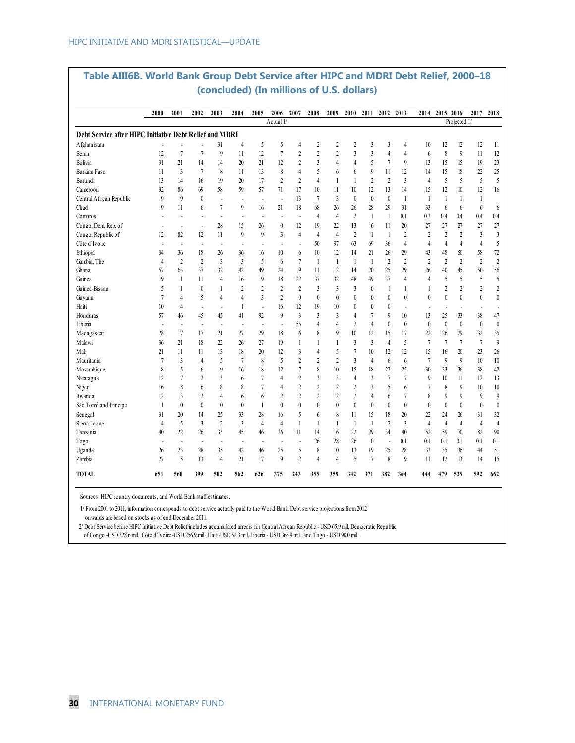## Table AIII6B. World Bank Group Debt Service after HIPC and MDRI Debt Relief, 2000–18 (concluded) (In millions of U.S. dollars)

| | 2000 | 2001 | 2002 | 2003 | 2004 | 2005 | 2006 | 2007 | 2008 | 2009 | 2010 | 2011 | 2012 | 2013 | 2014 | 2015 | 2016 | 2017 | 2018 |
|---|---|---|---|---|---|---|---|---|---|---|---|---|---|---|---|---|---|---|---|
| | | | | | | | Actual 1/ | | | | | | | | | | Projected 1/ | | |
| **Debt Service after HIPC Initiative Debt Relief and MDRI** | | | | | | | | | | | | | | | | | | | |
| Afghanistan | - | - | - | 31 | 4 | 5 | 5 | 4 | 2 | 2 | 2 | 3 | 3 | 4 | 10 | 12 | 12 | 12 | 11 |
| Benin | 12 | 7 | 7 | 9 | 11 | 12 | 7 | 2 | 2 | 2 | 3 | 3 | 4 | 4 | 6 | 8 | 9 | 11 | 12 |
| Bolivia | 31 | 21 | 14 | 14 | 20 | 21 | 12 | 2 | 3 | 4 | 4 | 5 | 7 | 9 | 13 | 15 | 15 | 19 | 23 |
| Burkina Faso | 11 | 3 | 7 | 8 | 11 | 13 | 8 | 4 | 5 | 6 | 6 | 9 | 11 | 12 | 14 | 15 | 18 | 22 | 25 |
| Burundi | 13 | 14 | 16 | 19 | 20 | 17 | 2 | 2 | 4 | 1 | 1 | 2 | 2 | 3 | 4 | 5 | 5 | 5 | 5 |
| Cameroon | 92 | 86 | 69 | 58 | 59 | 57 | 71 | 17 | 10 | 11 | 10 | 12 | 13 | 14 | 15 | 12 | 10 | 12 | 16 |
| Central African Republic | 9 | 9 | 0 | - | - | - | - | 13 | 7 | 3 | 0 | 0 | 0 | 1 | 1 | 1 | 1 | 1 | |
| Chad | 9 | 11 | 6 | 7 | 9 | 16 | 21 | 18 | 68 | 26 | 26 | 28 | 29 | 31 | 33 | 6 | 6 | 6 | 6 |
| Comoros | - | - | - | - | - | - | - | - | 4 | 4 | 2 | 1 | 1 | 0.1 | 0.3 | 0.4 | 0.4 | 0.4 | 0.4 |
| Congo, Dem. Rep. of | - | - | - | 28 | 15 | 26 | 0 | 12 | 19 | 22 | 13 | 6 | 11 | 20 | 27 | 27 | 27 | 27 | 27 |
| Congo, Republic of | 12 | 82 | 12 | 11 | 9 | 9 | 3 | 4 | 4 | 4 | 2 | 1 | 1 | 2 | 2 | 2 | 2 | 3 | 3 |
| Côte d'Ivoire | - | - | - | - | - | - | - | - | 50 | 97 | 63 | 69 | 36 | 4 | 4 | 4 | 4 | 4 | 5 |
| Ethiopia | 34 | 36 | 18 | 26 | 36 | 16 | 10 | 6 | 10 | 12 | 14 | 21 | 26 | 29 | 43 | 48 | 50 | 58 | 72 |
| Gambia, The | 4 | 2 | 2 | 3 | 3 | 5 | 6 | 7 | 1 | 1 | 1 | 1 | 2 | 2 | 2 | 2 | 2 | 2 | 2 |
| Ghana | 57 | 63 | 37 | 32 | 42 | 49 | 24 | 9 | 11 | 12 | 14 | 20 | 25 | 29 | 26 | 40 | 45 | 50 | 56 |
| Guinea | 19 | 11 | 11 | 14 | 16 | 19 | 18 | 22 | 37 | 32 | 48 | 49 | 37 | 4 | 4 | 5 | 5 | 5 | 5 |
| Guinea-Bissau | 5 | 1 | 0 | 1 | 2 | 2 | 2 | 2 | 3 | 3 | 3 | 0 | 1 | 1 | 1 | 2 | 2 | 2 | 2 |
| Guyana | 7 | 4 | 5 | 4 | 4 | 3 | 2 | 0 | 0 | 0 | 0 | 0 | 0 | 0 | 0 | 0 | 0 | 0 | 0 |
| Haiti | 10 | 4 | - | - | 1 | - | 16 | 12 | 19 | 10 | 0 | 0 | 0 | - | - | - | - | - | - |
| Honduras | 57 | 46 | 45 | 45 | 41 | 92 | 9 | 3 | 3 | 3 | 4 | 7 | 9 | 10 | 13 | 25 | 33 | 38 | 47 |
| Liberia | - | - | - | - | - | - | - | 55 | 4 | 4 | 2 | 4 | 0 | 0 | 0 | 0 | 0 | 0 | 0 |
| Madagascar | 28 | 17 | 17 | 21 | 27 | 29 | 18 | 6 | 8 | 9 | 10 | 12 | 15 | 17 | 22 | 26 | 29 | 32 | 35 |
| Malawi | 36 | 21 | 18 | 22 | 26 | 27 | 19 | 1 | 1 | 1 | 3 | 3 | 4 | 5 | 7 | 7 | 7 | 7 | 9 |
| Mali | 21 | 11 | 11 | 13 | 18 | 20 | 12 | 3 | 4 | 5 | 7 | 10 | 12 | 12 | 15 | 16 | 20 | 23 | 26 |
| Mauritania | 7 | 3 | 4 | 5 | 7 | 8 | 5 | 2 | 2 | 2 | 3 | 4 | 6 | 6 | 7 | 9 | 9 | 10 | 10 |
| Mozambique | 8 | 5 | 6 | 9 | 16 | 18 | 12 | 7 | 8 | 10 | 15 | 18 | 22 | 25 | 30 | 33 | 36 | 38 | 42 |
| Nicaragua | 12 | 7 | 2 | 3 | 6 | 7 | 4 | 2 | 3 | 3 | 4 | 3 | 7 | 7 | 9 | 10 | 11 | 12 | 13 |
| Niger | 16 | 8 | 6 | 8 | 8 | 7 | 4 | 2 | 2 | 2 | 2 | 3 | 5 | 6 | 7 | 8 | 9 | 10 | 10 |
| Rwanda | 12 | 3 | 2 | 4 | 6 | 6 | 2 | 2 | 2 | 2 | 2 | 4 | 6 | 7 | 8 | 9 | 9 | 9 | 9 |
| São Tomé and Príncipe | 1 | 0 | 0 | 0 | 0 | 1 | 0 | 0 | 0 | 0 | 0 | 0 | 0 | 0 | 0 | 0 | 0 | 0 | 0 |
| Senegal | 31 | 20 | 14 | 25 | 33 | 28 | 16 | 5 | 6 | 8 | 11 | 15 | 18 | 20 | 22 | 24 | 26 | 31 | 32 |
| Sierra Leone | 4 | 5 | 3 | 2 | 3 | 4 | 4 | 1 | 1 | 1 | 1 | 1 | 2 | 3 | 4 | 4 | 4 | 4 | 4 |
| Tanzania | 40 | 22 | 26 | 33 | 45 | 46 | 26 | 11 | 14 | 16 | 22 | 29 | 34 | 40 | 52 | 59 | 70 | 82 | 90 |
| Togo | - | - | - | - | - | - | - | - | 26 | 28 | 26 | 0 | - | 0.1 | 0.1 | 0.1 | 0.1 | 0.1 | 0.1 |
| Uganda | 26 | 23 | 28 | 35 | 42 | 46 | 25 | 5 | 8 | 10 | 13 | 19 | 25 | 28 | 33 | 35 | 36 | 44 | 51 |
| Zambia | 27 | 15 | 13 | 14 | 21 | 17 | 9 | 2 | 4 | 4 | 5 | 7 | 8 | 9 | 11 | 12 | 13 | 14 | 15 |
| **TOTAL** | **651** | **560** | **399** | **502** | **562** | **626** | **375** | **243** | **355** | **359** | **342** | **371** | **382** | **364** | **444** | **479** | **525** | **592** | **662** |

Sources: HIPC country documents, and World Bank staff estimates.

1/ From 2001 to 2011, information corresponds to debt service actually paid to the World Bank. Debt service projections from 2012 onwards are based on stocks as of end-December 2011.

2/ Debt Service before HIPC Initiative Debt Relief includes accumulated arrears for Central African Republic - USD 65.9 mil, Democratic Republic of Congo -USD 328.6 mil., Côte d'Ivoire -USD 256.9 mil., Haiti-USD 52.3 mil, Liberia - USD 366.9 mil., and Togo - USD 98.0 mil.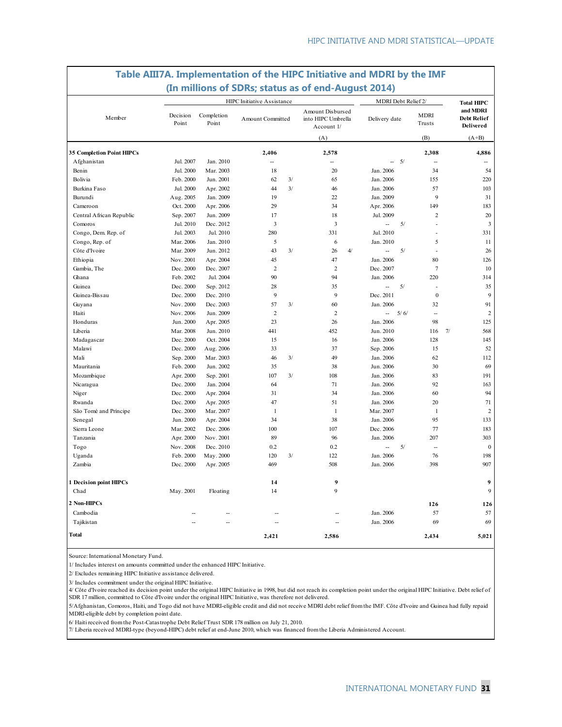## Table AIII7A. Implementation of the HIPC Initiative and MDRI by the IMF
### (In millions of SDRs; status as of end-August 2014)

| Member | HIPC Initiative Assistance | | | | MDRI Debt Relief 2/ | | Total HIPC and MDRI Debt Relief Delivered |
|---|---|---|---|---|---|---|---|
| | Decision Point | Completion Point | Amount Committed | Amount Disbursed into HIPC Umbrella Account 1/ | Delivery date | MDRI Trusts | |
| | | | | (A) | | (B) | (A+B) |
| **35 Completion Point HIPCs** | | | **2,406** | **2,578** | | **2,308** | **4,886** |
| Afghanistan | Jul. 2007 | Jan. 2010 | -- | -- | -- 5/ | -- | -- |
| Benin | Jul. 2000 | Mar. 2003 | 18 | 20 | Jan. 2006 | 34 | 54 |
| Bolivia | Feb. 2000 | Jun. 2001 | 62 3/ | 65 | Jan. 2006 | 155 | 220 |
| Burkina Faso | Jul. 2000 | Apr. 2002 | 44 3/ | 46 | Jan. 2006 | 57 | 103 |
| Burundi | Aug. 2005 | Jan. 2009 | 19 | 22 | Jan. 2009 | 9 | 31 |
| Cameroon | Oct. 2000 | Apr. 2006 | 29 | 34 | Apr. 2006 | 149 | 183 |
| Central African Republic | Sep. 2007 | Jun. 2009 | 17 | 18 | Jul. 2009 | 2 | 20 |
| Comoros | Jul. 2010 | Dec. 2012 | 3 | 3 | -- 5/ | - | 3 |
| Congo, Dem. Rep. of | Jul. 2003 | Jul. 2010 | 280 | 331 | Jul. 2010 | - | 331 |
| Congo, Rep. of | Mar. 2006 | Jan. 2010 | 5 | 6 | Jan. 2010 | 5 | 11 |
| Côte d'Ivoire | Mar. 2009 | Jun. 2012 | 43 3/ | 26 4/ | -- 5/ | - | 26 |
| Ethiopia | Nov. 2001 | Apr. 2004 | 45 | 47 | Jan. 2006 | 80 | 126 |
| Gambia, The | Dec. 2000 | Dec. 2007 | 2 | 2 | Dec. 2007 | 7 | 10 |
| Ghana | Feb. 2002 | Jul. 2004 | 90 | 94 | Jan. 2006 | 220 | 314 |
| Guinea | Dec. 2000 | Sep. 2012 | 28 | 35 | -- 5/ | - | 35 |
| Guinea-Bissau | Dec. 2000 | Dec. 2010 | 9 | 9 | Dec. 2011 | 0 | 9 |
| Guyana | Nov. 2000 | Dec. 2003 | 57 3/ | 60 | Jan. 2006 | 32 | 91 |
| Haiti | Nov. 2006 | Jun. 2009 | 2 | 2 | -- 5/ 6/ | -- | 2 |
| Honduras | Jun. 2000 | Apr. 2005 | 23 | 26 | Jan. 2006 | 98 | 125 |
| Liberia | Mar. 2008 | Jun. 2010 | 441 | 452 | Jun. 2010 | 116 7/ | 568 |
| Madagascar | Dec. 2000 | Oct. 2004 | 15 | 16 | Jan. 2006 | 128 | 145 |
| Malawi | Dec. 2000 | Aug. 2006 | 33 | 37 | Sep. 2006 | 15 | 52 |
| Mali | Sep. 2000 | Mar. 2003 | 46 3/ | 49 | Jan. 2006 | 62 | 112 |
| Mauritania | Feb. 2000 | Jun. 2002 | 35 | 38 | Jun. 2006 | 30 | 69 |
| Mozambique | Apr. 2000 | Sep. 2001 | 107 3/ | 108 | Jan. 2006 | 83 | 191 |
| Nicaragua | Dec. 2000 | Jan. 2004 | 64 | 71 | Jan. 2006 | 92 | 163 |
| Niger | Dec. 2000 | Apr. 2004 | 31 | 34 | Jan. 2006 | 60 | 94 |
| Rwanda | Dec. 2000 | Apr. 2005 | 47 | 51 | Jan. 2006 | 20 | 71 |
| São Tomé and Príncipe | Dec. 2000 | Mar. 2007 | 1 | 1 | Mar. 2007 | 1 | 2 |
| Senegal | Jun. 2000 | Apr. 2004 | 34 | 38 | Jan. 2006 | 95 | 133 |
| Sierra Leone | Mar. 2002 | Dec. 2006 | 100 | 107 | Dec. 2006 | 77 | 183 |
| Tanzania | Apr. 2000 | Nov. 2001 | 89 | 96 | Jan. 2006 | 207 | 303 |
| Togo | Nov. 2008 | Dec. 2010 | 0.2 | 0.2 | -- 5/ | -- | 0 |
| Uganda | Feb. 2000 | May. 2000 | 120 3/ | 122 | Jan. 2006 | 76 | 198 |
| Zambia | Dec. 2000 | Apr. 2005 | 469 | 508 | Jan. 2006 | 398 | 907 |
| **1 Decision point HIPCs** | | | **14** | **9** | | | **9** |
| Chad | May. 2001 | Floating | 14 | 9 | | | 9 |
| **2 Non-HIPCs** | | | | | | **126** | **126** |
| Cambodia | -- | -- | -- | -- | Jan. 2006 | 57 | 57 |
| Tajikistan | -- | -- | -- | -- | Jan. 2006 | 69 | 69 |
| **Total** | | | **2,421** | **2,586** | | **2,434** | **5,021** |

Source: International Monetary Fund.

1/ Includes interest on amounts committed under the enhanced HIPC Initiative.

2/ Excludes remaining HIPC Initiative assistance delivered.

3/ Includes commitment under the original HIPC Initiative.

4/ Côte d'Ivoire reached its decision point under the original HIPC Initiative in 1998, but did not reach its completion point under the original HIPC Initiative. Debt relief of SDR 17 million, committed to Côte d'Ivoire under the original HIPC Initiative, was therefore not delivered.

5/ Afghanistan, Comoros, Haiti, and Togo did not have MDRI-eligible credit and did not receive MDRI debt relief from the IMF. Côte d'Ivoire and Guinea had fully repaid MDRI-eligible debt by completion point date.

6/ Haiti received from the Post-Catastrophe Debt Relief Trust SDR 178 million on July 21, 2010.

7/ Liberia received MDRI-type (beyond-HIPC) debt relief at end-June 2010, which was financed from the Liberia Administered Account.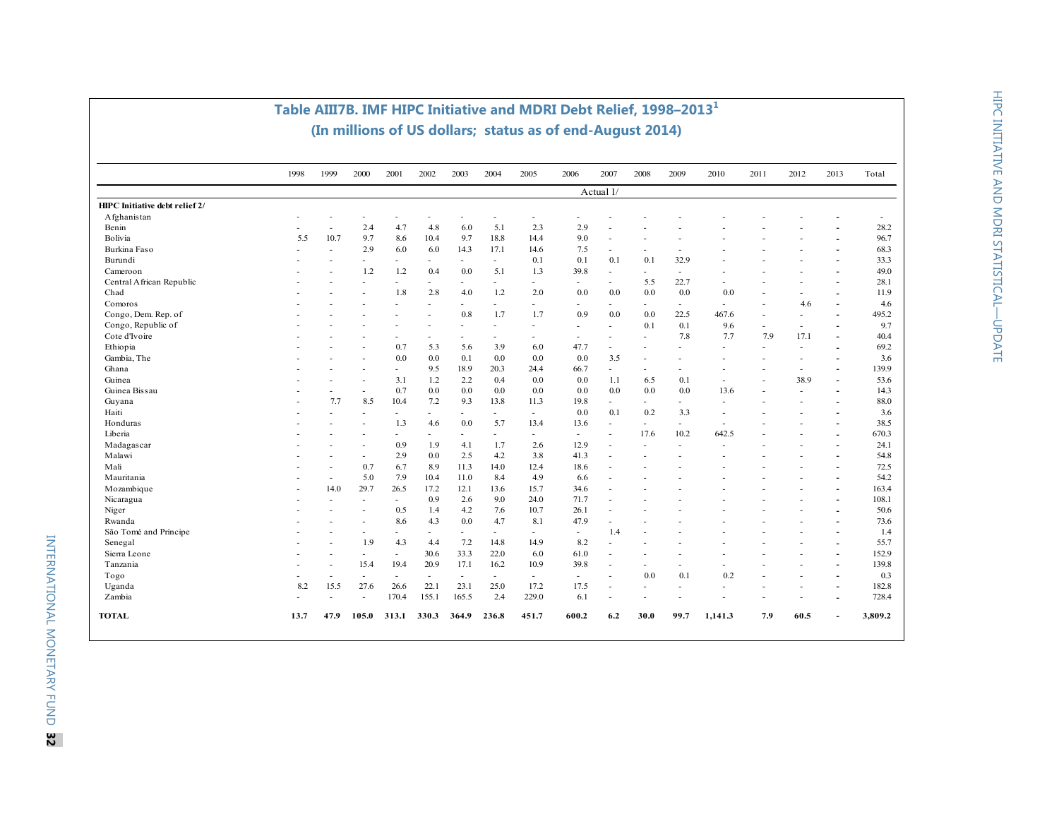## Table AIII7B. IMF HIPC Initiative and MDRI Debt Relief, 1998–2013[1]

### (In millions of US dollars; status as of end-August 2014)

| | 1998 | 1999 | 2000 | 2001 | 2002 | 2003 | 2004 | 2005 | 2006 | 2007 | 2008 | 2009 | 2010 | 2011 | 2012 | 2013 | Total |
|---|---|---|---|---|---|---|---|---|---|---|---|---|---|---|---|---|---|
| | Actual 1/ | | | | | | | | | | | | | | | | |
| **HIPC Initiative debt relief 2/** | | | | | | | | | | | | | | | | | |
| Afghanistan | - | - | - | - | - | - | - | - | - | - | - | - | - | - | - | - | - |
| Benin | - | - | 2.4 | 4.7 | 4.8 | 6.0 | 5.1 | 2.3 | 2.9 | - | - | - | - | - | - | - | 28.2 |
| Bolivia | 5.5 | 10.7 | 9.7 | 8.6 | 10.4 | 9.7 | 18.8 | 14.4 | 9.0 | - | - | - | - | - | - | - | 96.7 |
| Burkina Faso | - | - | 2.9 | 6.0 | 6.0 | 14.3 | 17.1 | 14.6 | 7.5 | - | - | - | - | - | - | - | 68.3 |
| Burundi | - | - | - | - | - | - | - | 0.1 | 0.1 | 0.1 | 0.1 | 32.9 | - | - | - | - | 33.3 |
| Cameroon | - | - | 1.2 | 1.2 | 0.4 | 0.0 | 5.1 | 1.3 | 39.8 | - | - | - | - | - | - | - | 49.0 |
| Central African Republic | - | - | - | - | - | - | - | - | - | - | 5.5 | 22.7 | - | - | - | - | 28.1 |
| Chad | - | - | - | 1.8 | 2.8 | 4.0 | 1.2 | 2.0 | 0.0 | 0.0 | 0.0 | 0.0 | 0.0 | - | - | - | 11.9 |
| Comoros | - | - | - | - | - | - | - | - | - | - | - | - | - | - | 4.6 | - | 4.6 |
| Congo, Dem. Rep. of | - | - | - | - | - | 0.8 | 1.7 | 1.7 | 0.9 | 0.0 | 0.0 | 22.5 | 467.6 | - | - | - | 495.2 |
| Congo, Republic of | - | - | - | - | - | - | - | - | - | - | 0.1 | 0.1 | 9.6 | - | - | - | 9.7 |
| Cote d'Ivoire | - | - | - | - | - | - | - | - | - | - | - | 7.8 | 7.7 | 7.9 | 17.1 | - | 40.4 |
| Ethiopia | - | - | - | 0.7 | 5.3 | 5.6 | 3.9 | 6.0 | 47.7 | - | - | - | - | - | - | - | 69.2 |
| Gambia, The | - | - | - | 0.0 | 0.0 | 0.1 | 0.0 | 0.0 | 0.0 | 3.5 | - | - | - | - | - | - | 3.6 |
| Ghana | - | - | - | - | 9.5 | 18.9 | 20.3 | 24.4 | 66.7 | - | - | - | - | - | - | - | 139.9 |
| Guinea | - | - | - | 3.1 | 1.2 | 2.2 | 0.4 | 0.0 | 0.0 | 1.1 | 6.5 | 0.1 | - | - | 38.9 | - | 53.6 |
| Guinea Bissau | - | - | - | 0.7 | 0.0 | 0.0 | 0.0 | 0.0 | 0.0 | 0.0 | 0.0 | 0.0 | 13.6 | - | - | - | 14.3 |
| Guyana | - | 7.7 | 8.5 | 10.4 | 7.2 | 9.3 | 13.8 | 11.3 | 19.8 | - | - | - | - | - | - | - | 88.0 |
| Haiti | - | - | - | - | - | - | - | - | 0.0 | 0.1 | 0.2 | 3.3 | - | - | - | - | 3.6 |
| Honduras | - | - | - | 1.3 | 4.6 | 0.0 | 5.7 | 13.4 | 13.6 | - | - | - | - | - | - | - | 38.5 |
| Liberia | - | - | - | - | - | - | - | - | - | - | 17.6 | 10.2 | 642.5 | - | - | - | 670.3 |
| Madagascar | - | - | - | 0.9 | 1.9 | 4.1 | 1.7 | 2.6 | 12.9 | - | - | - | - | - | - | - | 24.1 |
| Malawi | - | - | - | 2.9 | 0.0 | 2.5 | 4.2 | 3.8 | 41.3 | - | - | - | - | - | - | - | 54.8 |
| Mali | - | - | 0.7 | 6.7 | 8.9 | 11.3 | 14.0 | 12.4 | 18.6 | - | - | - | - | - | - | - | 72.5 |
| Mauritania | - | - | 5.0 | 7.9 | 10.4 | 11.0 | 8.4 | 4.9 | 6.6 | - | - | - | - | - | - | - | 54.2 |
| Mozambique | - | 14.0 | 29.7 | 26.5 | 17.2 | 12.1 | 13.6 | 15.7 | 34.6 | - | - | - | - | - | - | - | 163.4 |
| Nicaragua | - | - | - | - | 0.9 | 2.6 | 9.0 | 24.0 | 71.7 | - | - | - | - | - | - | - | 108.1 |
| Niger | - | - | - | 0.5 | 1.4 | 4.2 | 7.6 | 10.7 | 26.1 | - | - | - | - | - | - | - | 50.6 |
| Rwanda | - | - | - | 8.6 | 4.3 | 0.0 | 4.7 | 8.1 | 47.9 | - | - | - | - | - | - | - | 73.6 |
| São Tomé and Príncipe | - | - | - | - | - | - | - | - | - | 1.4 | - | - | - | - | - | - | 1.4 |
| Senegal | - | - | 1.9 | 4.3 | 4.4 | 7.2 | 14.8 | 14.9 | 8.2 | - | - | - | - | - | - | - | 55.7 |
| Sierra Leone | - | - | - | - | 30.6 | 33.3 | 22.0 | 6.0 | 61.0 | - | - | - | - | - | - | - | 152.9 |
| Tanzania | - | - | 15.4 | 19.4 | 20.9 | 17.1 | 16.2 | 10.9 | 39.8 | - | - | - | - | - | - | - | 139.8 |
| Togo | - | - | - | - | - | - | - | - | - | - | 0.0 | 0.1 | 0.2 | - | - | - | 0.3 |
| Uganda | 8.2 | 15.5 | 27.6 | 26.6 | 22.1 | 23.1 | 25.0 | 17.2 | 17.5 | - | - | - | - | - | - | - | 182.8 |
| Zambia | - | - | - | 170.4 | 155.1 | 165.5 | 2.4 | 229.0 | 6.1 | - | - | - | - | - | - | - | 728.4 |
| **TOTAL** | **13.7** | **47.9** | **105.0** | **313.1** | **330.3** | **364.9** | **236.8** | **451.7** | **600.2** | **6.2** | **30.0** | **99.7** | **1,141.3** | **7.9** | **60.5** | **-** | **3,809.2** |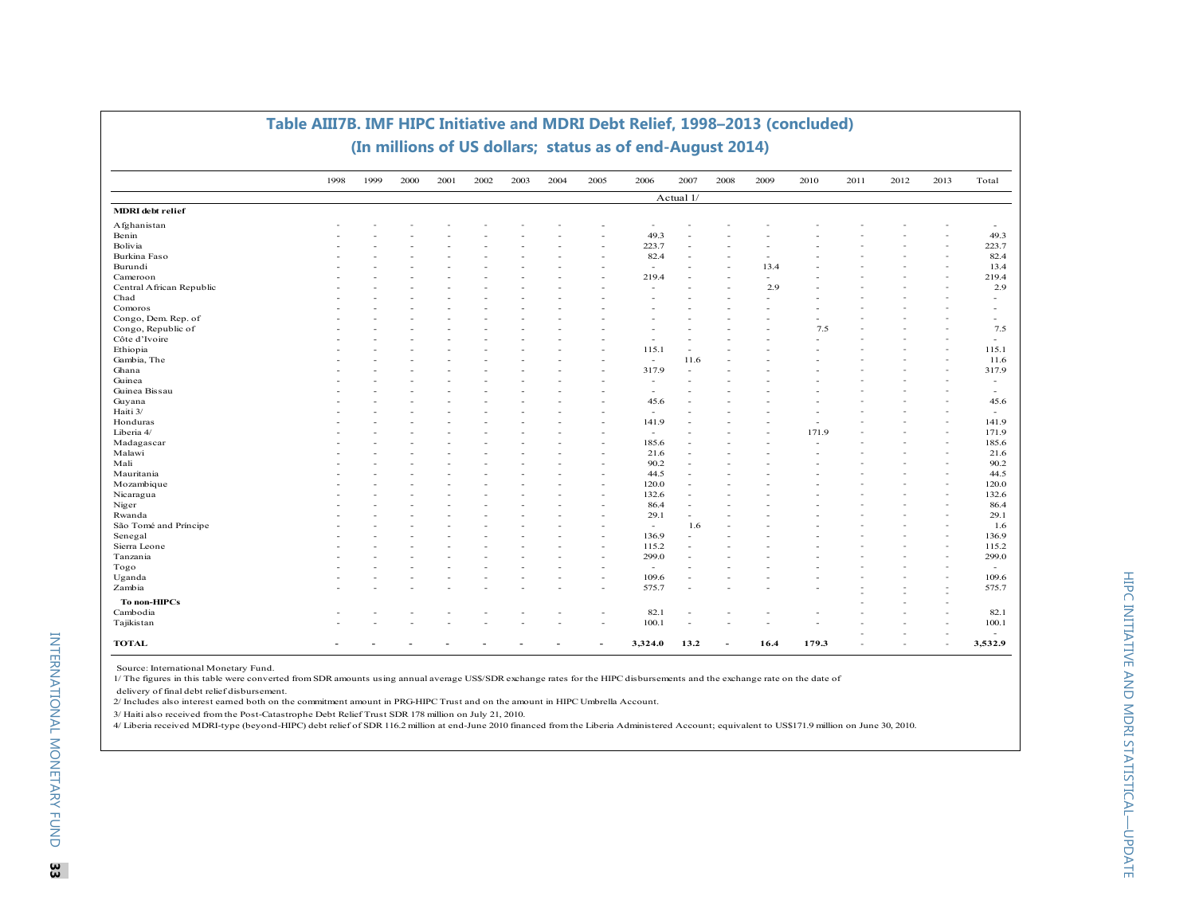# Table AIII7B. IMF HIPC Initiative and MDRI Debt Relief, 1998–2013 (concluded)

## (In millions of US dollars; status as of end-August 2014)

| | 1998 | 1999 | 2000 | 2001 | 2002 | 2003 | 2004 | 2005 | 2006 | 2007 | 2008 | 2009 | 2010 | 2011 | 2012 | 2013 | Total |
|---|---|---|---|---|---|---|---|---|---|---|---|---|---|---|---|---|---|
| | | | | | | | | | | Actual 1/ | | | | | | | |
| **MDRI debt relief** | | | | | | | | | | | | | | | | | |
| Afghanistan | - | - | - | - | - | - | - | - | - | - | - | - | - | - | - | - | - |
| Benin | - | - | - | - | - | - | - | - | 49.3 | - | - | - | - | - | - | - | 49.3 |
| Bolivia | - | - | - | - | - | - | - | - | 223.7 | - | - | - | - | - | - | - | 223.7 |
| Burkina Faso | - | - | - | - | - | - | - | - | 82.4 | - | - | - | - | - | - | - | 82.4 |
| Burundi | - | - | - | - | - | - | - | - | - | - | - | 13.4 | - | - | - | - | 13.4 |
| Cameroon | - | - | - | - | - | - | - | - | 219.4 | - | - | - | - | - | - | - | 219.4 |
| Central African Republic | - | - | - | - | - | - | - | - | - | - | - | 2.9 | - | - | - | - | 2.9 |
| Chad | - | - | - | - | - | - | - | - | - | - | - | - | - | - | - | - | - |
| Comoros | - | - | - | - | - | - | - | - | - | - | - | - | - | - | - | - | - |
| Congo, Dem. Rep. of | - | - | - | - | - | - | - | - | - | - | - | - | - | - | - | - | - |
| Congo, Republic of | - | - | - | - | - | - | - | - | - | - | - | - | 7.5 | - | - | - | 7.5 |
| Côte d'Ivoire | - | - | - | - | - | - | - | - | - | - | - | - | - | - | - | - | - |
| Ethiopia | - | - | - | - | - | - | - | - | 115.1 | - | - | - | - | - | - | - | 115.1 |
| Gambia, The | - | - | - | - | - | - | - | - | - | 11.6 | - | - | - | - | - | - | 11.6 |
| Ghana | - | - | - | - | - | - | - | - | 317.9 | - | - | - | - | - | - | - | 317.9 |
| Guinea | - | - | - | - | - | - | - | - | - | - | - | - | - | - | - | - | - |
| Guinea Bissau | - | - | - | - | - | - | - | - | - | - | - | - | - | - | - | - | - |
| Guyana | - | - | - | - | - | - | - | - | 45.6 | - | - | - | - | - | - | - | 45.6 |
| Haiti 3/ | - | - | - | - | - | - | - | - | - | - | - | - | - | - | - | - | - |
| Honduras | - | - | - | - | - | - | - | - | 141.9 | - | - | - | - | - | - | - | 141.9 |
| Liberia 4/ | - | - | - | - | - | - | - | - | - | - | - | - | 171.9 | - | - | - | 171.9 |
| Madagascar | - | - | - | - | - | - | - | - | 185.6 | - | - | - | - | - | - | - | 185.6 |
| Malawi | - | - | - | - | - | - | - | - | 21.6 | - | - | - | - | - | - | - | 21.6 |
| Mali | - | - | - | - | - | - | - | - | 90.2 | - | - | - | - | - | - | - | 90.2 |
| Mauritania | - | - | - | - | - | - | - | - | 44.5 | - | - | - | - | - | - | - | 44.5 |
| Mozambique | - | - | - | - | - | - | - | - | 120.0 | - | - | - | - | - | - | - | 120.0 |
| Nicaragua | - | - | - | - | - | - | - | - | 132.6 | - | - | - | - | - | - | - | 132.6 |
| Niger | - | - | - | - | - | - | - | - | 86.4 | - | - | - | - | - | - | - | 86.4 |
| Rwanda | - | - | - | - | - | - | - | - | 29.1 | - | - | - | - | - | - | - | 29.1 |
| São Tomé and Príncipe | - | - | - | - | - | - | - | - | - | 1.6 | - | - | - | - | - | - | 1.6 |
| Senegal | - | - | - | - | - | - | - | - | 136.9 | - | - | - | - | - | - | - | 136.9 |
| Sierra Leone | - | - | - | - | - | - | - | - | 115.2 | - | - | - | - | - | - | - | 115.2 |
| Tanzania | - | - | - | - | - | - | - | - | 299.0 | - | - | - | - | - | - | - | 299.0 |
| Togo | - | - | - | - | - | - | - | - | - | - | - | - | - | - | - | - | - |
| Uganda | - | - | - | - | - | - | - | - | 109.6 | - | - | - | - | - | - | - | 109.6 |
| Zambia | - | - | - | - | - | - | - | - | 575.7 | - | - | - | - | - | - | - | 575.7 |
| **To non-HIPCs** | | | | | | | | | | | | | | | | | |
| Cambodia | - | - | - | - | - | - | - | - | 82.1 | - | - | - | - | - | - | - | 82.1 |
| Tajikistan | - | - | - | - | - | - | - | - | 100.1 | - | - | - | - | - | - | - | 100.1 |
| **TOTAL** | **-** | **-** | **-** | **-** | **-** | **-** | **-** | **-** | **3,324.0** | **13.2** | **-** | **16.4** | **179.3** | - | - | - | **3,532.9** |

Source: International Monetary Fund.

1/ The figures in this table were converted from SDR amounts using annual average US$/SDR exchange rates for the HIPC disbursements and the exchange rate on the date of delivery of final debt relief disbursement.

2/ Includes also interest earned both on the commitment amount in PRG-HIPC Trust and on the amount in HIPC Umbrella Account.

3/ Haiti also received from the Post-Catastrophe Debt Relief Trust SDR 178 million on July 21, 2010.

4/ Liberia received MDRI-type (beyond-HIPC) debt relief of SDR 116.2 million at end-June 2010 financed from the Liberia Administered Account; equivalent to US$171.9 million on June 30, 2010.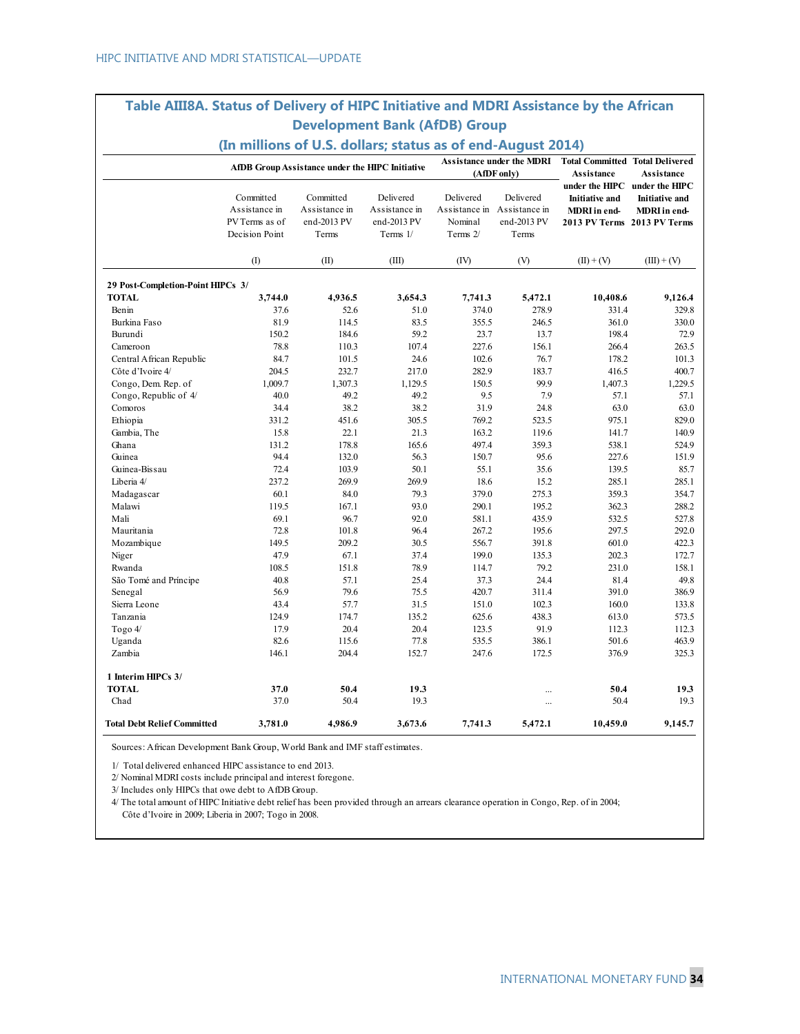## Table AIII8A. Status of Delivery of HIPC Initiative and MDRI Assistance by the African Development Bank (AfDB) Group

**(In millions of U.S. dollars; status as of end-August 2014)**

| | AfDB Group Assistance under the HIPC Initiative | | | Assistance under the MDRI (AfDF only) | | Total Committed Assistance under the HIPC Initiative and MDRI in end-2013 PV Terms | Total Delivered Assistance under the HIPC Initiative and MDRI in end-2013 PV Terms |
|---|---|---|---|---|---|---|---|
| | Committed Assistance in PV Terms as of Decision Point | Committed Assistance in end-2013 PV Terms | Delivered Assistance in end-2013 PV Terms 1/ | Delivered Assistance in Nominal Terms 2/ | Delivered Assistance in end-2013 PV Terms | | |
| | (I) | (II) | (III) | (IV) | (V) | (II) + (V) | (III) + (V) |
| **29 Post-Completion-Point HIPCs 3/** | | | | | | | |
| **TOTAL** | **3,744.0** | **4,936.5** | **3,654.3** | **7,741.3** | **5,472.1** | **10,408.6** | **9,126.4** |
| Benin | 37.6 | 52.6 | 51.0 | 374.0 | 278.9 | 331.4 | 329.8 |
| Burkina Faso | 81.9 | 114.5 | 83.5 | 355.5 | 246.5 | 361.0 | 330.0 |
| Burundi | 150.2 | 184.6 | 59.2 | 23.7 | 13.7 | 198.4 | 72.9 |
| Cameroon | 78.8 | 110.3 | 107.4 | 227.6 | 156.1 | 266.4 | 263.5 |
| Central African Republic | 84.7 | 101.5 | 24.6 | 102.6 | 76.7 | 178.2 | 101.3 |
| Côte d'Ivoire 4/ | 204.5 | 232.7 | 217.0 | 282.9 | 183.7 | 416.5 | 400.7 |
| Congo, Dem. Rep. of | 1,009.7 | 1,307.3 | 1,129.5 | 150.5 | 99.9 | 1,407.3 | 1,229.5 |
| Congo, Republic of 4/ | 40.0 | 49.2 | 49.2 | 9.5 | 7.9 | 57.1 | 57.1 |
| Comoros | 34.4 | 38.2 | 38.2 | 31.9 | 24.8 | 63.0 | 63.0 |
| Ethiopia | 331.2 | 451.6 | 305.5 | 769.2 | 523.5 | 975.1 | 829.0 |
| Gambia, The | 15.8 | 22.1 | 21.3 | 163.2 | 119.6 | 141.7 | 140.9 |
| Ghana | 131.2 | 178.8 | 165.6 | 497.4 | 359.3 | 538.1 | 524.9 |
| Guinea | 94.4 | 132.0 | 56.3 | 150.7 | 95.6 | 227.6 | 151.9 |
| Guinea-Bissau | 72.4 | 103.9 | 50.1 | 55.1 | 35.6 | 139.5 | 85.7 |
| Liberia 4/ | 237.2 | 269.9 | 269.9 | 18.6 | 15.2 | 285.1 | 285.1 |
| Madagascar | 60.1 | 84.0 | 79.3 | 379.0 | 275.3 | 359.3 | 354.7 |
| Malawi | 119.5 | 167.1 | 93.0 | 290.1 | 195.2 | 362.3 | 288.2 |
| Mali | 69.1 | 96.7 | 92.0 | 581.1 | 435.9 | 532.5 | 527.8 |
| Mauritania | 72.8 | 101.8 | 96.4 | 267.2 | 195.6 | 297.5 | 292.0 |
| Mozambique | 149.5 | 209.2 | 30.5 | 556.7 | 391.8 | 601.0 | 422.3 |
| Niger | 47.9 | 67.1 | 37.4 | 199.0 | 135.3 | 202.3 | 172.7 |
| Rwanda | 108.5 | 151.8 | 78.9 | 114.7 | 79.2 | 231.0 | 158.1 |
| São Tomé and Príncipe | 40.8 | 57.1 | 25.4 | 37.3 | 24.4 | 81.4 | 49.8 |
| Senegal | 56.9 | 79.6 | 75.5 | 420.7 | 311.4 | 391.0 | 386.9 |
| Sierra Leone | 43.4 | 57.7 | 31.5 | 151.0 | 102.3 | 160.0 | 133.8 |
| Tanzania | 124.9 | 174.7 | 135.2 | 625.6 | 438.3 | 613.0 | 573.5 |
| Togo 4/ | 17.9 | 20.4 | 20.4 | 123.5 | 91.9 | 112.3 | 112.3 |
| Uganda | 82.6 | 115.6 | 77.8 | 535.5 | 386.1 | 501.6 | 463.9 |
| Zambia | 146.1 | 204.4 | 152.7 | 247.6 | 172.5 | 376.9 | 325.3 |
| **1 Interim HIPCs 3/** | | | | | | | |
| **TOTAL** | **37.0** | **50.4** | **19.3** | | ... | **50.4** | **19.3** |
| Chad | 37.0 | 50.4 | 19.3 | | ... | 50.4 | 19.3 |
| **Total Debt Relief Committed** | **3,781.0** | **4,986.9** | **3,673.6** | **7,741.3** | **5,472.1** | **10,459.0** | **9,145.7** |

Sources: African Development Bank Group, World Bank and IMF staff estimates.

1/ Total delivered enhanced HIPC assistance to end 2013.
2/ Nominal MDRI costs include principal and interest foregone.
3/ Includes only HIPCs that owe debt to AfDB Group.
4/ The total amount of HIPC Initiative debt relief has been provided through an arrears clearance operation in Congo, Rep. of in 2004; Côte d'Ivoire in 2009; Liberia in 2007; Togo in 2008.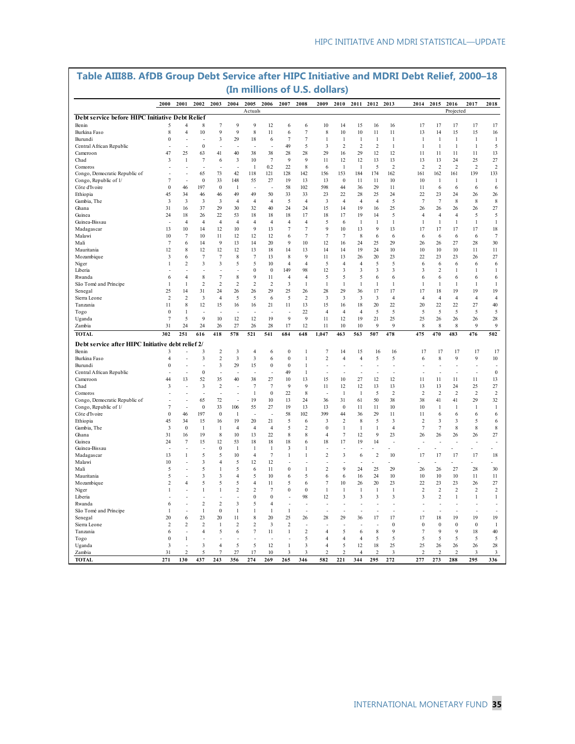## Table AIII8B. AfDB Group Debt Service after HIPC Initiative and MDRI Debt Relief, 2000–18

**(In millions of U.S. dollars)**

| | 2000 | 2001 | 2002 | 2003 | 2004 | 2005 | 2006 | 2007 | 2008 | 2009 | 2010 | 2011 | 2012 | 2013 | 2014 | 2015 | 2016 | 2017 | 2018 |
|---|---|---|---|---|---|---|---|---|---|---|---|---|---|---|---|---|---|---|---|
| | | | | | | Actuals | | | | | | | | | | | Projected | | |
| **Debt service before HIPC Initiative Debt Relief** | | | | | | | | | | | | | | | | | | | |
| Benin | 5 | 4 | 8 | 7 | 9 | 9 | 12 | 6 | 6 | 10 | 14 | 15 | 16 | 16 | 17 | 17 | 17 | 17 | 17 |
| Burkina Faso | 8 | 4 | 10 | 9 | 9 | 8 | 11 | 6 | 7 | 8 | 10 | 10 | 11 | 11 | 13 | 14 | 15 | 15 | 16 |
| Burundi | 0 | - | - | 3 | 29 | 18 | 6 | 7 | 7 | 1 | 1 | 1 | 1 | 1 | 1 | 1 | 1 | 1 | 1 |
| Central African Republic | - | - | 0 | - | - | - | - | 49 | 5 | 3 | 2 | 2 | 2 | 1 | 1 | 1 | 1 | 1 | 5 |
| Cameroon | 47 | 25 | 63 | 41 | 40 | 38 | 38 | 28 | 28 | 29 | 16 | 29 | 12 | 12 | 11 | 11 | 11 | 11 | 13 |
| Chad | 3 | 1 | 7 | 6 | 3 | 10 | 7 | 9 | 9 | 11 | 12 | 12 | 13 | 13 | 13 | 13 | 24 | 25 | 27 |
| Comoros | - | - | - | - | - | 1 | 0.2 | 22 | 8 | 6 | 1 | 1 | 5 | 2 | 2 | 2 | 2 | 2 | 2 |
| Congo, Democratic Republic of | - | - | 65 | 73 | 42 | 118 | 121 | 128 | 142 | 156 | 153 | 184 | 174 | 162 | 161 | 162 | 161 | 139 | 133 |
| Congo, Republic of 1/ | 7 | - | 0 | 33 | 148 | 55 | 27 | 19 | 13 | 13 | 0 | 11 | 11 | 10 | 10 | 1 | 1 | 1 | 1 |
| Côte d'Ivoire | 0 | 46 | 197 | 0 | 1 | - | - | 58 | 102 | 598 | 44 | 36 | 29 | 11 | 11 | 6 | 6 | 6 | 6 |
| Ethiopia | 45 | 34 | 46 | 46 | 49 | 49 | 50 | 33 | 33 | 23 | 22 | 28 | 25 | 24 | 22 | 23 | 24 | 26 | 26 |
| Gambia, The | 3 | 3 | 3 | 3 | 4 | 4 | 4 | 5 | 4 | 3 | 4 | 4 | 4 | 5 | 7 | 7 | 8 | 8 | 8 |
| Ghana | 31 | 16 | 37 | 29 | 30 | 32 | 40 | 24 | 24 | 15 | 14 | 19 | 16 | 25 | 26 | 26 | 26 | 26 | 27 |
| Guinea | 24 | 18 | 26 | 22 | 53 | 18 | 18 | 18 | 17 | 18 | 17 | 19 | 14 | 5 | 4 | 4 | 4 | 5 | 5 |
| Guinea-Bissau | - | 4 | 4 | 4 | 4 | 4 | 4 | 4 | 4 | 5 | 6 | 1 | 1 | 1 | 1 | 1 | 1 | 1 | 1 |
| Madagascar | 13 | 10 | 14 | 12 | 10 | 9 | 13 | 7 | 7 | 9 | 10 | 13 | 9 | 13 | 17 | 17 | 17 | 17 | 18 |
| Malawi | 10 | 7 | 10 | 11 | 12 | 12 | 12 | 6 | 7 | 7 | 7 | 8 | 6 | 6 | 6 | 6 | 6 | 6 | 7 |
| Mali | 7 | 6 | 14 | 9 | 13 | 14 | 20 | 9 | 10 | 12 | 16 | 24 | 25 | 29 | 26 | 26 | 27 | 28 | 30 |
| Mauritania | 12 | 8 | 12 | 12 | 12 | 13 | 18 | 14 | 13 | 14 | 14 | 19 | 24 | 10 | 10 | 10 | 10 | 11 | 11 |
| Mozambique | 3 | 6 | 7 | 7 | 8 | 7 | 13 | 8 | 9 | 11 | 13 | 26 | 20 | 23 | 22 | 23 | 23 | 26 | 27 |
| Niger | 1 | 2 | 3 | 3 | 5 | 5 | 10 | 4 | 4 | 5 | 4 | 4 | 5 | 5 | 6 | 6 | 6 | 6 | 6 |
| Liberia | - | - | - | - | - | 0 | 0 | 149 | 98 | 12 | 3 | 3 | 3 | 3 | 3 | 2 | 1 | 1 | 1 |
| Rwanda | 6 | 4 | 8 | 7 | 8 | 9 | 11 | 4 | 4 | 5 | 5 | 5 | 6 | 6 | 6 | 6 | 6 | 6 | 6 |
| São Tomé and Príncipe | 1 | 1 | 2 | 2 | 2 | 2 | 2 | 3 | 1 | 1 | 1 | 1 | 1 | 1 | 1 | 1 | 1 | 1 | 1 |
| Senegal | 25 | 14 | 31 | 24 | 26 | 26 | 29 | 25 | 26 | 28 | 29 | 36 | 17 | 17 | 17 | 18 | 19 | 19 | 19 |
| Sierra Leone | 2 | 2 | 3 | 4 | 5 | 5 | 6 | 5 | 2 | 3 | 3 | 3 | 3 | 4 | 4 | 4 | 4 | 4 | 4 |
| Tanzania | 11 | 8 | 12 | 15 | 16 | 16 | 21 | 11 | 13 | 15 | 16 | 18 | 20 | 22 | 20 | 22 | 22 | 27 | 40 |
| Togo | 0 | 1 | - | - | - | - | - | - | 22 | 4 | 4 | 4 | 5 | 5 | 5 | 5 | 5 | 5 | 5 |
| Uganda | 7 | 5 | 9 | 10 | 12 | 12 | 19 | 9 | 9 | 11 | 12 | 19 | 21 | 25 | 25 | 26 | 26 | 26 | 28 |
| Zambia | 31 | 24 | 24 | 26 | 27 | 26 | 28 | 17 | 12 | 11 | 10 | 10 | 9 | 9 | 8 | 8 | 8 | 9 | 9 |
| **TOTAL** | **302** | **251** | **616** | **418** | **578** | **521** | **541** | **684** | **648** | **1,047** | **463** | **563** | **507** | **478** | **475** | **470** | **483** | **476** | **502** |
| **Debt service after HIPC Initiative debt relief 2/** | | | | | | | | | | | | | | | | | | | |
| Benin | 3 | - | 3 | 2 | 3 | 4 | 6 | 0 | 1 | 7 | 14 | 15 | 16 | 16 | 17 | 17 | 17 | 17 | 17 |
| Burkina Faso | 4 | - | 3 | 2 | 3 | 3 | 6 | 0 | 1 | 2 | 4 | 4 | 5 | 5 | 6 | 8 | 9 | 9 | 10 |
| Burundi | 0 | - | - | 3 | 29 | 15 | 0 | 0 | 1 | - | - | - | - | - | - | - | - | - | - |
| Central African Republic | - | - | 0 | - | - | - | - | 49 | 1 | - | - | - | - | - | - | - | - | - | 0 |
| Cameroon | 44 | 13 | 52 | 35 | 40 | 38 | 27 | 10 | 13 | 15 | 10 | 27 | 12 | 12 | 11 | 11 | 11 | 11 | 13 |
| Chad | 3 | - | 3 | 2 | - | 7 | 7 | 9 | 9 | 11 | 12 | 12 | 13 | 13 | 13 | 13 | 24 | 25 | 27 |
| Comoros | - | - | - | - | - | 1 | 0 | 22 | 8 | - | 1 | 1 | 5 | 2 | 2 | 2 | 2 | 2 | 2 |
| Congo, Democratic Republic of | - | - | 65 | 72 | - | 19 | 10 | 13 | 24 | 36 | 31 | 61 | 50 | 38 | 38 | 41 | 41 | 29 | 32 |
| Congo, Republic of 1/ | 7 | - | 0 | 33 | 106 | 55 | 27 | 19 | 13 | 13 | 0 | 11 | 11 | 10 | 10 | 1 | 1 | 1 | 1 |
| Côte d'Ivoire | 0 | 46 | 197 | 0 | 1 | - | - | 58 | 102 | 399 | 44 | 36 | 29 | 11 | 11 | 6 | 6 | 6 | 6 |
| Ethiopia | 45 | 34 | 15 | 16 | 19 | 20 | 21 | 5 | 6 | 3 | 2 | 8 | 5 | 3 | 2 | 3 | 3 | 5 | 6 |
| Gambia, The | 3 | 0 | 1 | 1 | 4 | 4 | 4 | 5 | 2 | 0 | 1 | 1 | 1 | 4 | 7 | 7 | 8 | 8 | 8 |
| Ghana | 31 | 16 | 19 | 8 | 10 | 13 | 22 | 8 | 8 | 4 | 7 | 12 | 9 | 23 | 26 | 26 | 26 | 26 | 27 |
| Guinea | 24 | 7 | 15 | 12 | 53 | 18 | 18 | 18 | 6 | 18 | 17 | 19 | 14 | - | - | - | - | - | - |
| Guinea-Bissau | - | - | - | 0 | 1 | 1 | 1 | 3 | 1 | - | - | - | - | - | - | - | - | - | - |
| Madagascar | 13 | 1 | 5 | 5 | 10 | 4 | 7 | 1 | 1 | 2 | 3 | 6 | 2 | 10 | 17 | 17 | 17 | 17 | 18 |
| Malawi | 10 | - | 3 | 4 | 5 | 12 | 12 | - | - | - | - | - | - | - | - | - | - | - | - |
| Mali | 5 | - | 5 | 1 | 5 | 6 | 11 | 0 | 1 | 2 | 9 | 24 | 25 | 29 | 26 | 26 | 27 | 28 | 30 |
| Mauritania | 5 | - | 3 | 3 | 4 | 5 | 10 | 6 | 5 | 6 | 6 | 16 | 24 | 10 | 10 | 10 | 10 | 11 | 11 |
| Mozambique | 2 | 4 | 5 | 5 | 5 | 4 | 11 | 5 | 6 | 7 | 10 | 26 | 20 | 23 | 22 | 23 | 23 | 26 | 27 |
| Niger | 1 | - | 1 | 1 | 2 | 2 | 7 | 0 | 0 | 1 | 1 | 1 | 1 | 1 | 2 | 2 | 2 | 2 | 2 |
| Liberia | - | - | - | - | - | 0 | 0 | - | 98 | 12 | 3 | 3 | 3 | 3 | 3 | 2 | 1 | 1 | 1 |
| Rwanda | 6 | - | 2 | 2 | 3 | 5 | 4 | - | - | - | - | - | - | - | - | - | - | - | - |
| São Tomé and Príncipe | 1 | - | 1 | 0 | 1 | 1 | 1 | 1 | - | - | - | - | - | - | - | - | - | - | - |
| Senegal | 20 | 6 | 23 | 20 | 11 | 8 | 20 | 25 | 26 | 28 | 29 | 36 | 17 | 17 | 17 | 18 | 19 | 19 | 19 |
| Sierra Leone | 2 | 2 | 2 | 1 | 2 | 2 | 3 | 2 | - | - | - | - | - | 0 | 0 | 0 | 0 | 0 | 1 |
| Tanzania | 6 | - | 4 | 5 | 6 | 7 | 11 | 1 | 2 | 4 | 5 | 6 | 8 | 9 | 7 | 9 | 9 | 18 | 40 |
| Togo | 0 | 1 | - | - | - | - | - | - | 5 | 4 | 4 | 4 | 5 | 5 | 5 | 5 | 5 | 5 | 5 |
| Uganda | 3 | - | 3 | 4 | 5 | 5 | 12 | 1 | 3 | 4 | 5 | 12 | 18 | 25 | 25 | 26 | 26 | 26 | 28 |
| Zambia | 31 | 2 | 5 | 7 | 27 | 17 | 10 | 3 | 3 | 2 | 2 | 4 | 2 | 3 | 2 | 2 | 2 | 3 | 3 |
| **TOTAL** | **271** | **130** | **437** | **243** | **356** | **274** | **269** | **265** | **346** | **582** | **221** | **344** | **295** | **272** | **277** | **273** | **288** | **295** | **336** |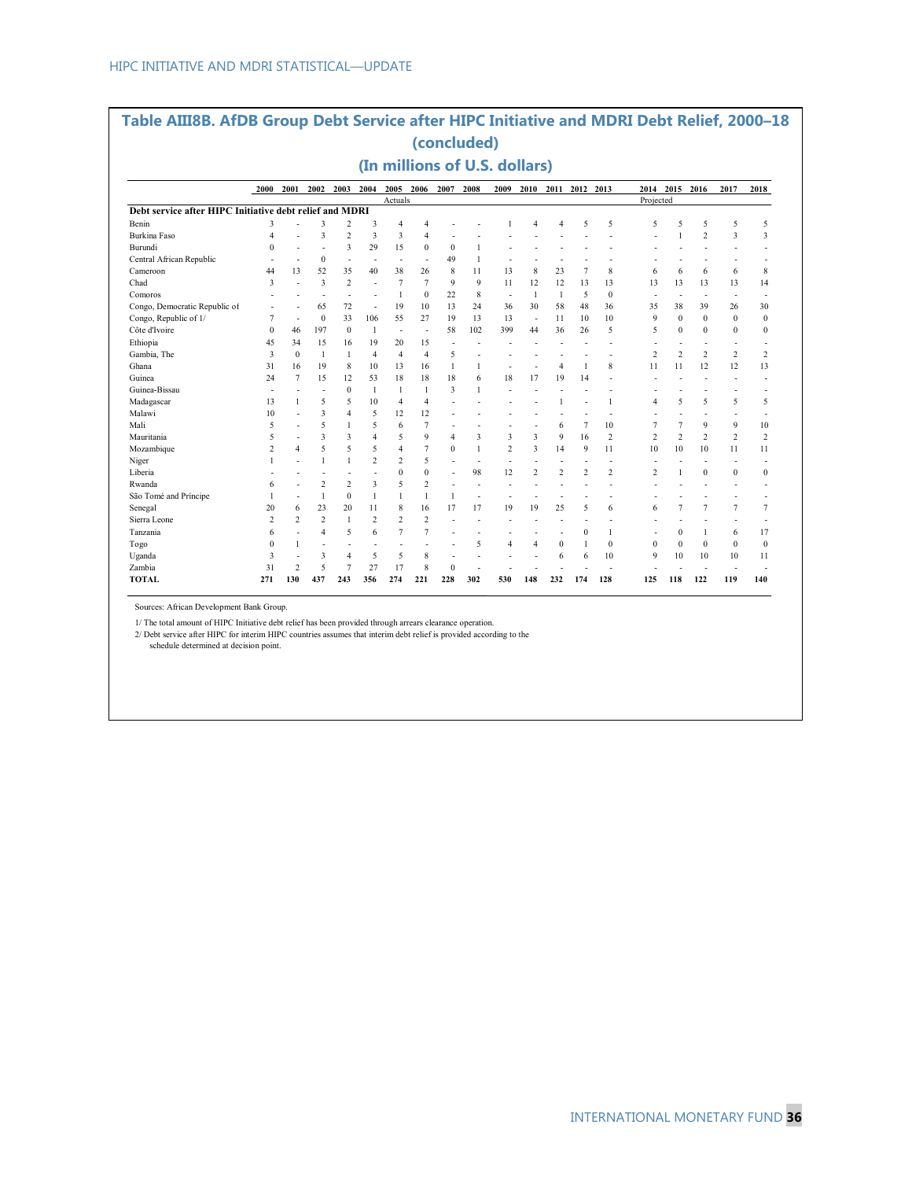## Table AIII8B. AfDB Group Debt Service after HIPC Initiative and MDRI Debt Relief, 2000–18 (concluded)

### (In millions of U.S. dollars)

| | 2000 | 2001 | 2002 | 2003 | 2004 | 2005 | 2006 | 2007 | 2008 | 2009 | 2010 | 2011 | 2012 | 2013 | 2014 | 2015 | 2016 | 2017 | 2018 |
|---|---|---|---|---|---|---|---|---|---|---|---|---|---|---|---|---|---|---|---|
| | | | | | | Actuals | | | | | | | | | Projected | | | | |
| **Debt service after HIPC Initiative debt relief and MDRI** | | | | | | | | | | | | | | | | | | | |
| Benin | 3 | - | 3 | 2 | 3 | 4 | 4 | - | - | 1 | 4 | 4 | 5 | 5 | 5 | 5 | 5 | 5 | 5 |
| Burkina Faso | 4 | - | 3 | 2 | 3 | 3 | 4 | - | - | - | - | - | - | - | - | 1 | 2 | 3 | 3 |
| Burundi | 0 | - | - | 3 | 29 | 15 | 0 | 0 | 1 | - | - | - | - | - | - | - | - | - | - |
| Central African Republic | - | - | 0 | - | - | - | - | 49 | 1 | - | - | - | - | - | - | - | - | - | - |
| Cameroon | 44 | 13 | 52 | 35 | 40 | 38 | 26 | 8 | 11 | 13 | 8 | 23 | 7 | 8 | 6 | 6 | 6 | 6 | 8 |
| Chad | 3 | - | 3 | 2 | - | 7 | 7 | 9 | 9 | 11 | 12 | 12 | 13 | 13 | 13 | 13 | 13 | 13 | 14 |
| Comoros | - | - | - | - | - | 1 | 0 | 22 | 8 | - | 1 | 1 | 5 | 0 | - | - | - | - | - |
| Congo, Democratic Republic of | - | - | 65 | 72 | - | 19 | 10 | 13 | 24 | 36 | 30 | 58 | 48 | 36 | 35 | 38 | 39 | 26 | 30 |
| Congo, Republic of 1/ | 7 | - | 0 | 33 | 106 | 55 | 27 | 19 | 13 | 13 | - | 11 | 10 | 10 | 9 | 0 | 0 | 0 | 0 |
| Côte d'Ivoire | 0 | 46 | 197 | 0 | 1 | - | - | 58 | 102 | 399 | 44 | 36 | 26 | 5 | 5 | 0 | 0 | 0 | 0 |
| Ethiopia | 45 | 34 | 15 | 16 | 19 | 20 | 15 | - | - | - | - | - | - | - | - | - | - | - | - |
| Gambia, The | 3 | 0 | 1 | 1 | 4 | 4 | 4 | 5 | - | - | - | - | - | - | 2 | 2 | 2 | 2 | 2 |
| Ghana | 31 | 16 | 19 | 8 | 10 | 13 | 16 | 1 | 1 | - | - | 4 | 1 | 8 | 11 | 11 | 12 | 12 | 13 |
| Guinea | 24 | 7 | 15 | 12 | 53 | 18 | 18 | 18 | 6 | 18 | 17 | 19 | 14 | - | - | - | - | - | - |
| Guinea-Bissau | - | - | - | 0 | 1 | 1 | 1 | 3 | 1 | - | - | - | - | - | - | - | - | - | - |
| Madagascar | 13 | 1 | 5 | 5 | 10 | 4 | 4 | - | - | - | - | 1 | - | 1 | 4 | 5 | 5 | 5 | 5 |
| Malawi | 10 | - | 3 | 4 | 5 | 12 | 12 | - | - | - | - | - | - | - | - | - | - | - | - |
| Mali | 5 | - | 5 | 1 | 5 | 6 | 7 | - | - | - | - | 6 | 7 | 10 | 7 | 7 | 9 | 9 | 10 |
| Mauritania | 5 | - | 3 | 3 | 4 | 5 | 9 | 4 | 3 | 3 | 3 | 9 | 16 | 2 | 2 | 2 | 2 | 2 | 2 |
| Mozambique | 2 | 4 | 5 | 5 | 5 | 4 | 7 | 0 | 1 | 2 | 3 | 14 | 9 | 11 | 10 | 10 | 10 | 11 | 11 |
| Niger | 1 | - | 1 | 1 | 2 | 2 | 5 | - | - | - | - | - | - | - | - | - | - | - | - |
| Liberia | - | - | - | - | - | 0 | 0 | - | 98 | 12 | 2 | 2 | 2 | 2 | 2 | 1 | 0 | 0 | 0 |
| Rwanda | 6 | - | 2 | 2 | 3 | 5 | 2 | - | - | - | - | - | - | - | - | - | - | - | - |
| São Tomé and Príncipe | 1 | - | 1 | 0 | 1 | 1 | 1 | 1 | - | - | - | - | - | - | - | - | - | - | - |
| Senegal | 20 | 6 | 23 | 20 | 11 | 8 | 16 | 17 | 17 | 19 | 19 | 25 | 5 | 6 | 6 | 7 | 7 | 7 | 7 |
| Sierra Leone | 2 | 2 | 2 | 1 | 2 | 2 | 2 | - | - | - | - | - | - | - | - | - | - | - | - |
| Tanzania | 6 | - | 4 | 5 | 6 | 7 | 7 | - | - | - | - | - | 0 | 1 | - | 0 | 1 | 6 | 17 |
| Togo | 0 | 1 | - | - | - | - | - | - | 5 | 4 | 4 | 0 | 1 | 0 | 0 | 0 | 0 | 0 | 0 |
| Uganda | 3 | - | 3 | 4 | 5 | 5 | 8 | - | - | - | - | 6 | 6 | 10 | 9 | 10 | 10 | 10 | 11 |
| Zambia | 31 | 2 | 5 | 7 | 27 | 17 | 8 | 0 | - | - | - | - | - | - | - | - | - | - | - |
| **TOTAL** | **271** | **130** | **437** | **243** | **356** | **274** | **221** | **228** | **302** | **530** | **148** | **232** | **174** | **128** | **125** | **118** | **122** | **119** | **140** |

Sources: African Development Bank Group.

1/ The total amount of HIPC Initiative debt relief has been provided through arrears clearance operation.

2/ Debt service after HIPC for interim HIPC countries assumes that interim debt relief is provided according to the schedule determined at decision point.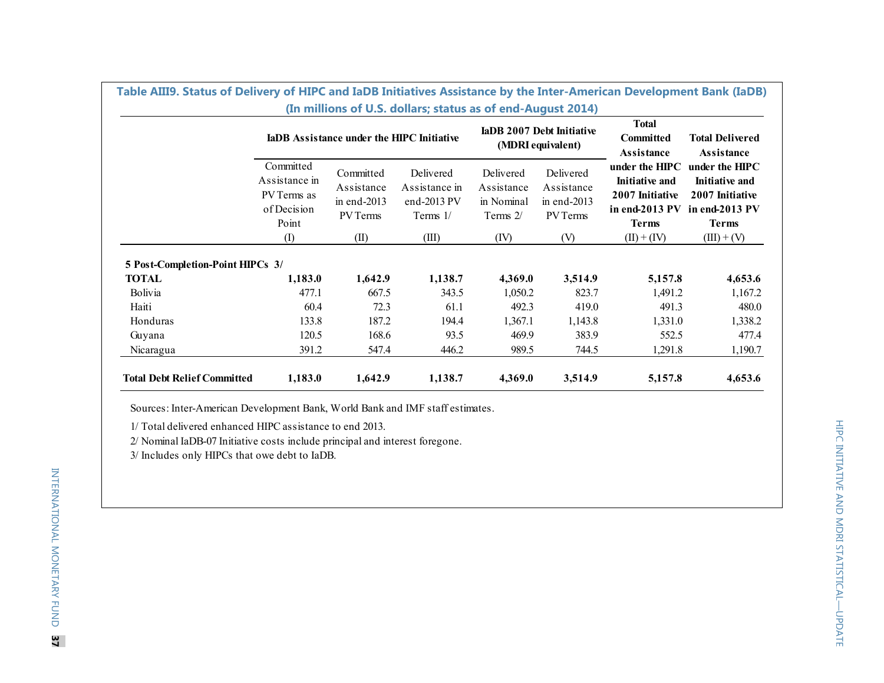**Table AIII9. Status of Delivery of HIPC and IaDB Initiatives Assistance by the Inter-American Development Bank (IaDB)**
**(In millions of U.S. dollars; status as of end-August 2014)**

| | IaDB Assistance under the HIPC Initiative | | | IaDB 2007 Debt Initiative (MDRI equivalent) | | Total Committed Assistance under the HIPC Initiative and 2007 Initiative in end-2013 PV Terms | Total Delivered Assistance under the HIPC Initiative and 2007 Initiative in end-2013 PV Terms |
|---|---|---|---|---|---|---|---|
| | Committed Assistance in PV Terms as of Decision Point | Committed Assistance in end-2013 PV Terms | Delivered Assistance in end-2013 PV Terms 1/ | Delivered Assistance in Nominal Terms 2/ | Delivered Assistance in end-2013 PV Terms | | |
| | (I) | (II) | (III) | (IV) | (V) | (II) + (IV) | (III) + (V) |
| **5 Post-Completion-Point HIPCs 3/** | | | | | | | |
| **TOTAL** | **1,183.0** | **1,642.9** | **1,138.7** | **4,369.0** | **3,514.9** | **5,157.8** | **4,653.6** |
| Bolivia | 477.1 | 667.5 | 343.5 | 1,050.2 | 823.7 | 1,491.2 | 1,167.2 |
| Haiti | 60.4 | 72.3 | 61.1 | 492.3 | 419.0 | 491.3 | 480.0 |
| Honduras | 133.8 | 187.2 | 194.4 | 1,367.1 | 1,143.8 | 1,331.0 | 1,338.2 |
| Guyana | 120.5 | 168.6 | 93.5 | 469.9 | 383.9 | 552.5 | 477.4 |
| Nicaragua | 391.2 | 547.4 | 446.2 | 989.5 | 744.5 | 1,291.8 | 1,190.7 |
| **Total Debt Relief Committed** | **1,183.0** | **1,642.9** | **1,138.7** | **4,369.0** | **3,514.9** | **5,157.8** | **4,653.6** |

Sources: Inter-American Development Bank, World Bank and IMF staff estimates.

1/ Total delivered enhanced HIPC assistance to end 2013.

2/ Nominal IaDB-07 Initiative costs include principal and interest foregone.

3/ Includes only HIPCs that owe debt to IaDB.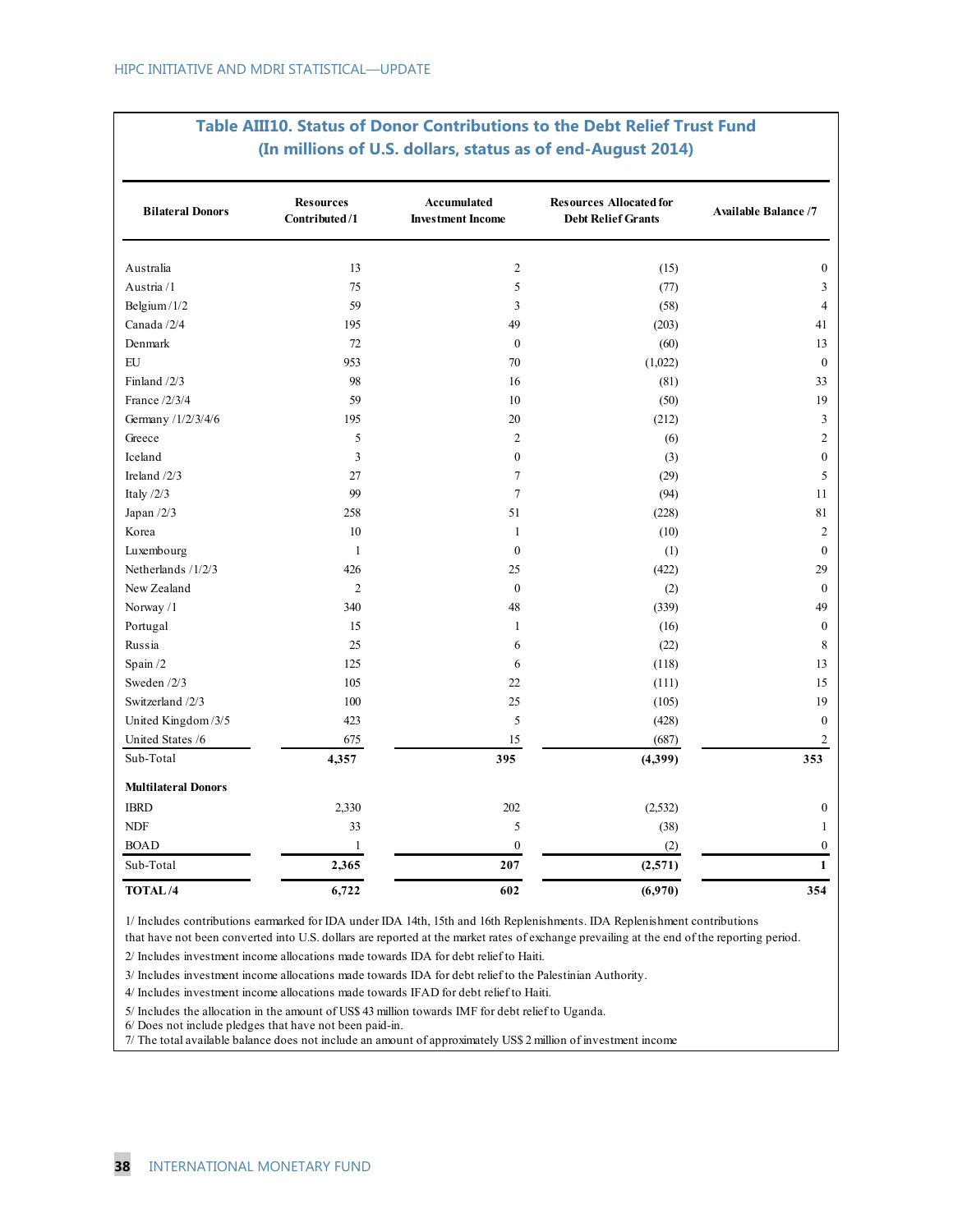## Table AIII10. Status of Donor Contributions to the Debt Relief Trust Fund
### (In millions of U.S. dollars, status as of end-August 2014)

| Bilateral Donors | Resources Contributed /1 | Accumulated Investment Income | Resources Allocated for Debt Relief Grants | Available Balance /7 |
|---|---|---|---|---|
| Australia | 13 | 2 | (15) | 0 |
| Austria /1 | 75 | 5 | (77) | 3 |
| Belgium /1/2 | 59 | 3 | (58) | 4 |
| Canada /2/4 | 195 | 49 | (203) | 41 |
| Denmark | 72 | 0 | (60) | 13 |
| EU | 953 | 70 | (1,022) | 0 |
| Finland /2/3 | 98 | 16 | (81) | 33 |
| France /2/3/4 | 59 | 10 | (50) | 19 |
| Germany /1/2/3/4/6 | 195 | 20 | (212) | 3 |
| Greece | 5 | 2 | (6) | 2 |
| Iceland | 3 | 0 | (3) | 0 |
| Ireland /2/3 | 27 | 7 | (29) | 5 |
| Italy /2/3 | 99 | 7 | (94) | 11 |
| Japan /2/3 | 258 | 51 | (228) | 81 |
| Korea | 10 | 1 | (10) | 2 |
| Luxembourg | 1 | 0 | (1) | 0 |
| Netherlands /1/2/3 | 426 | 25 | (422) | 29 |
| New Zealand | 2 | 0 | (2) | 0 |
| Norway /1 | 340 | 48 | (339) | 49 |
| Portugal | 15 | 1 | (16) | 0 |
| Russia | 25 | 6 | (22) | 8 |
| Spain /2 | 125 | 6 | (118) | 13 |
| Sweden /2/3 | 105 | 22 | (111) | 15 |
| Switzerland /2/3 | 100 | 25 | (105) | 19 |
| United Kingdom /3/5 | 423 | 5 | (428) | 0 |
| United States /6 | 675 | 15 | (687) | 2 |
| Sub-Total | **4,357** | **395** | **(4,399)** | **353** |
| **Multilateral Donors** | | | | |
| IBRD | 2,330 | 202 | (2,532) | 0 |
| NDF | 33 | 5 | (38) | 1 |
| BOAD | 1 | 0 | (2) | 0 |
| Sub-Total | **2,365** | **207** | **(2,571)** | **1** |
| **TOTAL /4** | **6,722** | **602** | **(6,970)** | **354** |

1/ Includes contributions earmarked for IDA under IDA 14th, 15th and 16th Replenishments. IDA Replenishment contributions that have not been converted into U.S. dollars are reported at the market rates of exchange prevailing at the end of the reporting period.

2/ Includes investment income allocations made towards IDA for debt relief to Haiti.

3/ Includes investment income allocations made towards IDA for debt relief to the Palestinian Authority.

4/ Includes investment income allocations made towards IFAD for debt relief to Haiti.

5/ Includes the allocation in the amount of US$ 43 million towards IMF for debt relief to Uganda.

6/ Does not include pledges that have not been paid-in.

7/ The total available balance does not include an amount of approximately US$ 2 million of investment income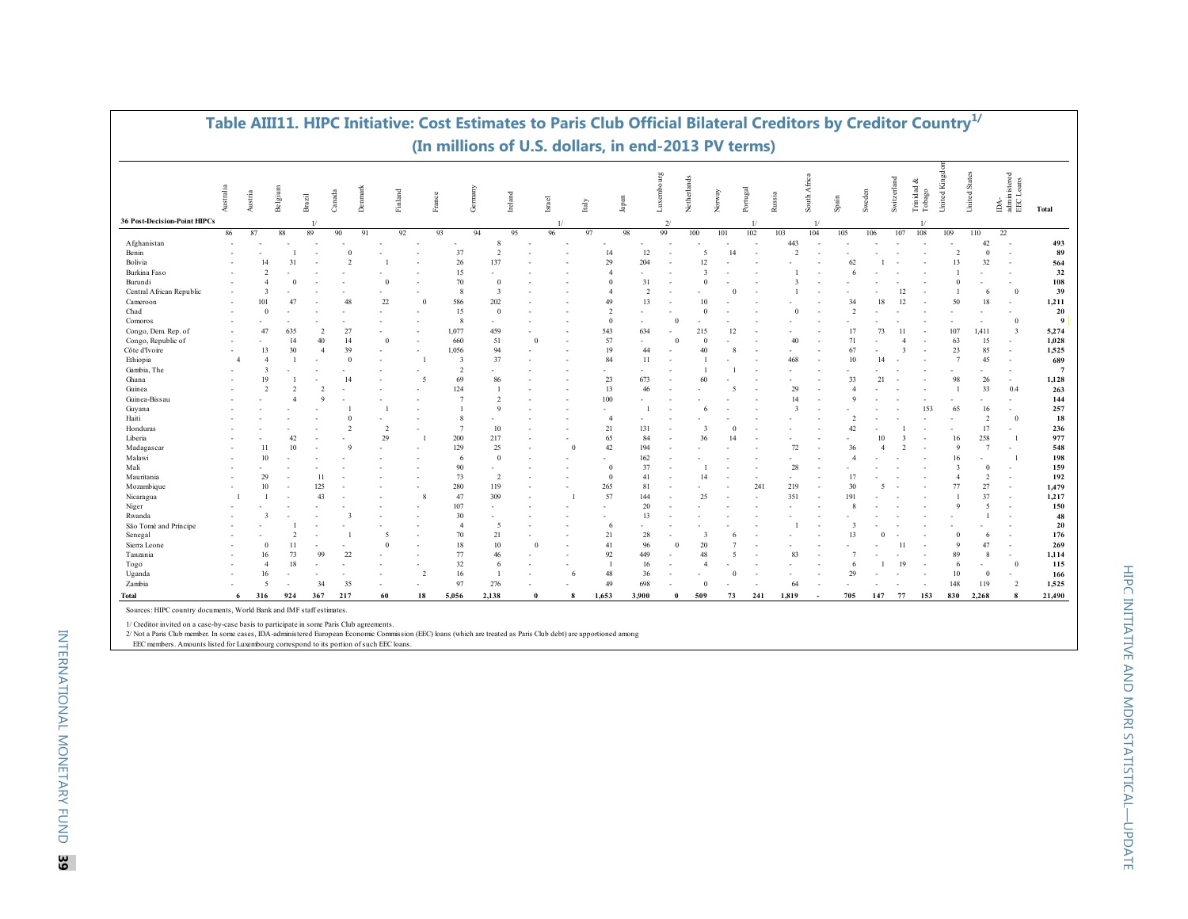# Table AIII11. HIPC Initiative: Cost Estimates to Paris Club Official Bilateral Creditors by Creditor Country[1/]

## (In millions of U.S. dollars, in end-2013 PV terms)

| 36 Post-Decision-Point HIPCs | Australia | Austria | Belgium | Brazil 1/ | Canada | Denmark | Finland | France | Germany | Ireland | Israel 1/ | Italy | Japan | Luxembourg 2/ | Netherlands | Norway | Portugal 1/ | Russia | South Africa 1/ | Spain | Sweden | Switzerland | Trinidad & Tobago 1/ | United Kingdom | United States | IDA-administered EEC Loans | Total |
|---|---|---|---|---|---|---|---|---|---|---|---|---|---|---|---|---|---|---|---|---|---|---|---|---|---|---|---|
| | 86 | 87 | 88 | 89 | 90 | 91 | 92 | 93 | 94 | 95 | 96 | 97 | 98 | 99 | 100 | 101 | 102 | 103 | 104 | 105 | 106 | 107 | 108 | 109 | 110 | 22 | |
| Afghanistan | - | - | - | - | - | - | - | - | 8 | - | - | - | - | - | - | - | - | 443 | - | - | - | - | - | - | 42 | - | 493 |
| Benin | - | - | 1 | - | 0 | - | - | 37 | 2 | - | - | 14 | 12 | - | 5 | 14 | - | 2 | - | - | - | - | - | 2 | 0 | - | 89 |
| Bolivia | - | 14 | 31 | - | 2 | 1 | - | 26 | 137 | - | - | 29 | 204 | - | 12 | - | - | - | - | 62 | 1 | - | - | 13 | 32 | - | 564 |
| Burkina Faso | - | 2 | - | - | - | - | - | 15 | - | - | - | 4 | - | - | 3 | - | - | 1 | - | 6 | - | - | - | 1 | - | - | 32 |
| Burundi | - | 4 | 0 | - | - | 0 | - | 70 | 0 | - | - | 0 | 31 | - | 0 | - | - | 3 | - | - | - | - | - | 0 | - | - | 108 |
| Central African Republic | - | 3 | - | - | - | - | - | 8 | 3 | - | - | 4 | 2 | - | - | 0 | - | 1 | - | - | - | 12 | - | 1 | 6 | 0 | 39 |
| Cameroon | - | 101 | 47 | - | 48 | 22 | 0 | 586 | 202 | - | - | 49 | 13 | - | 10 | - | - | - | - | 34 | 18 | 12 | - | 50 | 18 | - | 1,211 |
| Chad | - | 0 | - | - | - | - | - | 15 | 0 | - | - | 2 | - | - | 0 | - | - | 0 | - | 2 | - | - | - | - | - | - | 20 |
| Comoros | - | - | - | - | - | - | - | 8 | - | - | - | 0 | - | 0 | - | - | - | - | - | - | - | - | - | - | - | 0 | 9 |
| Congo, Dem. Rep. of | - | 47 | 635 | 2 | 27 | - | - | 1,077 | 459 | - | - | 543 | 634 | - | 215 | 12 | - | - | - | 17 | 73 | 11 | - | 107 | 1,411 | 3 | 5,274 |
| Congo, Republic of | - | - | 14 | 40 | 14 | 0 | - | 660 | 51 | 0 | - | 57 | - | 0 | 0 | - | - | 40 | - | 71 | - | 4 | - | 63 | 15 | - | 1,028 |
| Côte d'Ivoire | - | 13 | 30 | 4 | 39 | - | - | 1,056 | 94 | - | - | 19 | 44 | - | 40 | 8 | - | - | - | 67 | - | 3 | - | 23 | 85 | - | 1,525 |
| Ethiopia | 4 | 4 | 1 | - | 0 | - | 1 | 3 | 37 | - | - | 84 | 11 | - | 1 | - | - | 468 | - | 10 | 14 | - | - | 7 | 45 | - | 689 |
| Gambia, The | - | 3 | - | - | - | - | - | 2 | - | - | - | - | - | - | 1 | 1 | - | - | - | - | - | - | - | - | - | - | 7 |
| Ghana | - | 19 | 1 | - | 14 | - | 5 | 69 | 86 | - | - | 23 | 673 | - | 60 | - | - | - | - | 33 | 21 | - | - | 98 | 26 | - | 1,128 |
| Guinea | - | 2 | 2 | 2 | - | - | - | 124 | 1 | - | - | 13 | 46 | - | - | 5 | - | 29 | - | 4 | - | - | - | 1 | 33 | 0.4 | 263 |
| Guinea-Bissau | - | - | 4 | 9 | - | - | - | 7 | 2 | - | - | 100 | - | - | - | - | - | 14 | - | 9 | - | - | - | - | - | - | 144 |
| Guyana | - | - | - | - | 1 | 1 | - | 1 | 9 | - | - | - | 1 | - | 6 | - | - | 3 | - | - | - | - | 153 | 65 | 16 | - | 257 |
| Haiti | - | - | - | - | 0 | - | - | 8 | - | - | - | 4 | - | - | - | - | - | - | - | 2 | - | - | - | - | 2 | 0 | 18 |
| Honduras | - | - | - | - | 2 | 2 | - | 7 | 10 | - | - | 21 | 131 | - | 3 | 0 | - | - | - | 42 | - | 1 | - | - | 17 | - | 236 |
| Liberia | - | - | 42 | - | - | 29 | 1 | 200 | 217 | - | - | 65 | 84 | - | 36 | 14 | - | - | - | - | 10 | 3 | - | 16 | 258 | 1 | 977 |
| Madagascar | - | 11 | 10 | - | 9 | - | - | 129 | 25 | - | 0 | 42 | 194 | - | - | - | - | 72 | - | 36 | 4 | 2 | - | 9 | 7 | - | 548 |
| Malawi | - | 10 | - | - | - | - | - | 6 | 0 | - | - | - | 162 | - | - | - | - | - | - | 4 | - | - | - | 16 | - | 1 | 198 |
| Mali | - | - | - | - | - | - | - | 90 | - | - | - | 0 | 37 | - | 1 | - | - | 28 | - | - | - | - | - | 3 | 0 | - | 159 |
| Mauritania | - | 29 | - | 11 | - | - | - | 73 | 2 | - | - | 0 | 41 | - | 14 | - | - | - | - | 17 | - | - | - | 4 | 2 | - | 192 |
| Mozambique | - | 10 | - | 125 | - | - | - | 280 | 119 | - | - | 265 | 81 | - | - | - | 241 | 219 | - | 30 | 5 | - | - | 77 | 27 | - | 1,479 |
| Nicaragua | 1 | 1 | - | 43 | - | - | 8 | 47 | 309 | - | 1 | 57 | 144 | - | 25 | - | - | 351 | - | 191 | - | - | - | 1 | 37 | - | 1,217 |
| Niger | - | - | - | - | - | - | - | 107 | - | - | - | - | 20 | - | - | - | - | - | - | 8 | - | - | - | 9 | 5 | - | 150 |
| Rwanda | - | 3 | - | - | 3 | - | - | 30 | - | - | - | - | 13 | - | - | - | - | - | - | - | - | - | - | - | 1 | - | 48 |
| São Tomé and Príncipe | - | - | 1 | - | - | - | - | 4 | 5 | - | - | 6 | - | - | - | - | - | 1 | - | 3 | - | - | - | - | - | - | 20 |
| Senegal | - | - | 2 | - | 1 | 5 | - | 70 | 21 | - | - | 21 | 28 | - | 3 | 6 | - | - | - | 13 | 0 | - | - | 0 | 6 | - | 176 |
| Sierra Leone | - | 0 | 11 | - | - | 0 | - | 18 | 10 | 0 | - | 41 | 96 | 0 | 20 | 7 | - | - | - | - | - | 11 | - | 9 | 47 | - | 269 |
| Tanzania | - | 16 | 73 | 99 | 22 | - | - | 77 | 46 | - | - | 92 | 449 | - | 48 | 5 | - | 83 | - | 7 | - | - | - | 89 | 8 | - | 1,114 |
| Togo | - | 4 | 18 | - | - | - | - | 32 | 6 | - | - | 1 | 16 | - | 4 | - | - | - | - | 6 | 1 | 19 | - | 6 | - | 0 | 115 |
| Uganda | - | 16 | - | - | - | - | 2 | 16 | 1 | - | 6 | 48 | 36 | - | - | 0 | - | - | - | 29 | - | - | - | 10 | 0 | - | 166 |
| Zambia | - | 5 | - | 34 | 35 | - | - | 97 | 276 | - | - | 49 | 698 | - | 0 | - | - | 64 | - | - | - | - | - | 148 | 119 | 2 | 1,525 |
| **Total** | **6** | **316** | **924** | **367** | **217** | **60** | **18** | **5,056** | **2,138** | **0** | **8** | **1,653** | **3,900** | **0** | **509** | **73** | **241** | **1,819** | **-** | **705** | **147** | **77** | **153** | **830** | **2,268** | **8** | **21,490** |

Sources: HIPC country documents, World Bank and IMF staff estimates.

1/ Creditor invited on a case-by-case basis to participate in some Paris Club agreements.

2/ Not a Paris Club member. In some cases, IDA-administered European Economic Commission (EEC) loans (which are treated as Paris Club debt) are apportioned among EEC members. Amounts listed for Luxembourg correspond to its portion of such EEC loans.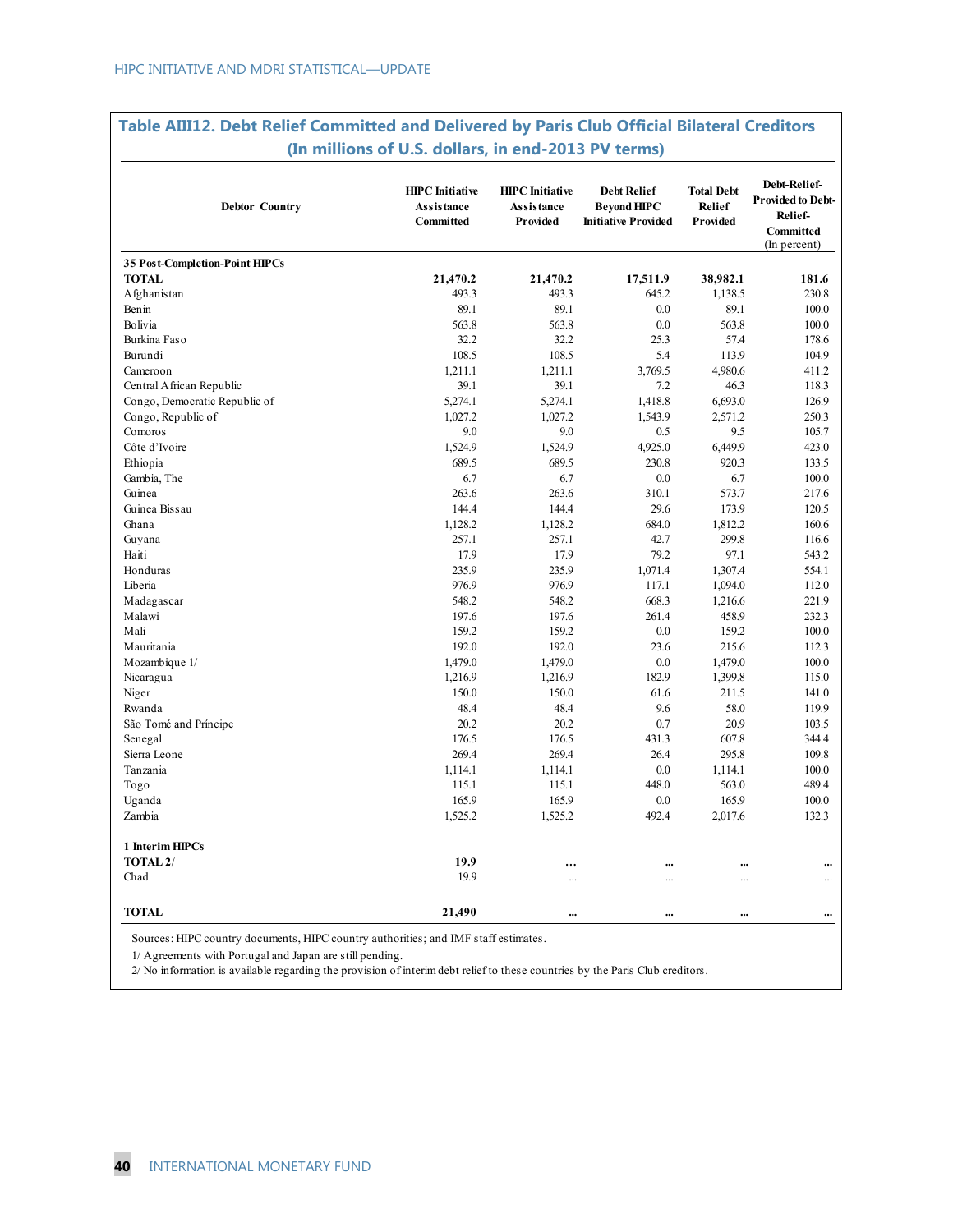## Table AIII12. Debt Relief Committed and Delivered by Paris Club Official Bilateral Creditors
### (In millions of U.S. dollars, in end-2013 PV terms)

| Debtor Country | HIPC Initiative Assistance Committed | HIPC Initiative Assistance Provided | Debt Relief Beyond HIPC Initiative Provided | Total Debt Relief Provided | Debt-Relief-Provided to Debt-Relief-Committed (In percent) |
|---|---|---|---|---|---|
| **35 Post-Completion-Point HIPCs** | | | | | |
| **TOTAL** | **21,470.2** | **21,470.2** | **17,511.9** | **38,982.1** | **181.6** |
| Afghanistan | 493.3 | 493.3 | 645.2 | 1,138.5 | 230.8 |
| Benin | 89.1 | 89.1 | 0.0 | 89.1 | 100.0 |
| Bolivia | 563.8 | 563.8 | 0.0 | 563.8 | 100.0 |
| Burkina Faso | 32.2 | 32.2 | 25.3 | 57.4 | 178.6 |
| Burundi | 108.5 | 108.5 | 5.4 | 113.9 | 104.9 |
| Cameroon | 1,211.1 | 1,211.1 | 3,769.5 | 4,980.6 | 411.2 |
| Central African Republic | 39.1 | 39.1 | 7.2 | 46.3 | 118.3 |
| Congo, Democratic Republic of | 5,274.1 | 5,274.1 | 1,418.8 | 6,693.0 | 126.9 |
| Congo, Republic of | 1,027.2 | 1,027.2 | 1,543.9 | 2,571.2 | 250.3 |
| Comoros | 9.0 | 9.0 | 0.5 | 9.5 | 105.7 |
| Côte d'Ivoire | 1,524.9 | 1,524.9 | 4,925.0 | 6,449.9 | 423.0 |
| Ethiopia | 689.5 | 689.5 | 230.8 | 920.3 | 133.5 |
| Gambia, The | 6.7 | 6.7 | 0.0 | 6.7 | 100.0 |
| Guinea | 263.6 | 263.6 | 310.1 | 573.7 | 217.6 |
| Guinea Bissau | 144.4 | 144.4 | 29.6 | 173.9 | 120.5 |
| Ghana | 1,128.2 | 1,128.2 | 684.0 | 1,812.2 | 160.6 |
| Guyana | 257.1 | 257.1 | 42.7 | 299.8 | 116.6 |
| Haiti | 17.9 | 17.9 | 79.2 | 97.1 | 543.2 |
| Honduras | 235.9 | 235.9 | 1,071.4 | 1,307.4 | 554.1 |
| Liberia | 976.9 | 976.9 | 117.1 | 1,094.0 | 112.0 |
| Madagascar | 548.2 | 548.2 | 668.3 | 1,216.6 | 221.9 |
| Malawi | 197.6 | 197.6 | 261.4 | 458.9 | 232.3 |
| Mali | 159.2 | 159.2 | 0.0 | 159.2 | 100.0 |
| Mauritania | 192.0 | 192.0 | 23.6 | 215.6 | 112.3 |
| Mozambique 1/ | 1,479.0 | 1,479.0 | 0.0 | 1,479.0 | 100.0 |
| Nicaragua | 1,216.9 | 1,216.9 | 182.9 | 1,399.8 | 115.0 |
| Niger | 150.0 | 150.0 | 61.6 | 211.5 | 141.0 |
| Rwanda | 48.4 | 48.4 | 9.6 | 58.0 | 119.9 |
| São Tomé and Príncipe | 20.2 | 20.2 | 0.7 | 20.9 | 103.5 |
| Senegal | 176.5 | 176.5 | 431.3 | 607.8 | 344.4 |
| Sierra Leone | 269.4 | 269.4 | 26.4 | 295.8 | 109.8 |
| Tanzania | 1,114.1 | 1,114.1 | 0.0 | 1,114.1 | 100.0 |
| Togo | 115.1 | 115.1 | 448.0 | 563.0 | 489.4 |
| Uganda | 165.9 | 165.9 | 0.0 | 165.9 | 100.0 |
| Zambia | 1,525.2 | 1,525.2 | 492.4 | 2,017.6 | 132.3 |
| **1 Interim HIPCs** | | | | | |
| **TOTAL 2/** | **19.9** | **...** | **...** | **...** | **...** |
| Chad | 19.9 | ... | ... | ... | ... |
| **TOTAL** | **21,490** | **...** | **...** | **...** | **...** |

Sources: HIPC country documents, HIPC country authorities; and IMF staff estimates.

1/ Agreements with Portugal and Japan are still pending.

2/ No information is available regarding the provision of interim debt relief to these countries by the Paris Club creditors.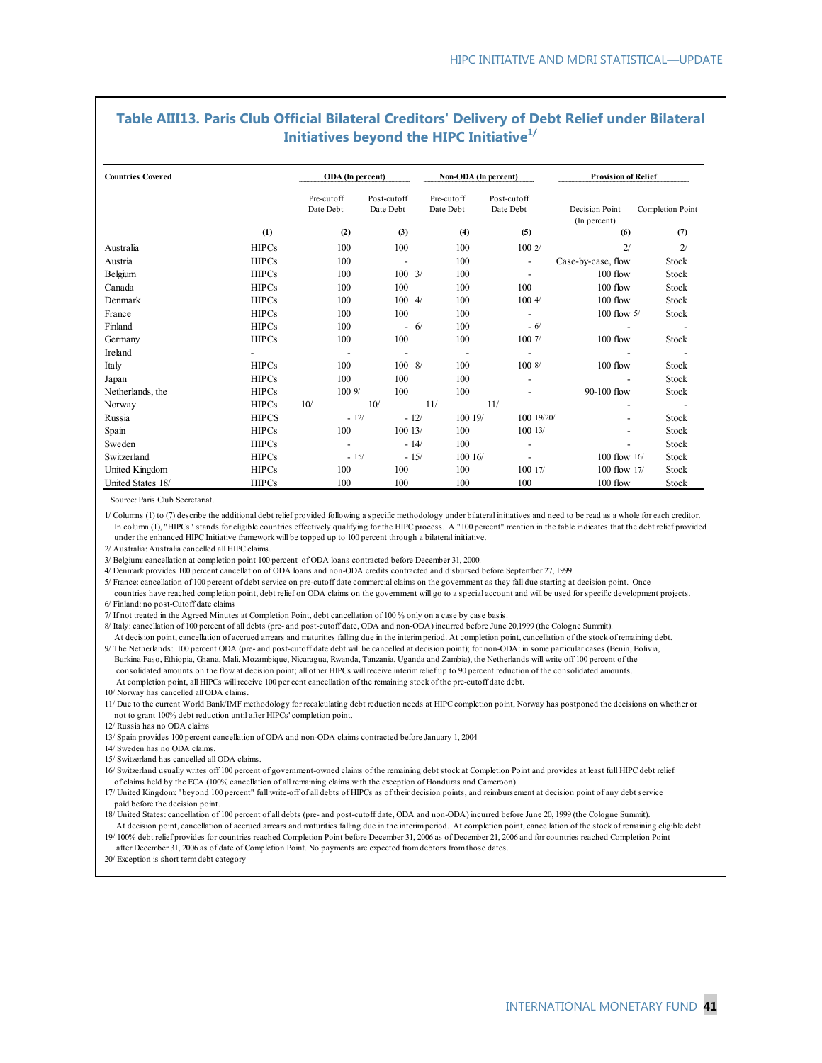## Table AIII13. Paris Club Official Bilateral Creditors' Delivery of Debt Relief under Bilateral Initiatives beyond the HIPC Initiative[1/]

| Countries Covered | | ODA (In percent) | | Non-ODA (In percent) | | Provision of Relief | |
|---|---|---|---|---|---|---|---|
| | | Pre-cutoff Date Debt | Post-cutoff Date Debt | Pre-cutoff Date Debt | Post-cutoff Date Debt | Decision Point (In percent) | Completion Point |
| | (1) | (2) | (3) | (4) | (5) | (6) | (7) |
| Australia | HIPCs | 100 | 100 | 100 | 100 2/ | 2/ | 2/ |
| Austria | HIPCs | 100 | - | 100 | - | Case-by-case, flow | Stock |
| Belgium | HIPCs | 100 | 100 3/ | 100 | - | 100 flow | Stock |
| Canada | HIPCs | 100 | 100 | 100 | 100 | 100 flow | Stock |
| Denmark | HIPCs | 100 | 100 4/ | 100 | 100 4/ | 100 flow | Stock |
| France | HIPCs | 100 | 100 | 100 | - | 100 flow 5/ | Stock |
| Finland | HIPCs | 100 | - 6/ | 100 | - 6/ | - | - |
| Germany | HIPCs | 100 | 100 | 100 | 100 7/ | 100 flow | Stock |
| Ireland | - | - | - | - | - | - | - |
| Italy | HIPCs | 100 | 100 8/ | 100 | 100 8/ | 100 flow | Stock |
| Japan | HIPCs | 100 | 100 | 100 | - | - | Stock |
| Netherlands, the | HIPCs | 100 9/ | 100 | 100 | - | 90-100 flow | Stock |
| Norway | HIPCs | 10/ | 10/ | 11/ | 11/ | - | - |
| Russia | HIPCS | - 12/ | - 12/ | 100 19/ | 100 19/20/ | - | Stock |
| Spain | HIPCs | 100 | 100 13/ | 100 | 100 13/ | - | Stock |
| Sweden | HIPCs | - | - 14/ | 100 | - | - | Stock |
| Switzerland | HIPCs | - 15/ | - 15/ | 100 16/ | - | 100 flow 16/ | Stock |
| United Kingdom | HIPCs | 100 | 100 | 100 | 100 17/ | 100 flow 17/ | Stock |
| United States 18/ | HIPCs | 100 | 100 | 100 | 100 | 100 flow | Stock |

Source: Paris Club Secretariat.

1/ Columns (1) to (7) describe the additional debt relief provided following a specific methodology under bilateral initiatives and need to be read as a whole for each creditor. In column (1), "HIPCs" stands for eligible countries effectively qualifying for the HIPC process. A "100 percent" mention in the table indicates that the debt relief provided under the enhanced HIPC Initiative framework will be topped up to 100 percent through a bilateral initiative.

2/ Australia: Australia cancelled all HIPC claims.

3/ Belgium: cancellation at completion point 100 percent of ODA loans contracted before December 31, 2000.

4/ Denmark provides 100 percent cancellation of ODA loans and non-ODA credits contracted and disbursed before September 27, 1999.

5/ France: cancellation of 100 percent of debt service on pre-cutoff date commercial claims on the government as they fall due starting at decision point. Once countries have reached completion point, debt relief on ODA claims on the government will go to a special account and will be used for specific development projects.

6/ Finland: no post-Cutoff date claims

7/ If not treated in the Agreed Minutes at Completion Point, debt cancellation of 100 % only on a case by case basis.

8/ Italy: cancellation of 100 percent of all debts (pre- and post-cutoff date, ODA and non-ODA) incurred before June 20,1999 (the Cologne Summit). At decision point, cancellation of accrued arrears and maturities falling due in the interim period. At completion point, cancellation of the stock of remaining debt.

9/ The Netherlands: 100 percent ODA (pre- and post-cutoff date debt will be cancelled at decision point); for non-ODA: in some particular cases (Benin, Bolivia, Burkina Faso, Ethiopia, Ghana, Mali, Mozambique, Nicaragua, Rwanda, Tanzania, Uganda and Zambia), the Netherlands will write off 100 percent of the consolidated amounts on the flow at decision point; all other HIPCs will receive interim relief up to 90 percent reduction of the consolidated amounts. At completion point, all HIPCs will receive 100 per cent cancellation of the remaining stock of the pre-cutoff date debt.

10/ Norway has cancelled all ODA claims.

11/ Due to the current World Bank/IMF methodology for recalculating debt reduction needs at HIPC completion point, Norway has postponed the decisions on whether or not to grant 100% debt reduction until after HIPCs' completion point.

12/ Russia has no ODA claims

13/ Spain provides 100 percent cancellation of ODA and non-ODA claims contracted before January 1, 2004

14/ Sweden has no ODA claims.

15/ Switzerland has cancelled all ODA claims.

16/ Switzerland usually writes off 100 percent of government-owned claims of the remaining debt stock at Completion Point and provides at least full HIPC debt relief of claims held by the ECA (100% cancellation of all remaining claims with the exception of Honduras and Cameroon).

17/ United Kingdom: "beyond 100 percent" full write-off of all debts of HIPCs as of their decision points, and reimbursement at decision point of any debt service paid before the decision point.

18/ United States: cancellation of 100 percent of all debts (pre- and post-cutoff date, ODA and non-ODA) incurred before June 20, 1999 (the Cologne Summit). At decision point, cancellation of accrued arrears and maturities falling due in the interim period. At completion point, cancellation of the stock of remaining eligible debt.

19/ 100% debt relief provides for countries reached Completion Point before December 31, 2006 as of December 21, 2006 and for countries reached Completion Point after December 31, 2006 as of date of Completion Point. No payments are expected from debtors from those dates.

20/ Exception is short term debt category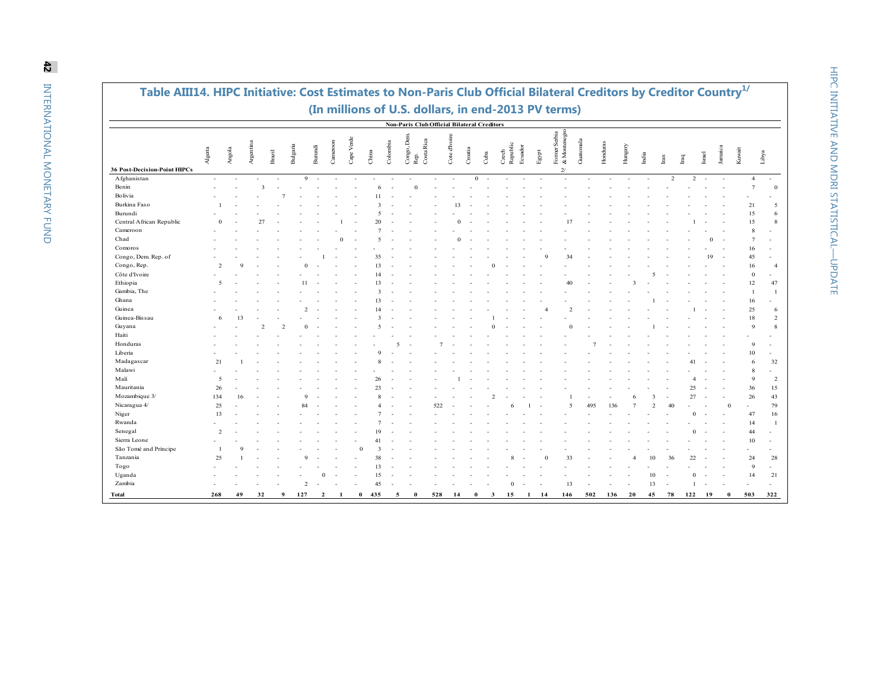# Table AIII14. HIPC Initiative: Cost Estimates to Non-Paris Club Official Bilateral Creditors by Creditor Country[1/]

## (In millions of U.S. dollars, in end-2013 PV terms)

| | Non-Paris Club Official Bilateral Creditors | | | | | | | | | | | | | | | | | | | | | | | | | | | | |
|---|---|---|---|---|---|---|---|---|---|---|---|---|---|---|---|---|---|---|---|---|---|---|---|---|---|---|---|---|---|
| 36 Post-Decision-Point HIPCs | Algeria | Angola | Argentina | Brazil | Bulgaria | Burundi | Cameroon | Cape Verde | China | Colombia | Congo, Dem. Rep. | Costa Rica | Cote d'Ivoire | Croatia | Cuba | Czech Republic | Ecuador | Egypt | Former Serbia & Montenegro 2/ | Guatemala | Honduras | Hungary | India | Iran | Iraq | Israel | Jamaica | Kuwait | Libya |
| Afghanistan | - | - | - | - | 9 | - | - | - | - | - | - | - | - | 0 | - | - | - | - | - | - | - | - | - | 2 | 2 | - | - | 4 | - |
| Benin | - | - | 3 | - | - | - | - | - | 6 | - | 0 | - | - | - | - | - | - | - | - | - | - | - | - | - | - | - | - | 7 | 0 |
| Bolivia | - | - | - | 7 | - | - | - | - | 11 | - | - | - | - | - | - | - | - | - | - | - | - | - | - | - | - | - | - | - | - |
| Burkina Faso | 1 | - | - | - | - | - | - | - | 3 | - | - | - | 13 | - | - | - | - | - | - | - | - | - | - | - | - | - | - | 21 | 5 |
| Burundi | - | - | - | - | - | - | - | - | 5 | - | - | - | - | - | - | - | - | - | - | - | - | - | - | - | - | - | - | 15 | 6 |
| Central African Republic | 0 | - | 27 | - | - | - | 1 | - | 20 | - | - | - | 0 | - | - | - | - | - | 17 | - | - | - | - | - | 1 | - | - | 15 | 8 |
| Cameroon | - | - | - | - | - | - | - | - | 7 | - | - | - | - | - | - | - | - | - | - | - | - | - | - | - | - | - | - | 8 | - |
| Chad | - | - | - | - | - | 0 | - | - | 5 | - | - | - | 0 | - | - | - | - | - | - | - | - | - | - | - | - | 0 | - | 7 | - |
| Comoros | - | - | - | - | - | - | - | - | - | - | - | - | - | - | - | - | - | - | - | - | - | - | - | - | - | - | - | 16 | - |
| Congo, Dem. Rep. of | - | - | - | - | - | 1 | - | - | 35 | - | - | - | - | - | - | - | - | 9 | 34 | - | - | - | - | - | - | 19 | - | 45 | - |
| Congo, Rep. | 2 | 9 | - | - | 0 | - | - | - | 13 | - | - | - | - | - | 0 | - | - | - | - | - | - | - | - | - | - | - | - | 16 | 4 |
| Côte d'Ivoire | - | - | - | - | - | - | - | - | 14 | - | - | - | - | - | - | - | - | - | - | - | - | - | 5 | - | - | - | - | 0 | - |
| Ethiopia | 5 | - | - | - | 11 | - | - | - | 13 | - | - | - | - | - | - | - | - | - | 40 | - | - | 3 | - | - | - | - | - | 12 | 47 |
| Gambia, The | - | - | - | - | - | - | - | - | 3 | - | - | - | - | - | - | - | - | - | - | - | - | - | - | - | - | - | - | 1 | 1 |
| Ghana | - | - | - | - | - | - | - | - | 13 | - | - | - | - | - | - | - | - | - | - | - | - | - | 1 | - | - | - | - | 16 | - |
| Guinea | - | - | - | - | 2 | - | - | - | 14 | - | - | - | - | - | - | - | - | 4 | 2 | - | - | - | - | - | 1 | - | - | 25 | 6 |
| Guinea-Bissau | 6 | 13 | - | - | - | - | - | - | 3 | - | - | - | - | - | 1 | - | - | - | - | - | - | - | - | - | - | - | - | 18 | 2 |
| Guyana | - | - | 2 | 2 | 0 | - | - | - | 5 | - | - | - | - | - | 0 | - | - | - | 0 | - | - | - | 1 | - | - | - | - | 9 | 8 |
| Haiti | - | - | - | - | - | - | - | - | - | - | - | - | - | - | - | - | - | - | - | - | - | - | - | - | - | - | - | - | - |
| Honduras | - | - | - | - | - | - | - | - | - | 5 | - | 7 | - | - | - | - | - | - | - | 7 | - | - | - | - | - | - | - | 9 | - |
| Liberia | - | - | - | - | - | - | - | - | 9 | - | - | - | - | - | - | - | - | - | - | - | - | - | - | - | - | - | - | 10 | - |
| Madagascar | 21 | 1 | - | - | - | - | - | - | 8 | - | - | - | - | - | - | - | - | - | - | - | - | - | - | - | 41 | - | - | 6 | 32 |
| Malawi | - | - | - | - | - | - | - | - | - | - | - | - | - | - | - | - | - | - | - | - | - | - | - | - | - | - | - | 8 | - |
| Mali | 5 | - | - | - | - | - | - | - | 26 | - | - | - | 1 | - | - | - | - | - | - | - | - | - | - | - | 4 | - | - | 9 | 2 |
| Mauritania | 26 | - | - | - | - | - | - | - | 23 | - | - | - | - | - | - | - | - | - | - | - | - | - | - | - | 25 | - | - | 36 | 15 |
| Mozambique 3/ | 134 | 16 | - | - | 9 | - | - | - | 8 | - | - | - | - | - | 2 | - | - | - | 1 | - | - | 6 | 3 | - | 27 | - | - | 26 | 43 |
| Nicaragua 4/ | 25 | - | - | - | 84 | - | - | - | 4 | - | - | 522 | - | - | - | 6 | 1 | - | 5 | 495 | 136 | 7 | 2 | 40 | - | - | 0 | - | 79 |
| Niger | 13 | - | - | - | - | - | - | - | 7 | - | - | - | - | - | - | - | - | - | - | - | - | - | - | - | 0 | - | - | 47 | 16 |
| Rwanda | - | - | - | - | - | - | - | - | 7 | - | - | - | - | - | - | - | - | - | - | - | - | - | - | - | - | - | - | 14 | 1 |
| Senegal | 2 | - | - | - | - | - | - | - | 19 | - | - | - | - | - | - | - | - | - | - | - | - | - | - | - | 0 | - | - | 44 | - |
| Sierra Leone | - | - | - | - | - | - | - | - | 41 | - | - | - | - | - | - | - | - | - | - | - | - | - | - | - | - | - | - | 10 | - |
| São Tomé and Príncipe | 1 | 9 | - | - | - | - | - | 0 | 3 | - | - | - | - | - | - | - | - | - | - | - | - | - | - | - | - | - | - | - | - |
| Tanzania | 25 | 1 | - | - | 9 | - | - | - | 38 | - | - | - | - | - | - | 8 | - | 0 | 33 | - | - | 4 | 10 | 36 | 22 | - | - | 24 | 28 |
| Togo | - | - | - | - | - | - | - | - | 13 | - | - | - | - | - | - | - | - | - | - | - | - | - | - | - | - | - | - | 9 | - |
| Uganda | - | - | - | - | - | 0 | - | - | 15 | - | - | - | - | - | - | - | - | - | - | - | - | - | 10 | - | 0 | - | - | 14 | 21 |
| Zambia | - | - | - | - | 2 | - | - | - | 45 | - | - | - | - | - | - | 0 | - | - | 13 | - | - | - | 13 | - | 1 | - | - | - | - |
| **Total** | **268** | **49** | **32** | **9** | **127** | **2** | **1** | **0** | **435** | **5** | **0** | **528** | **14** | **0** | **3** | **15** | **1** | **14** | **146** | **502** | **136** | **20** | **45** | **78** | **122** | **19** | **0** | **503** | **322** |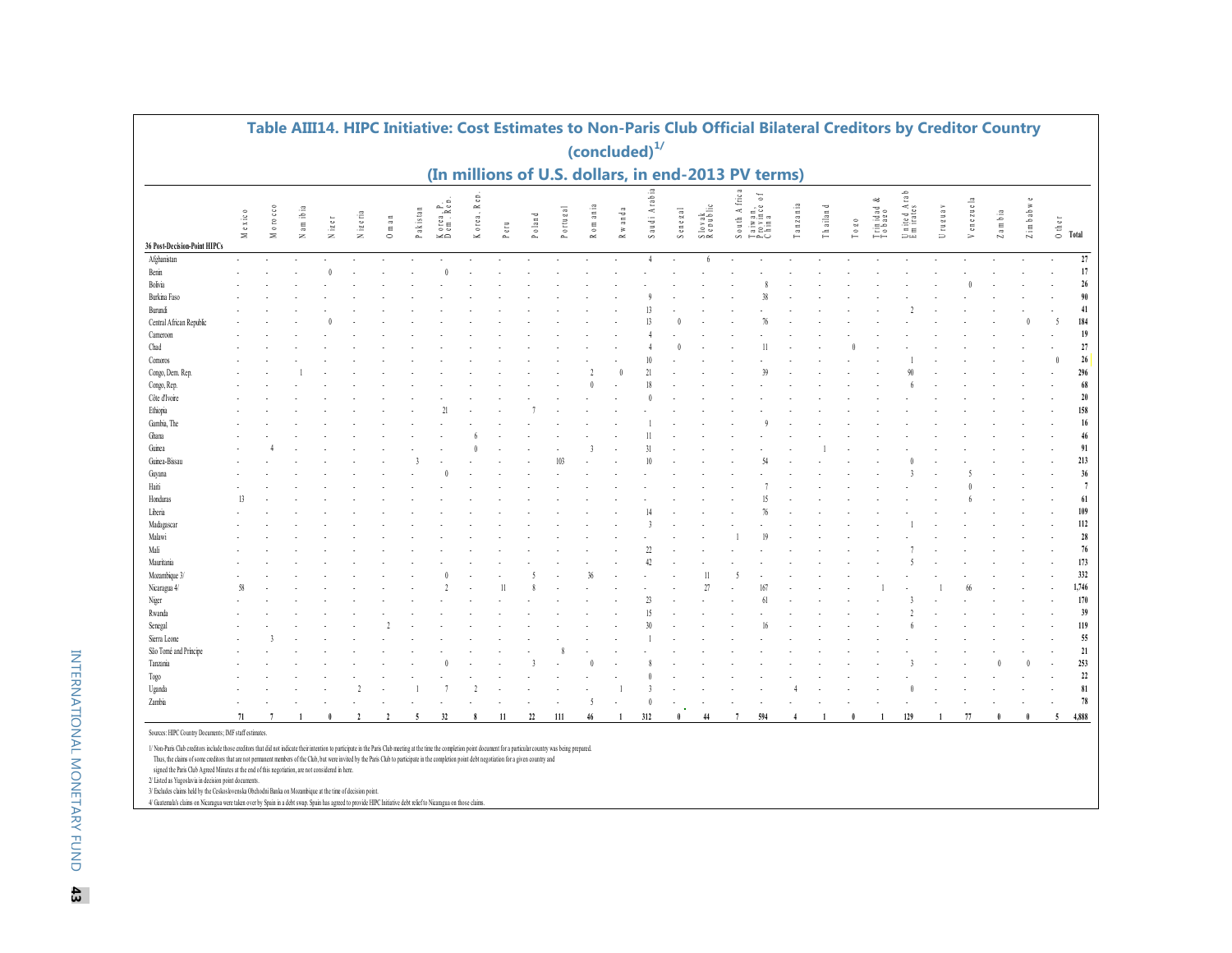## Table AIII14. HIPC Initiative: Cost Estimates to Non-Paris Club Official Bilateral Creditors by Creditor Country (concluded)[1/]

## (In millions of U.S. dollars, in end-2013 PV terms)

| 36 Post-Decision-Point HIPCs | Mexico | Morocco | Namibia | Niger | Nigeria | Oman | Pakistan | Korea P. Dem. Rep. | Korea, Rep. | Peru | Poland | Portugal | Romania | Rwanda | Saudi Arabia | Senegal | Slovak Republic | South Africa | Taiwan, Province of China | Tanzania | Thailand | Togo | Trinidad & Tobago | United Arab Emirates | Uruguay | Venezuela | Zambia | Zimbabwe | Other | Total |
|---|---|---|---|---|---|---|---|---|---|---|---|---|---|---|---|---|---|---|---|---|---|---|---|---|---|---|---|---|---|---|
| Afghanistan | - | - | - | - | - | - | - | - | - | - | - | - | - | - | 4 | - | 6 | - | - | - | - | - | - | - | - | - | - | - | - | 27 |
| Benin | - | - | - | 0 | - | - | - | 0 | - | - | - | - | - | - | - | - | - | - | - | - | - | - | - | - | - | - | - | - | - | 17 |
| Bolivia | - | - | - | - | - | - | - | - | - | - | - | - | - | - | - | - | - | - | 8 | - | - | - | - | - | - | 0 | - | - | - | 26 |
| Burkina Faso | - | - | - | - | - | - | - | - | - | - | - | - | - | - | 9 | - | - | - | 38 | - | - | - | - | - | - | - | - | - | - | 90 |
| Burundi | - | - | - | - | - | - | - | - | - | - | - | - | - | - | 13 | - | - | - | - | - | - | - | - | 2 | - | - | - | - | - | 41 |
| Central African Republic | - | - | - | 0 | - | - | - | - | - | - | - | - | - | - | 13 | 0 | - | - | 76 | - | - | - | - | - | - | - | - | 0 | 5 | 184 |
| Cameroon | - | - | - | - | - | - | - | - | - | - | - | - | - | - | 4 | - | - | - | - | - | - | - | - | - | - | - | - | - | - | 19 |
| Chad | - | - | - | - | - | - | - | - | - | - | - | - | - | - | 4 | 0 | - | - | 11 | - | - | 0 | - | - | - | - | - | - | - | 27 |
| Comoros | - | - | - | - | - | - | - | - | - | - | - | - | - | - | 10 | - | - | - | - | - | - | - | - | 1 | - | - | - | - | 0 | 26 |
| Congo, Dem. Rep. | - | - | 1 | - | - | - | - | - | - | - | - | - | 2 | 0 | 21 | - | - | - | 39 | - | - | - | - | 90 | - | - | - | - | - | 296 |
| Congo, Rep. | - | - | - | - | - | - | - | - | - | - | - | - | 0 | - | 18 | - | - | - | - | - | - | - | - | 6 | - | - | - | - | - | 68 |
| Côte d'Ivoire | - | - | - | - | - | - | - | - | - | - | - | - | - | - | 0 | - | - | - | - | - | - | - | - | - | - | - | - | - | - | 20 |
| Ethiopia | - | - | - | - | - | - | - | 21 | - | - | 7 | - | - | - | - | - | - | - | - | - | - | - | - | - | - | - | - | - | - | 158 |
| Gambia, The | - | - | - | - | - | - | - | - | - | - | - | - | - | - | 1 | - | - | - | 9 | - | - | - | - | - | - | - | - | - | - | 16 |
| Ghana | - | - | - | - | - | - | - | - | 6 | - | - | - | - | - | 11 | - | - | - | - | - | - | - | - | - | - | - | - | - | - | 46 |
| Guinea | - | 4 | - | - | - | - | - | - | 0 | - | - | - | 3 | - | 31 | - | - | - | - | - | 1 | - | - | - | - | - | - | - | - | 91 |
| Guinea-Bissau | - | - | - | - | - | - | 3 | - | - | - | - | 103 | - | - | 10 | - | - | - | 54 | - | - | - | - | 0 | - | - | - | - | - | 213 |
| Guyana | - | - | - | - | - | - | - | 0 | - | - | - | - | - | - | - | - | - | - | - | - | - | - | - | 3 | - | 5 | - | - | - | 36 |
| Haiti | - | - | - | - | - | - | - | - | - | - | - | - | - | - | - | - | - | - | 7 | - | - | - | - | - | - | 0 | - | - | - | 7 |
| Honduras | 13 | - | - | - | - | - | - | - | - | - | - | - | - | - | - | - | - | - | 15 | - | - | - | - | - | - | 6 | - | - | - | 61 |
| Liberia | - | - | - | - | - | - | - | - | - | - | - | - | - | - | 14 | - | - | - | 76 | - | - | - | - | - | - | - | - | - | - | 109 |
| Madagascar | - | - | - | - | - | - | - | - | - | - | - | - | - | - | 3 | - | - | - | - | - | - | - | - | 1 | - | - | - | - | - | 112 |
| Malawi | - | - | - | - | - | - | - | - | - | - | - | - | - | - | - | - | - | 1 | 19 | - | - | - | - | - | - | - | - | - | - | 28 |
| Mali | - | - | - | - | - | - | - | - | - | - | - | - | - | - | 22 | - | - | - | - | - | - | - | - | 7 | - | - | - | - | - | 76 |
| Mauritania | - | - | - | - | - | - | - | - | - | - | - | - | - | - | 42 | - | - | - | - | - | - | - | - | 5 | - | - | - | - | - | 173 |
| Mozambique 3/ | - | - | - | - | - | - | - | 0 | - | - | 5 | - | 36 | - | - | - | 11 | 5 | - | - | - | - | - | - | - | - | - | - | - | 332 |
| Nicaragua 4/ | 58 | - | - | - | - | - | - | 2 | - | 11 | 8 | - | - | - | - | - | 27 | - | 167 | - | - | - | 1 | - | 1 | 66 | - | - | - | 1,746 |
| Niger | - | - | - | - | - | - | - | - | - | - | - | - | - | - | 23 | - | - | - | 61 | - | - | - | - | 3 | - | - | - | - | - | 170 |
| Rwanda | - | - | - | - | - | - | - | - | - | - | - | - | - | - | 15 | - | - | - | - | - | - | - | - | 2 | - | - | - | - | - | 39 |
| Senegal | - | - | - | - | - | 2 | - | - | - | - | - | - | - | - | 30 | - | - | - | 16 | - | - | - | - | 6 | - | - | - | - | - | 119 |
| Sierra Leone | - | 3 | - | - | - | - | - | - | - | - | - | - | - | - | 1 | - | - | - | - | - | - | - | - | - | - | - | - | - | - | 55 |
| São Tomé and Príncipe | - | - | - | - | - | - | - | - | - | - | - | 8 | - | - | - | - | - | - | - | - | - | - | - | - | - | - | - | - | - | 21 |
| Tanzania | - | - | - | - | - | - | - | 0 | - | - | 3 | - | 0 | - | 8 | - | - | - | - | - | - | - | - | 3 | - | - | 0 | 0 | - | 253 |
| Togo | - | - | - | - | - | - | - | - | - | - | - | - | - | - | 0 | - | - | - | - | - | - | - | - | - | - | - | - | - | - | 22 |
| Uganda | - | - | - | - | 2 | - | 1 | 7 | 2 | - | - | - | - | 1 | 3 | - | - | - | - | 4 | - | - | - | 0 | - | - | - | - | - | 81 |
| Zambia | - | - | - | - | - | - | - | - | - | - | - | - | 5 | - | 0 | - | - | - | - | - | - | - | - | - | - | - | - | - | - | 78 |
| | 71 | 7 | 1 | 0 | 2 | 2 | 5 | 32 | 8 | 11 | 22 | 111 | 46 | 1 | 312 | 0 | 44 | 7 | 594 | 4 | 1 | 0 | 1 | 129 | 1 | 77 | 0 | 0 | 5 | 4,888 |

Sources: HIPC Country Documents; IMF staff estimates.

1/ Non-Paris Club creditors include those creditors that did not indicate their intention to participate in the Paris Club meeting at the time the completion point document for a particular country was being prepared. Thus, the claims of some creditors that are not permanent members of the Club, but were invited by the Paris Club to participate in the completion point debt negotiation for a given country and signed the Paris Club Agreed Minutes at the end of this negotiation, are not considered in here.

2/ Listed as Yugoslavia in decision point documents.

3/ Excludes claims held by the Ceskoslovenska Obchodni Banka on Mozambique at the time of decision point.

4/ Guatemala's claims on Nicaragua were taken over by Spain in a debt swap. Spain has agreed to provide HIPC Initiative debt relief to Nicaragua on those claims.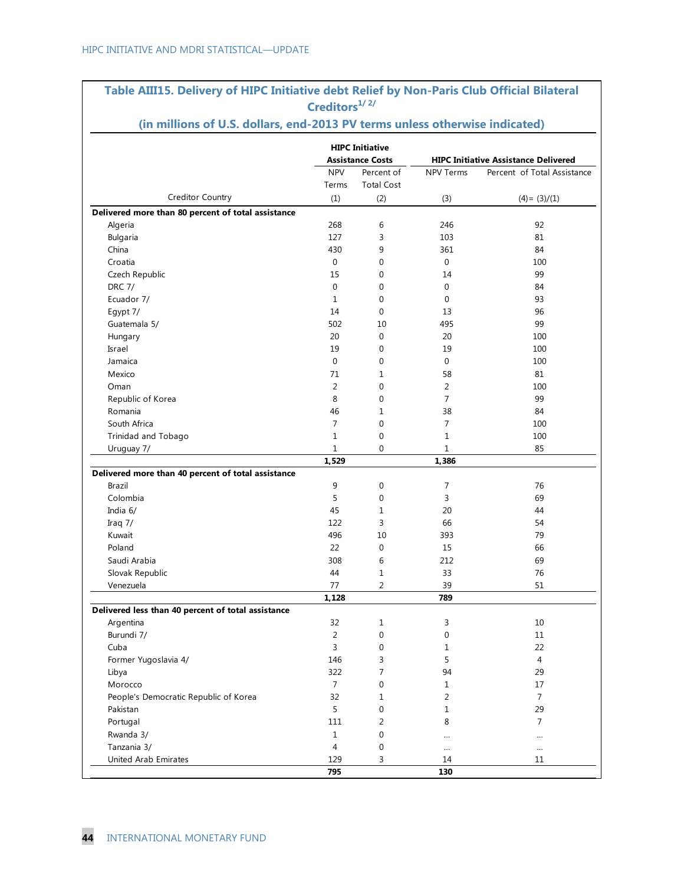## Table AIII15. Delivery of HIPC Initiative debt Relief by Non-Paris Club Official Bilateral Creditors[1/ 2/]

### (in millions of U.S. dollars, end-2013 PV terms unless otherwise indicated)

| | HIPC Initiative Assistance Costs | | HIPC Initiative Assistance Delivered | |
|---|---|---|---|---|
| | NPV Terms | Percent of Total Cost | NPV Terms | Percent of Total Assistance |
| Creditor Country | (1) | (2) | (3) | (4)= (3)/(1) |
| **Delivered more than 80 percent of total assistance** | | | | |
| Algeria | 268 | 6 | 246 | 92 |
| Bulgaria | 127 | 3 | 103 | 81 |
| China | 430 | 9 | 361 | 84 |
| Croatia | 0 | 0 | 0 | 100 |
| Czech Republic | 15 | 0 | 14 | 99 |
| DRC 7/ | 0 | 0 | 0 | 84 |
| Ecuador 7/ | 1 | 0 | 0 | 93 |
| Egypt 7/ | 14 | 0 | 13 | 96 |
| Guatemala 5/ | 502 | 10 | 495 | 99 |
| Hungary | 20 | 0 | 20 | 100 |
| Israel | 19 | 0 | 19 | 100 |
| Jamaica | 0 | 0 | 0 | 100 |
| Mexico | 71 | 1 | 58 | 81 |
| Oman | 2 | 0 | 2 | 100 |
| Republic of Korea | 8 | 0 | 7 | 99 |
| Romania | 46 | 1 | 38 | 84 |
| South Africa | 7 | 0 | 7 | 100 |
| Trinidad and Tobago | 1 | 0 | 1 | 100 |
| Uruguay 7/ | 1 | 0 | 1 | 85 |
| | **1,529** | | **1,386** | |
| **Delivered more than 40 percent of total assistance** | | | | |
| Brazil | 9 | 0 | 7 | 76 |
| Colombia | 5 | 0 | 3 | 69 |
| India 6/ | 45 | 1 | 20 | 44 |
| Iraq 7/ | 122 | 3 | 66 | 54 |
| Kuwait | 496 | 10 | 393 | 79 |
| Poland | 22 | 0 | 15 | 66 |
| Saudi Arabia | 308 | 6 | 212 | 69 |
| Slovak Republic | 44 | 1 | 33 | 76 |
| Venezuela | 77 | 2 | 39 | 51 |
| | **1,128** | | **789** | |
| **Delivered less than 40 percent of total assistance** | | | | |
| Argentina | 32 | 1 | 3 | 10 |
| Burundi 7/ | 2 | 0 | 0 | 11 |
| Cuba | 3 | 0 | 1 | 22 |
| Former Yugoslavia 4/ | 146 | 3 | 5 | 4 |
| Libya | 322 | 7 | 94 | 29 |
| Morocco | 7 | 0 | 1 | 17 |
| People's Democratic Republic of Korea | 32 | 1 | 2 | 7 |
| Pakistan | 5 | 0 | 1 | 29 |
| Portugal | 111 | 2 | 8 | 7 |
| Rwanda 3/ | 1 | 0 | … | … |
| Tanzania 3/ | 4 | 0 | … | … |
| United Arab Emirates | 129 | 3 | 14 | 11 |
| | **795** | | **130** | |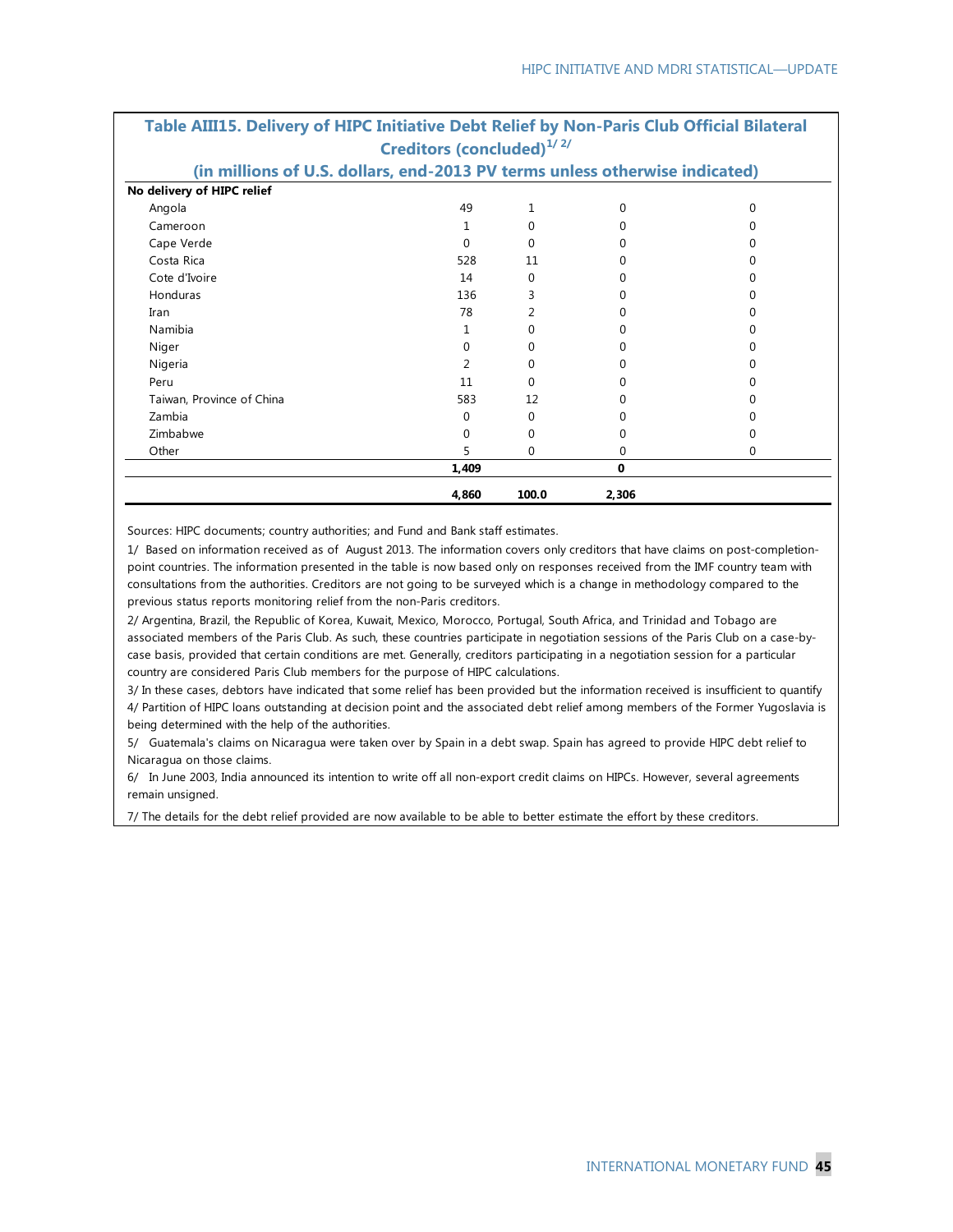## Table AIII15. Delivery of HIPC Initiative Debt Relief by Non-Paris Club Official Bilateral Creditors (concluded)[1/ 2/]

**(in millions of U.S. dollars, end-2013 PV terms unless otherwise indicated)**

| | | | | |
|---|---|---|---|---|
| **No delivery of HIPC relief** | | | | |
| Angola | 49 | 1 | 0 | 0 |
| Cameroon | 1 | 0 | 0 | 0 |
| Cape Verde | 0 | 0 | 0 | 0 |
| Costa Rica | 528 | 11 | 0 | 0 |
| Cote d'Ivoire | 14 | 0 | 0 | 0 |
| Honduras | 136 | 3 | 0 | 0 |
| Iran | 78 | 2 | 0 | 0 |
| Namibia | 1 | 0 | 0 | 0 |
| Niger | 0 | 0 | 0 | 0 |
| Nigeria | 2 | 0 | 0 | 0 |
| Peru | 11 | 0 | 0 | 0 |
| Taiwan, Province of China | 583 | 12 | 0 | 0 |
| Zambia | 0 | 0 | 0 | 0 |
| Zimbabwe | 0 | 0 | 0 | 0 |
| Other | 5 | 0 | 0 | 0 |
| | **1,409** | | **0** | |
| | **4,860** | **100.0** | **2,306** | |

Sources: HIPC documents; country authorities; and Fund and Bank staff estimates.

1/ Based on information received as of August 2013. The information covers only creditors that have claims on post-completion-point countries. The information presented in the table is now based only on responses received from the IMF country team with consultations from the authorities. Creditors are not going to be surveyed which is a change in methodology compared to the previous status reports monitoring relief from the non-Paris creditors.

2/ Argentina, Brazil, the Republic of Korea, Kuwait, Mexico, Morocco, Portugal, South Africa, and Trinidad and Tobago are associated members of the Paris Club. As such, these countries participate in negotiation sessions of the Paris Club on a case-by-case basis, provided that certain conditions are met. Generally, creditors participating in a negotiation session for a particular country are considered Paris Club members for the purpose of HIPC calculations.

3/ In these cases, debtors have indicated that some relief has been provided but the information received is insufficient to quantify

4/ Partition of HIPC loans outstanding at decision point and the associated debt relief among members of the Former Yugoslavia is being determined with the help of the authorities.

5/ Guatemala's claims on Nicaragua were taken over by Spain in a debt swap. Spain has agreed to provide HIPC debt relief to Nicaragua on those claims.

6/ In June 2003, India announced its intention to write off all non-export credit claims on HIPCs. However, several agreements remain unsigned.

7/ The details for the debt relief provided are now available to be able to better estimate the effort by these creditors.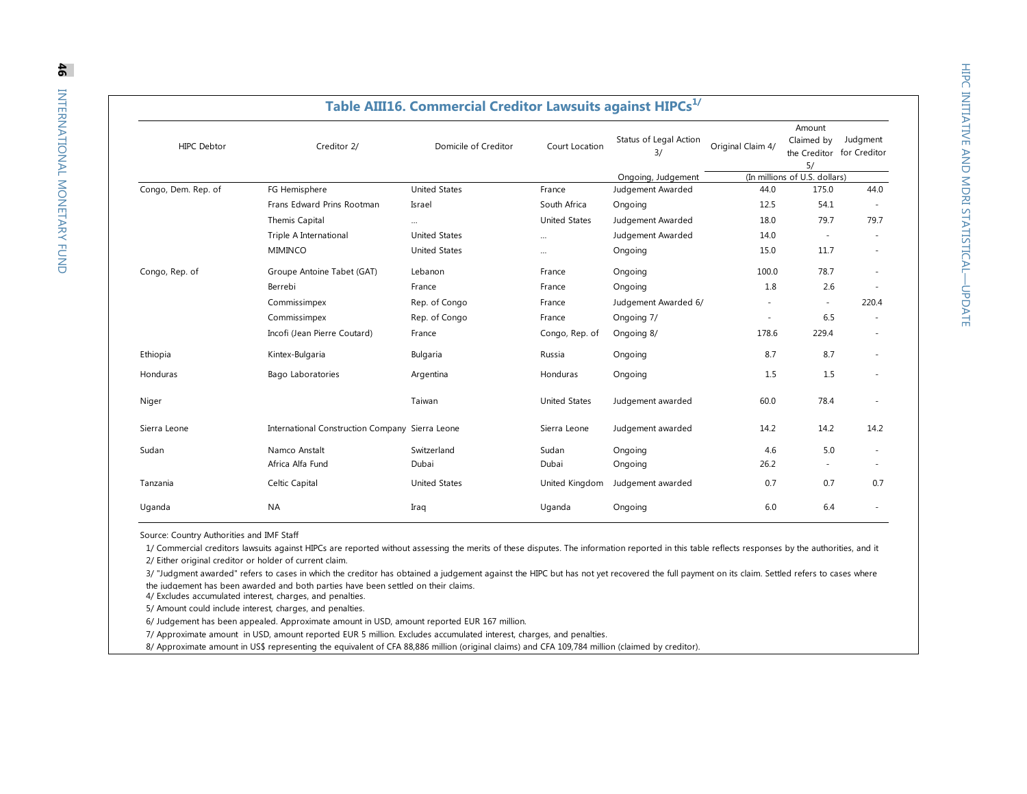## Table AIII16. Commercial Creditor Lawsuits against HIPCs[1/]

| HIPC Debtor | Creditor 2/ | Domicile of Creditor | Court Location | Status of Legal Action 3/ | Original Claim 4/ | Amount Claimed by the Creditor 5/ | Judgment for Creditor |
|---|---|---|---|---|---|---|---|
| | | | | Ongoing, Judgement | (In millions of U.S. dollars) | | |
| Congo, Dem. Rep. of | FG Hemisphere | United States | France | Judgement Awarded | 44.0 | 175.0 | 44.0 |
| | Frans Edward Prins Rootman | Israel | South Africa | Ongoing | 12.5 | 54.1 | - |
| | Themis Capital | … | United States | Judgement Awarded | 18.0 | 79.7 | 79.7 |
| | Triple A International | United States | … | Judgement Awarded | 14.0 | - | - |
| | MIMINCO | United States | … | Ongoing | 15.0 | 11.7 | - |
| Congo, Rep. of | Groupe Antoine Tabet (GAT) | Lebanon | France | Ongoing | 100.0 | 78.7 | - |
| | Berrebi | France | France | Ongoing | 1.8 | 2.6 | - |
| | Commissimpex | Rep. of Congo | France | Judgement Awarded 6/ | - | - | 220.4 |
| | Commissimpex | Rep. of Congo | France | Ongoing 7/ | - | 6.5 | - |
| | Incofi (Jean Pierre Coutard) | France | Congo, Rep. of | Ongoing 8/ | 178.6 | 229.4 | - |
| Ethiopia | Kintex-Bulgaria | Bulgaria | Russia | Ongoing | 8.7 | 8.7 | - |
| Honduras | Bago Laboratories | Argentina | Honduras | Ongoing | 1.5 | 1.5 | - |
| Niger | | Taiwan | United States | Judgement awarded | 60.0 | 78.4 | - |
| Sierra Leone | International Construction Company | Sierra Leone | Sierra Leone | Judgement awarded | 14.2 | 14.2 | 14.2 |
| Sudan | Namco Anstalt | Switzerland | Sudan | Ongoing | 4.6 | 5.0 | - |
| | Africa Alfa Fund | Dubai | Dubai | Ongoing | 26.2 | - | - |
| Tanzania | Celtic Capital | United States | United Kingdom | Judgement awarded | 0.7 | 0.7 | 0.7 |
| Uganda | NA | Iraq | Uganda | Ongoing | 6.0 | 6.4 | - |

Source: Country Authorities and IMF Staff

1/ Commercial creditors lawsuits against HIPCs are reported without assessing the merits of these disputes. The information reported in this table reflects responses by the authorities, and it

2/ Either original creditor or holder of current claim.

3/ "Judgment awarded" refers to cases in which the creditor has obtained a judgement against the HIPC but has not yet recovered the full payment on its claim. Settled refers to cases where the judgement has been awarded and both parties have been settled on their claims.

4/ Excludes accumulated interest, charges, and penalties.

5/ Amount could include interest, charges, and penalties.

6/ Judgement has been appealed. Approximate amount in USD, amount reported EUR 167 million.

7/ Approximate amount in USD, amount reported EUR 5 million. Excludes accumulated interest, charges, and penalties.

8/ Approximate amount in US$ representing the equivalent of CFA 88,886 million (original claims) and CFA 109,784 million (claimed by creditor).